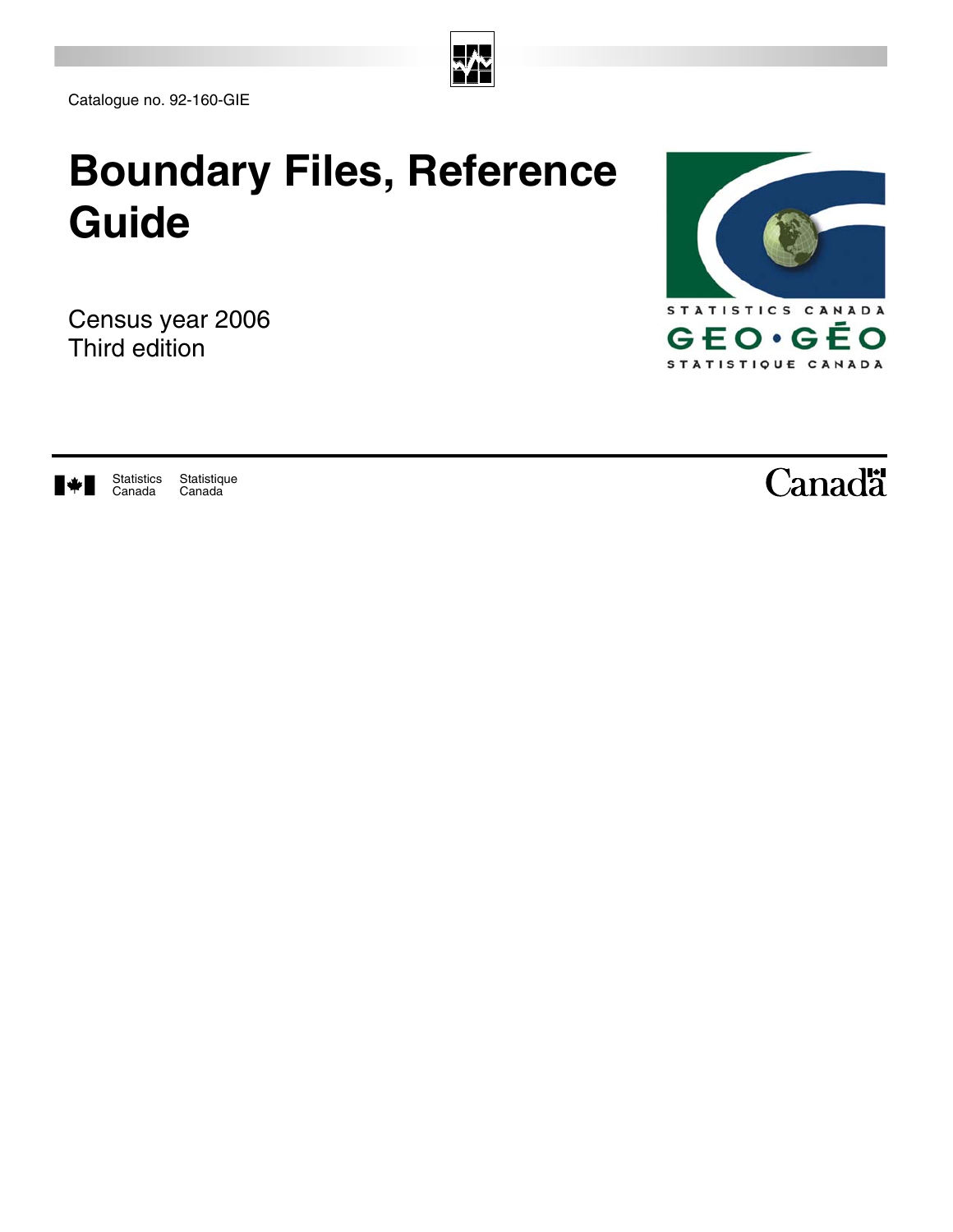Catalogue no. 92-160-GIE

# Boundary Files, Reference Guide

Census year 2006

Third edition

STATISTICS CANADA

GEO • GÉO

STATISTIQUE CANADA

Statistics Canada Statistique Canada

Canada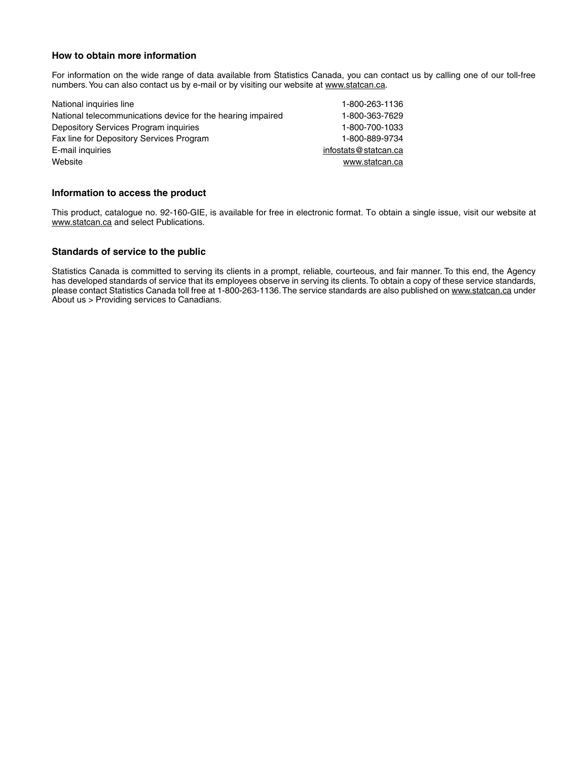### How to obtain more information

For information on the wide range of data available from Statistics Canada, you can contact us by calling one of our toll-free numbers. You can also contact us by e-mail or by visiting our website at www.statcan.ca.

| | |
|---|---|
| National inquiries line | 1-800-263-1136 |
| National telecommunications device for the hearing impaired | 1-800-363-7629 |
| Depository Services Program inquiries | 1-800-700-1033 |
| Fax line for Depository Services Program | 1-800-889-9734 |
| E-mail inquiries | infostats@statcan.ca |
| Website | www.statcan.ca |

### Information to access the product

This product, catalogue no. 92-160-GIE, is available for free in electronic format. To obtain a single issue, visit our website at www.statcan.ca and select Publications.

### Standards of service to the public

Statistics Canada is committed to serving its clients in a prompt, reliable, courteous, and fair manner. To this end, the Agency has developed standards of service that its employees observe in serving its clients. To obtain a copy of these service standards, please contact Statistics Canada toll free at 1-800-263-1136. The service standards are also published on www.statcan.ca under About us > Providing services to Canadians.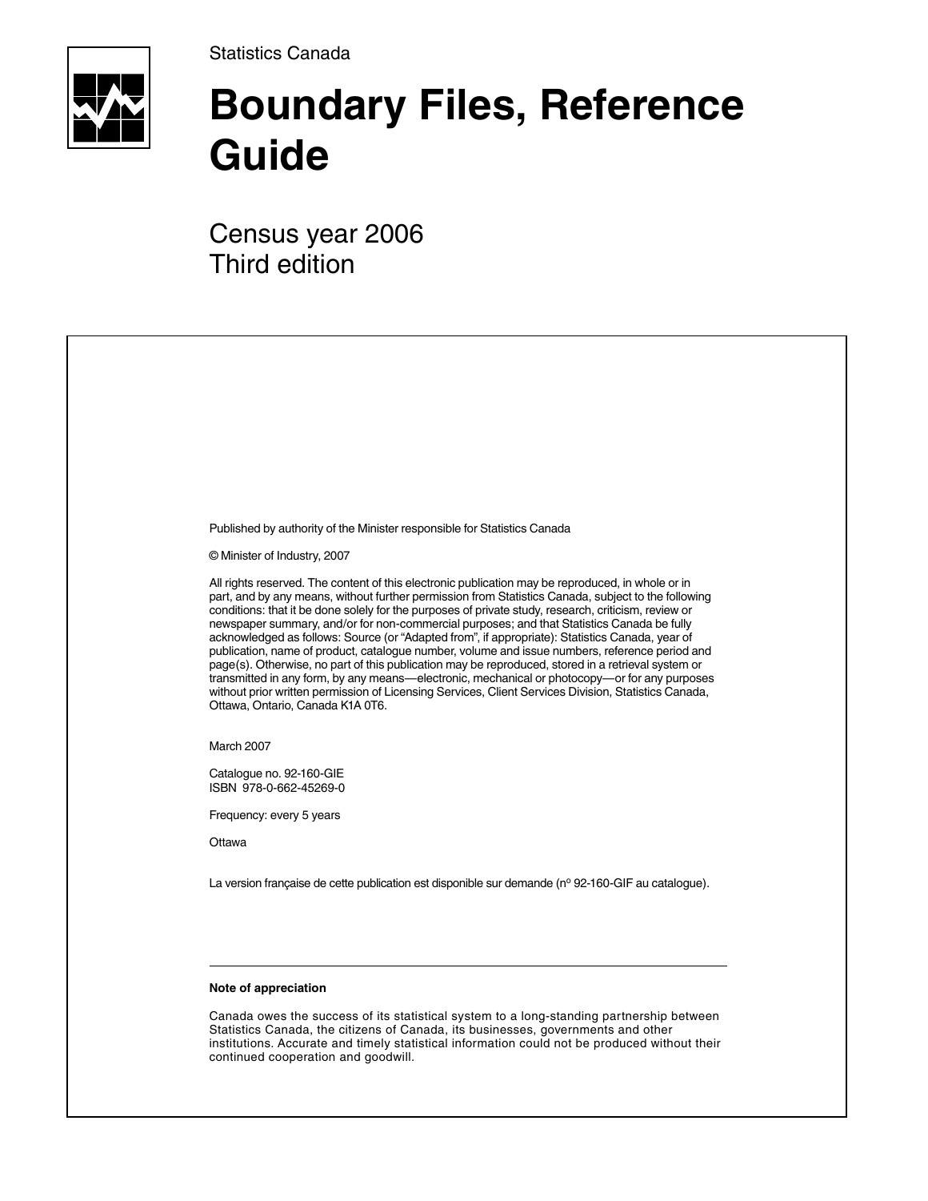Statistics Canada

# Boundary Files, Reference Guide

## Census year 2006
## Third edition

Published by authority of the Minister responsible for Statistics Canada

© Minister of Industry, 2007

All rights reserved. The content of this electronic publication may be reproduced, in whole or in part, and by any means, without further permission from Statistics Canada, subject to the following conditions: that it be done solely for the purposes of private study, research, criticism, review or newspaper summary, and/or for non-commercial purposes; and that Statistics Canada be fully acknowledged as follows: Source (or "Adapted from", if appropriate): Statistics Canada, year of publication, name of product, catalogue number, volume and issue numbers, reference period and page(s). Otherwise, no part of this publication may be reproduced, stored in a retrieval system or transmitted in any form, by any means—electronic, mechanical or photocopy—or for any purposes without prior written permission of Licensing Services, Client Services Division, Statistics Canada, Ottawa, Ontario, Canada K1A 0T6.

March 2007

Catalogue no. 92-160-GIE
ISBN 978-0-662-45269-0

Frequency: every 5 years

Ottawa

La version française de cette publication est disponible sur demande (n° 92-160-GIF au catalogue).

---

**Note of appreciation**

Canada owes the success of its statistical system to a long-standing partnership between Statistics Canada, the citizens of Canada, its businesses, governments and other institutions. Accurate and timely statistical information could not be produced without their continued cooperation and goodwill.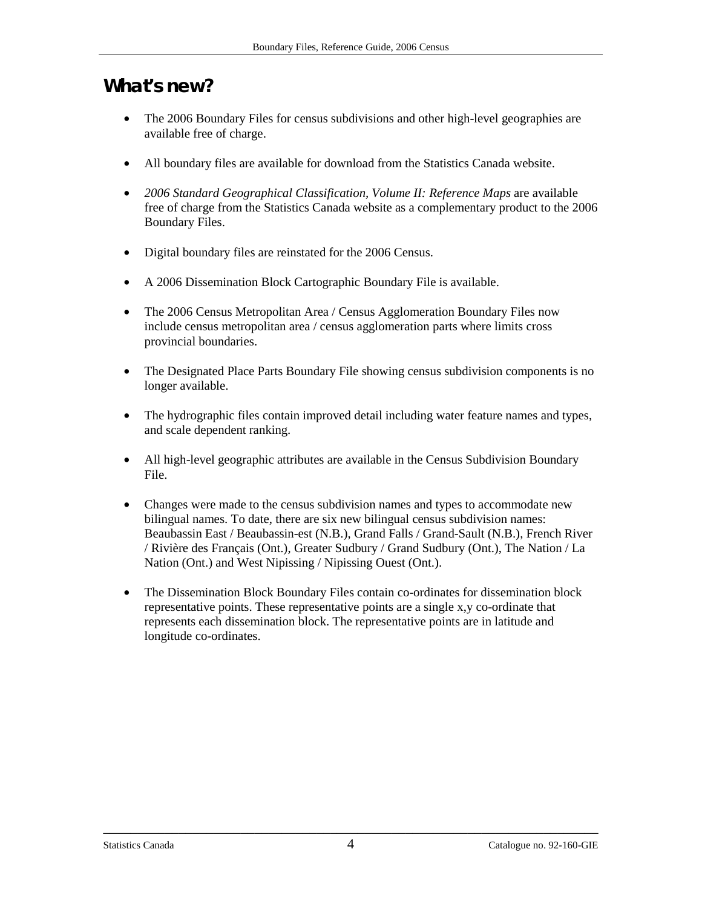# What's new?

- The 2006 Boundary Files for census subdivisions and other high-level geographies are available free of charge.

- All boundary files are available for download from the Statistics Canada website.

- *2006 Standard Geographical Classification, Volume II: Reference Maps* are available free of charge from the Statistics Canada website as a complementary product to the 2006 Boundary Files.

- Digital boundary files are reinstated for the 2006 Census.

- A 2006 Dissemination Block Cartographic Boundary File is available.

- The 2006 Census Metropolitan Area / Census Agglomeration Boundary Files now include census metropolitan area / census agglomeration parts where limits cross provincial boundaries.

- The Designated Place Parts Boundary File showing census subdivision components is no longer available.

- The hydrographic files contain improved detail including water feature names and types, and scale dependent ranking.

- All high-level geographic attributes are available in the Census Subdivision Boundary File.

- Changes were made to the census subdivision names and types to accommodate new bilingual names. To date, there are six new bilingual census subdivision names: Beaubassin East / Beaubassin-est (N.B.), Grand Falls / Grand-Sault (N.B.), French River / Rivière des Français (Ont.), Greater Sudbury / Grand Sudbury (Ont.), The Nation / La Nation (Ont.) and West Nipissing / Nipissing Ouest (Ont.).

- The Dissemination Block Boundary Files contain co-ordinates for dissemination block representative points. These representative points are a single x,y co-ordinate that represents each dissemination block. The representative points are in latitude and longitude co-ordinates.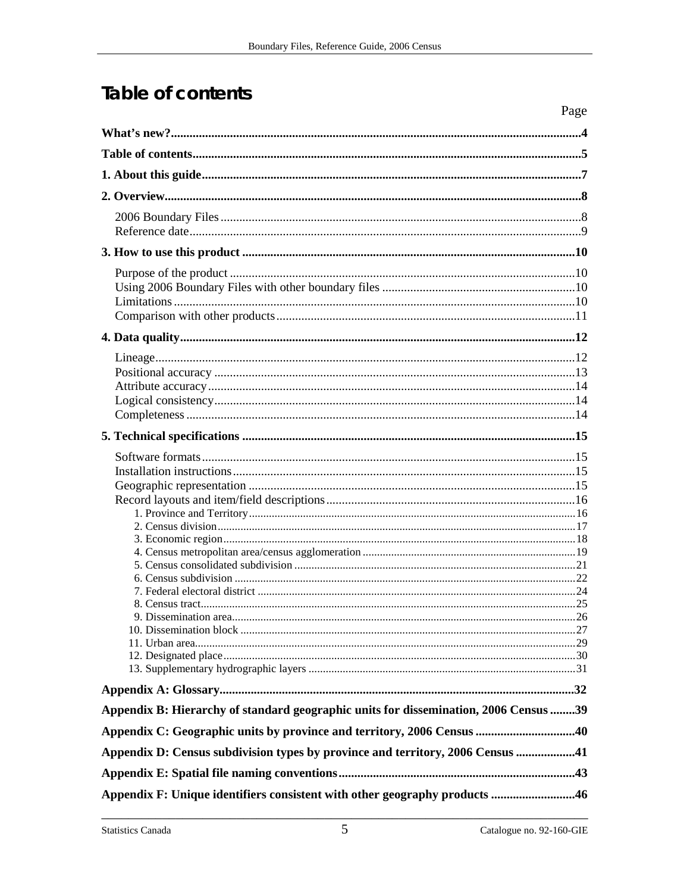# Table of contents

Page

**What's new?** ..... 4

**Table of contents** ..... 5

**1. About this guide** ..... 7

**2. Overview** ..... 8

- 2006 Boundary Files ..... 8
- Reference date ..... 9

**3. How to use this product** ..... 10

- Purpose of the product ..... 10
- Using 2006 Boundary Files with other boundary files ..... 10
- Limitations ..... 10
- Comparison with other products ..... 11

**4. Data quality** ..... 12

- Lineage ..... 12
- Positional accuracy ..... 13
- Attribute accuracy ..... 14
- Logical consistency ..... 14
- Completeness ..... 14

**5. Technical specifications** ..... 15

- Software formats ..... 15
- Installation instructions ..... 15
- Geographic representation ..... 15
- Record layouts and item/field descriptions ..... 16
  - 1. Province and Territory ..... 16
  - 2. Census division ..... 17
  - 3. Economic region ..... 18
  - 4. Census metropolitan area/census agglomeration ..... 19
  - 5. Census consolidated subdivision ..... 21
  - 6. Census subdivision ..... 22
  - 7. Federal electoral district ..... 24
  - 8. Census tract ..... 25
  - 9. Dissemination area ..... 26
  - 10. Dissemination block ..... 27
  - 11. Urban area ..... 29
  - 12. Designated place ..... 30
  - 13. Supplementary hydrographic layers ..... 31

**Appendix A: Glossary** ..... 32

**Appendix B: Hierarchy of standard geographic units for dissemination, 2006 Census** ..... 39

**Appendix C: Geographic units by province and territory, 2006 Census** ..... 40

**Appendix D: Census subdivision types by province and territory, 2006 Census** ..... 41

**Appendix E: Spatial file naming conventions** ..... 43

**Appendix F: Unique identifiers consistent with other geography products** ..... 46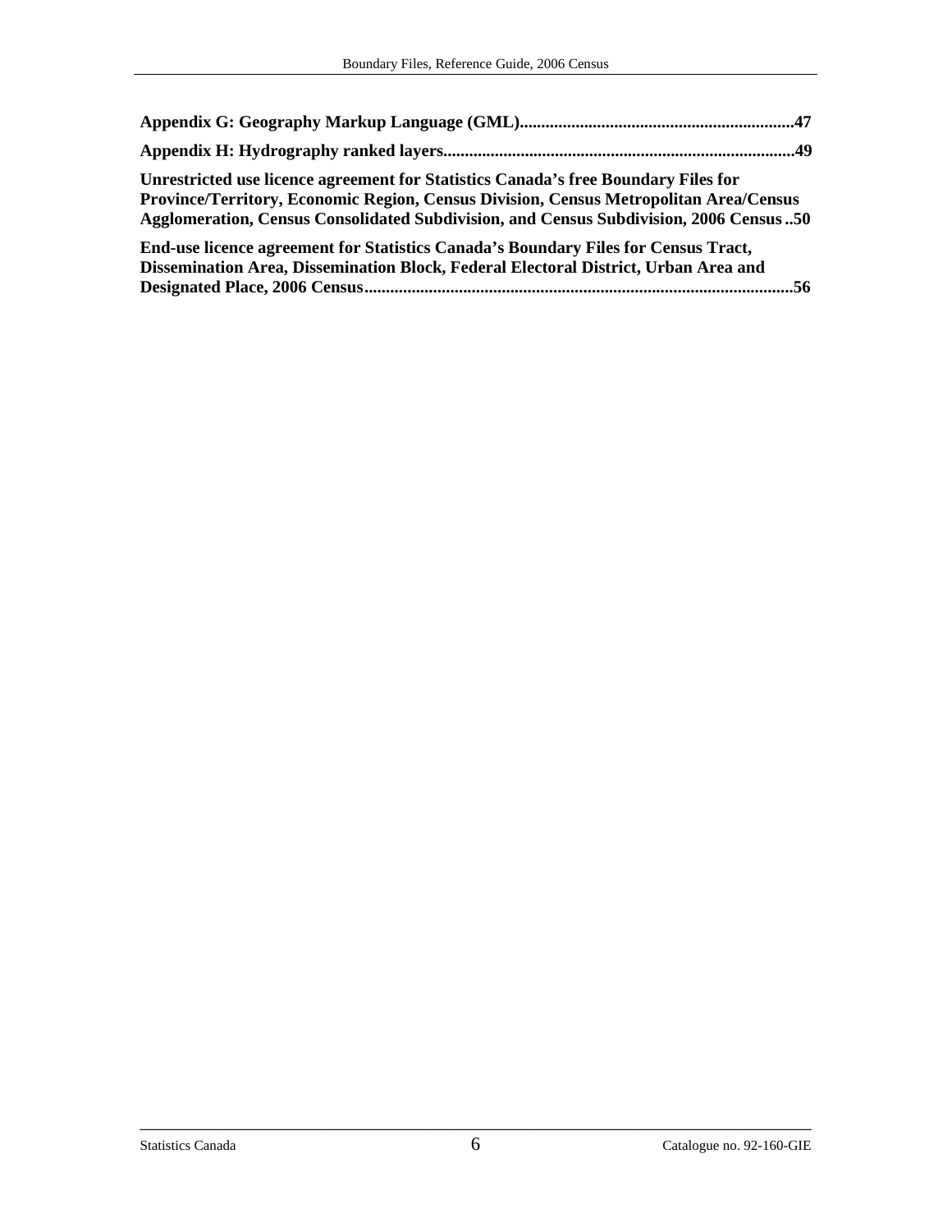**Appendix G: Geography Markup Language (GML)................................................................47**

**Appendix H: Hydrography ranked layers.................................................................................49**

**Unrestricted use licence agreement for Statistics Canada's free Boundary Files for Province/Territory, Economic Region, Census Division, Census Metropolitan Area/Census Agglomeration, Census Consolidated Subdivision, and Census Subdivision, 2006 Census ..50**

**End-use licence agreement for Statistics Canada's Boundary Files for Census Tract, Dissemination Area, Dissemination Block, Federal Electoral District, Urban Area and Designated Place, 2006 Census...................................................................................................56**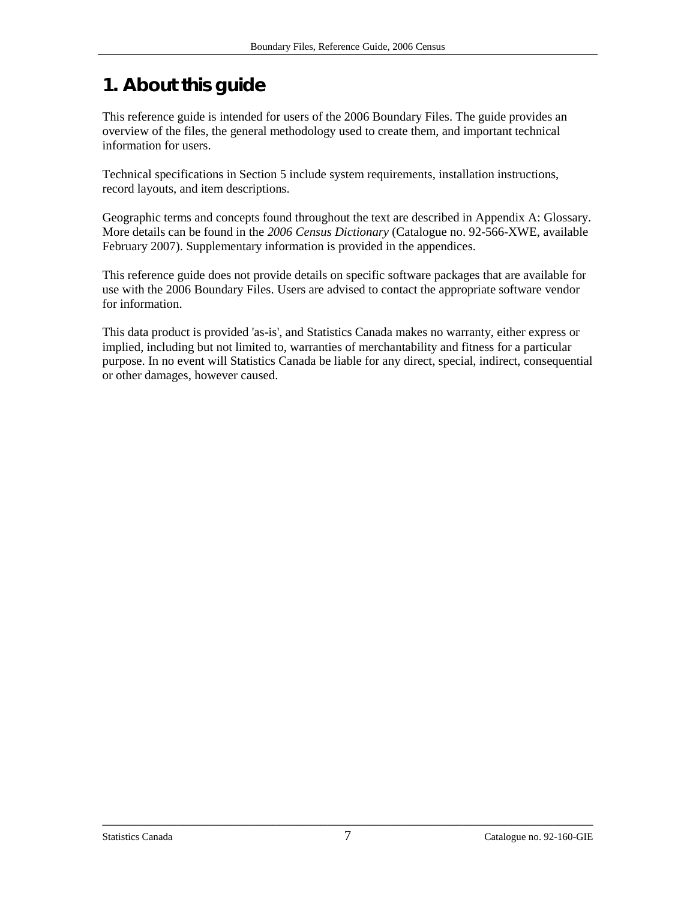# 1. About this guide

This reference guide is intended for users of the 2006 Boundary Files. The guide provides an overview of the files, the general methodology used to create them, and important technical information for users.

Technical specifications in Section 5 include system requirements, installation instructions, record layouts, and item descriptions.

Geographic terms and concepts found throughout the text are described in Appendix A: Glossary. More details can be found in the *2006 Census Dictionary* (Catalogue no. 92-566-XWE, available February 2007). Supplementary information is provided in the appendices.

This reference guide does not provide details on specific software packages that are available for use with the 2006 Boundary Files. Users are advised to contact the appropriate software vendor for information.

This data product is provided 'as-is', and Statistics Canada makes no warranty, either express or implied, including but not limited to, warranties of merchantability and fitness for a particular purpose. In no event will Statistics Canada be liable for any direct, special, indirect, consequential or other damages, however caused.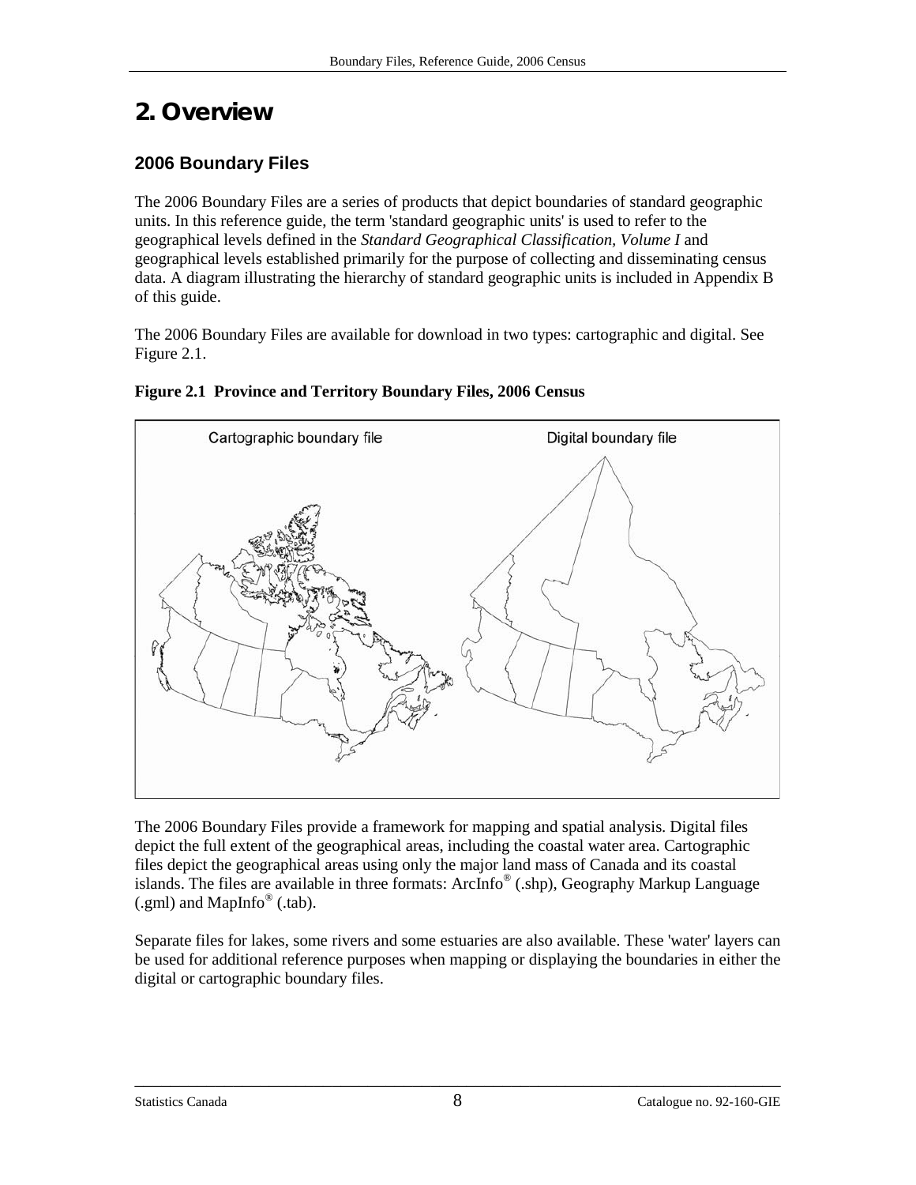# 2. Overview

## 2006 Boundary Files

The 2006 Boundary Files are a series of products that depict boundaries of standard geographic units. In this reference guide, the term 'standard geographic units' is used to refer to the geographical levels defined in the *Standard Geographical Classification, Volume I* and geographical levels established primarily for the purpose of collecting and disseminating census data. A diagram illustrating the hierarchy of standard geographic units is included in Appendix B of this guide.

The 2006 Boundary Files are available for download in two types: cartographic and digital. See Figure 2.1.

**Figure 2.1 Province and Territory Boundary Files, 2006 Census**

Cartographic boundary file

Digital boundary file

The 2006 Boundary Files provide a framework for mapping and spatial analysis. Digital files depict the full extent of the geographical areas, including the coastal water area. Cartographic files depict the geographical areas using only the major land mass of Canada and its coastal islands. The files are available in three formats: ArcInfo® (.shp), Geography Markup Language (.gml) and MapInfo® (.tab).

Separate files for lakes, some rivers and some estuaries are also available. These 'water' layers can be used for additional reference purposes when mapping or displaying the boundaries in either the digital or cartographic boundary files.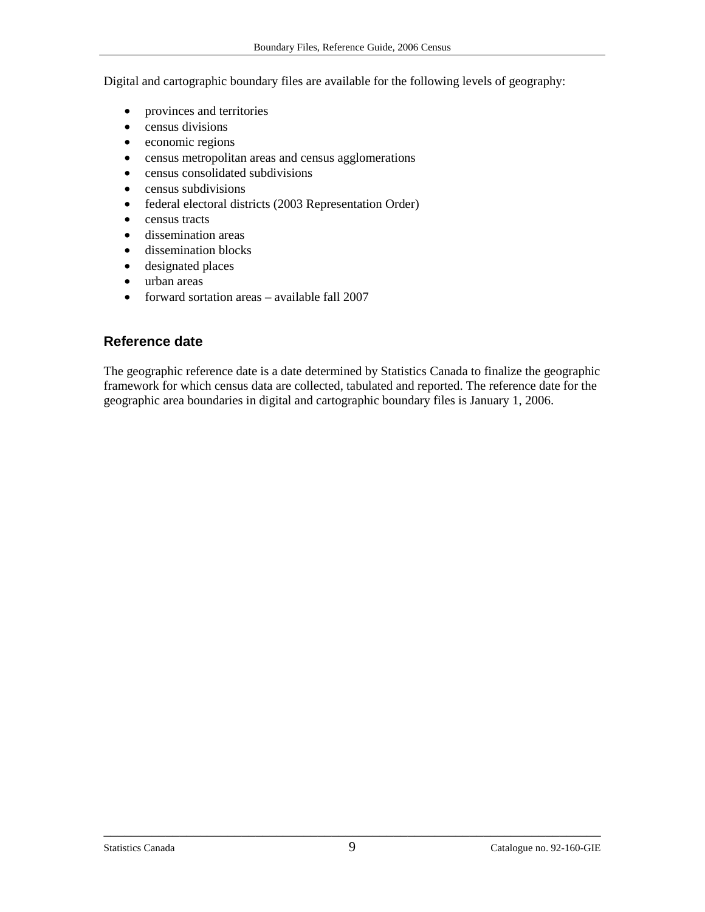Digital and cartographic boundary files are available for the following levels of geography:

- provinces and territories
- census divisions
- economic regions
- census metropolitan areas and census agglomerations
- census consolidated subdivisions
- census subdivisions
- federal electoral districts (2003 Representation Order)
- census tracts
- dissemination areas
- dissemination blocks
- designated places
- urban areas
- forward sortation areas – available fall 2007

## Reference date

The geographic reference date is a date determined by Statistics Canada to finalize the geographic framework for which census data are collected, tabulated and reported. The reference date for the geographic area boundaries in digital and cartographic boundary files is January 1, 2006.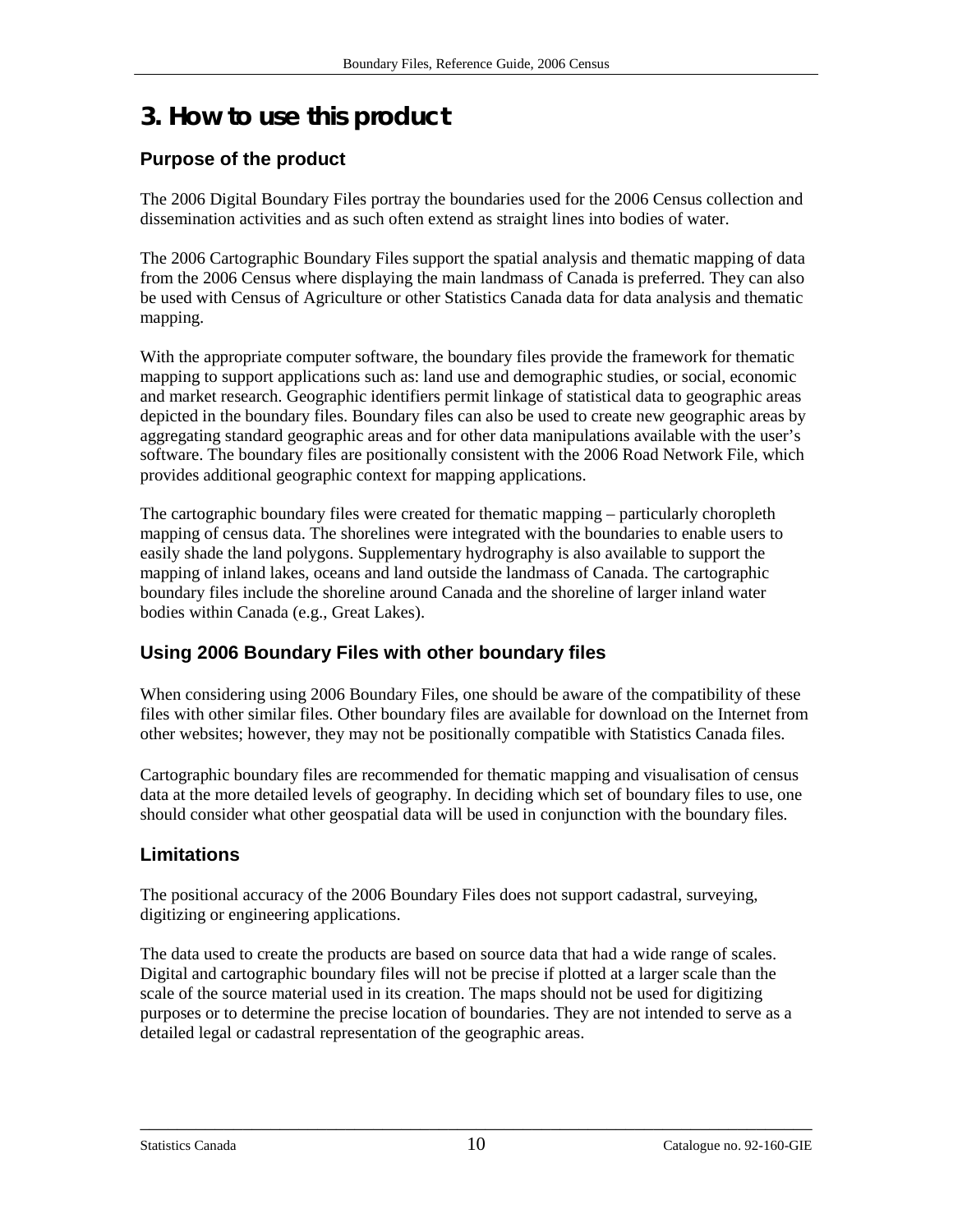# 3. How to use this product

## Purpose of the product

The 2006 Digital Boundary Files portray the boundaries used for the 2006 Census collection and dissemination activities and as such often extend as straight lines into bodies of water.

The 2006 Cartographic Boundary Files support the spatial analysis and thematic mapping of data from the 2006 Census where displaying the main landmass of Canada is preferred. They can also be used with Census of Agriculture or other Statistics Canada data for data analysis and thematic mapping.

With the appropriate computer software, the boundary files provide the framework for thematic mapping to support applications such as: land use and demographic studies, or social, economic and market research. Geographic identifiers permit linkage of statistical data to geographic areas depicted in the boundary files. Boundary files can also be used to create new geographic areas by aggregating standard geographic areas and for other data manipulations available with the user's software. The boundary files are positionally consistent with the 2006 Road Network File, which provides additional geographic context for mapping applications.

The cartographic boundary files were created for thematic mapping – particularly choropleth mapping of census data. The shorelines were integrated with the boundaries to enable users to easily shade the land polygons. Supplementary hydrography is also available to support the mapping of inland lakes, oceans and land outside the landmass of Canada. The cartographic boundary files include the shoreline around Canada and the shoreline of larger inland water bodies within Canada (e.g., Great Lakes).

## Using 2006 Boundary Files with other boundary files

When considering using 2006 Boundary Files, one should be aware of the compatibility of these files with other similar files. Other boundary files are available for download on the Internet from other websites; however, they may not be positionally compatible with Statistics Canada files.

Cartographic boundary files are recommended for thematic mapping and visualisation of census data at the more detailed levels of geography. In deciding which set of boundary files to use, one should consider what other geospatial data will be used in conjunction with the boundary files.

## Limitations

The positional accuracy of the 2006 Boundary Files does not support cadastral, surveying, digitizing or engineering applications.

The data used to create the products are based on source data that had a wide range of scales. Digital and cartographic boundary files will not be precise if plotted at a larger scale than the scale of the source material used in its creation. The maps should not be used for digitizing purposes or to determine the precise location of boundaries. They are not intended to serve as a detailed legal or cadastral representation of the geographic areas.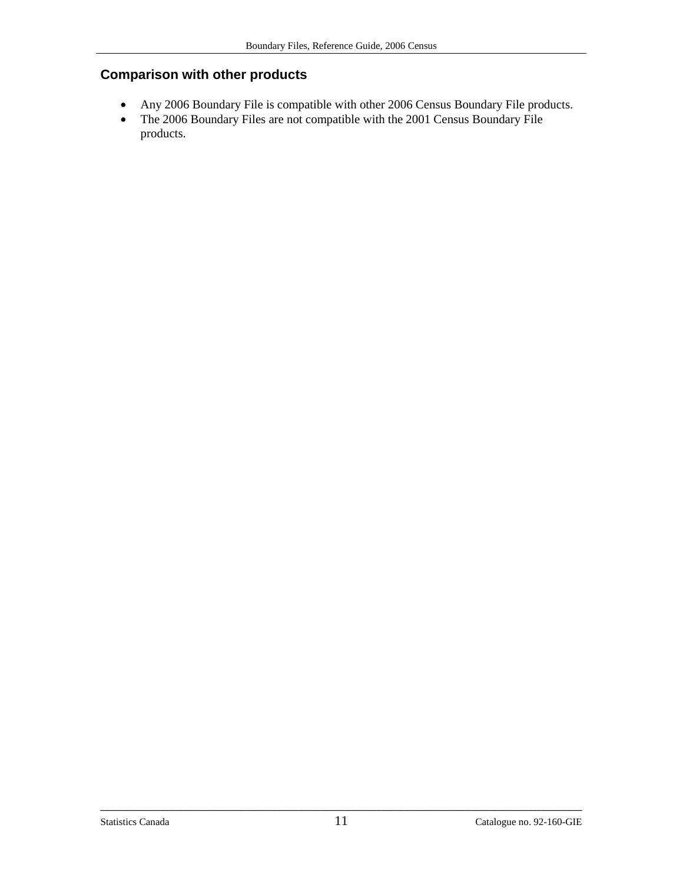## Comparison with other products

- Any 2006 Boundary File is compatible with other 2006 Census Boundary File products.
- The 2006 Boundary Files are not compatible with the 2001 Census Boundary File products.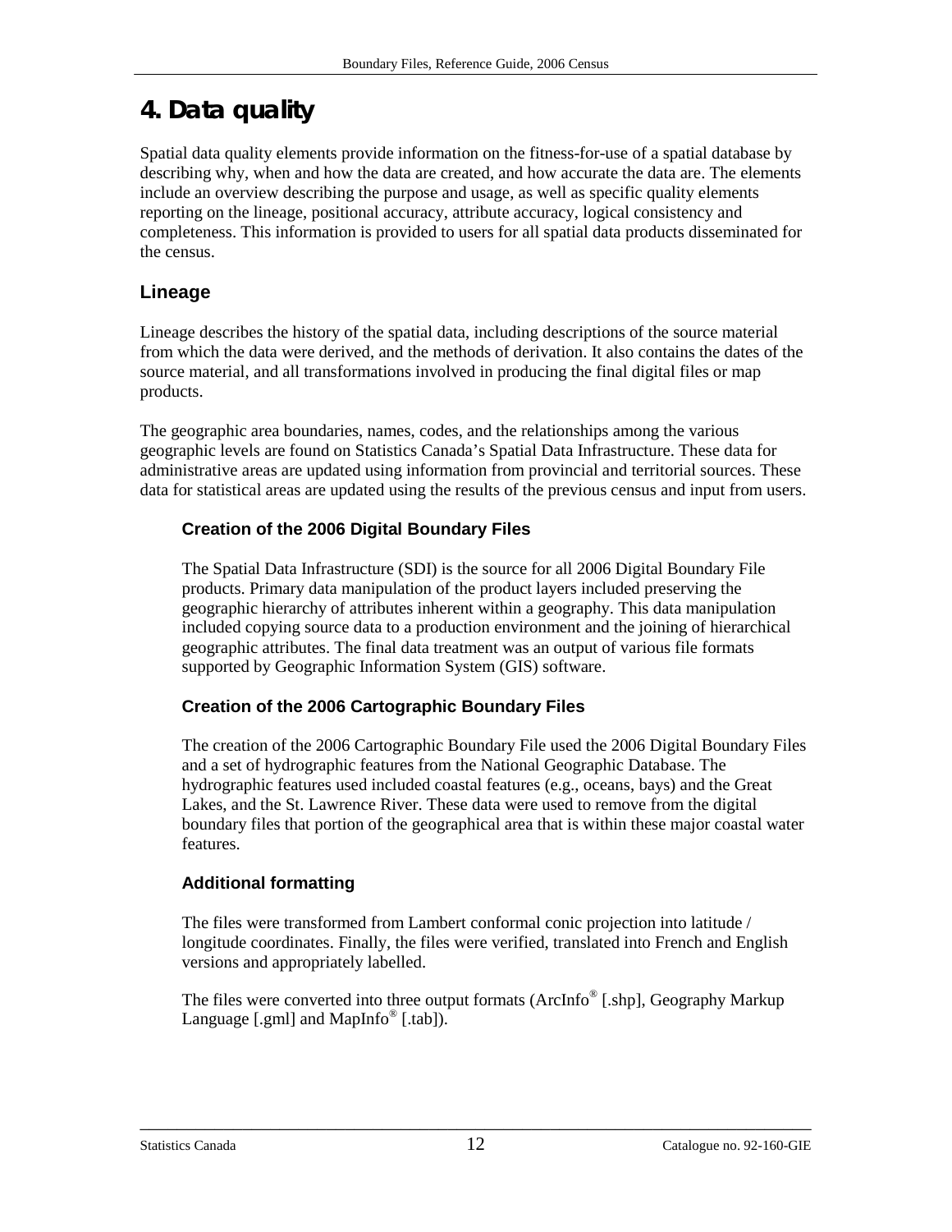# 4. Data quality

Spatial data quality elements provide information on the fitness-for-use of a spatial database by describing why, when and how the data are created, and how accurate the data are. The elements include an overview describing the purpose and usage, as well as specific quality elements reporting on the lineage, positional accuracy, attribute accuracy, logical consistency and completeness. This information is provided to users for all spatial data products disseminated for the census.

## Lineage

Lineage describes the history of the spatial data, including descriptions of the source material from which the data were derived, and the methods of derivation. It also contains the dates of the source material, and all transformations involved in producing the final digital files or map products.

The geographic area boundaries, names, codes, and the relationships among the various geographic levels are found on Statistics Canada's Spatial Data Infrastructure. These data for administrative areas are updated using information from provincial and territorial sources. These data for statistical areas are updated using the results of the previous census and input from users.

### Creation of the 2006 Digital Boundary Files

The Spatial Data Infrastructure (SDI) is the source for all 2006 Digital Boundary File products. Primary data manipulation of the product layers included preserving the geographic hierarchy of attributes inherent within a geography. This data manipulation included copying source data to a production environment and the joining of hierarchical geographic attributes. The final data treatment was an output of various file formats supported by Geographic Information System (GIS) software.

### Creation of the 2006 Cartographic Boundary Files

The creation of the 2006 Cartographic Boundary File used the 2006 Digital Boundary Files and a set of hydrographic features from the National Geographic Database. The hydrographic features used included coastal features (e.g., oceans, bays) and the Great Lakes, and the St. Lawrence River. These data were used to remove from the digital boundary files that portion of the geographical area that is within these major coastal water features.

### Additional formatting

The files were transformed from Lambert conformal conic projection into latitude / longitude coordinates. Finally, the files were verified, translated into French and English versions and appropriately labelled.

The files were converted into three output formats (ArcInfo® [.shp], Geography Markup Language [.gml] and MapInfo® [.tab]).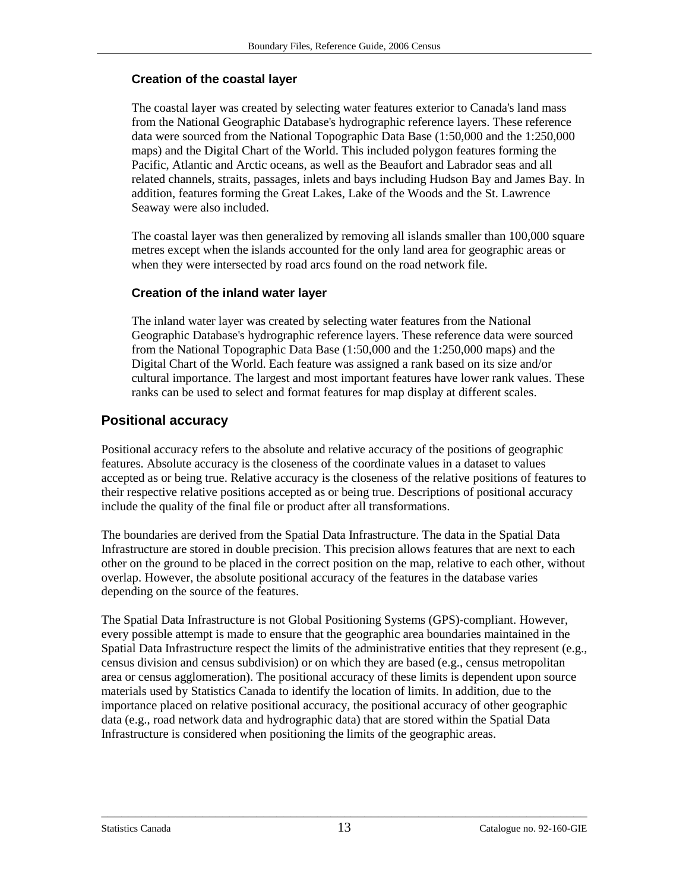### Creation of the coastal layer

The coastal layer was created by selecting water features exterior to Canada's land mass from the National Geographic Database's hydrographic reference layers. These reference data were sourced from the National Topographic Data Base (1:50,000 and the 1:250,000 maps) and the Digital Chart of the World. This included polygon features forming the Pacific, Atlantic and Arctic oceans, as well as the Beaufort and Labrador seas and all related channels, straits, passages, inlets and bays including Hudson Bay and James Bay. In addition, features forming the Great Lakes, Lake of the Woods and the St. Lawrence Seaway were also included.

The coastal layer was then generalized by removing all islands smaller than 100,000 square metres except when the islands accounted for the only land area for geographic areas or when they were intersected by road arcs found on the road network file.

### Creation of the inland water layer

The inland water layer was created by selecting water features from the National Geographic Database's hydrographic reference layers. These reference data were sourced from the National Topographic Data Base (1:50,000 and the 1:250,000 maps) and the Digital Chart of the World. Each feature was assigned a rank based on its size and/or cultural importance. The largest and most important features have lower rank values. These ranks can be used to select and format features for map display at different scales.

## Positional accuracy

Positional accuracy refers to the absolute and relative accuracy of the positions of geographic features. Absolute accuracy is the closeness of the coordinate values in a dataset to values accepted as or being true. Relative accuracy is the closeness of the relative positions of features to their respective relative positions accepted as or being true. Descriptions of positional accuracy include the quality of the final file or product after all transformations.

The boundaries are derived from the Spatial Data Infrastructure. The data in the Spatial Data Infrastructure are stored in double precision. This precision allows features that are next to each other on the ground to be placed in the correct position on the map, relative to each other, without overlap. However, the absolute positional accuracy of the features in the database varies depending on the source of the features.

The Spatial Data Infrastructure is not Global Positioning Systems (GPS)-compliant. However, every possible attempt is made to ensure that the geographic area boundaries maintained in the Spatial Data Infrastructure respect the limits of the administrative entities that they represent (e.g., census division and census subdivision) or on which they are based (e.g., census metropolitan area or census agglomeration). The positional accuracy of these limits is dependent upon source materials used by Statistics Canada to identify the location of limits. In addition, due to the importance placed on relative positional accuracy, the positional accuracy of other geographic data (e.g., road network data and hydrographic data) that are stored within the Spatial Data Infrastructure is considered when positioning the limits of the geographic areas.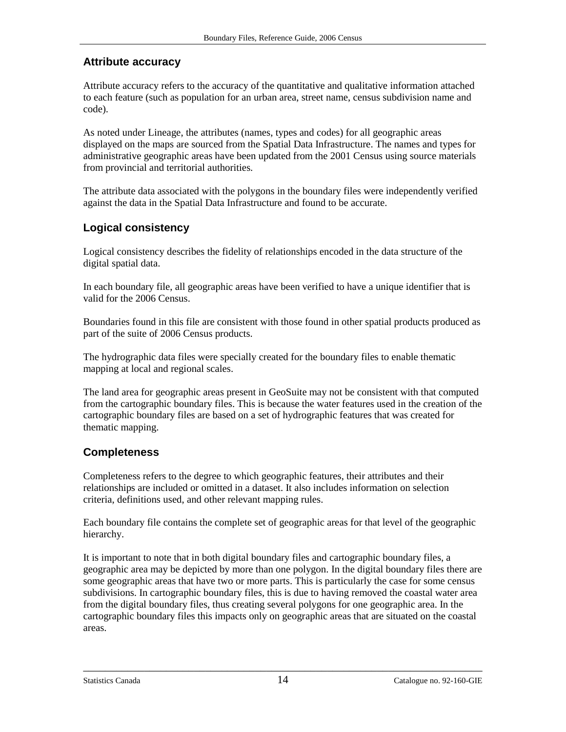## Attribute accuracy

Attribute accuracy refers to the accuracy of the quantitative and qualitative information attached to each feature (such as population for an urban area, street name, census subdivision name and code).

As noted under Lineage, the attributes (names, types and codes) for all geographic areas displayed on the maps are sourced from the Spatial Data Infrastructure. The names and types for administrative geographic areas have been updated from the 2001 Census using source materials from provincial and territorial authorities.

The attribute data associated with the polygons in the boundary files were independently verified against the data in the Spatial Data Infrastructure and found to be accurate.

## Logical consistency

Logical consistency describes the fidelity of relationships encoded in the data structure of the digital spatial data.

In each boundary file, all geographic areas have been verified to have a unique identifier that is valid for the 2006 Census.

Boundaries found in this file are consistent with those found in other spatial products produced as part of the suite of 2006 Census products.

The hydrographic data files were specially created for the boundary files to enable thematic mapping at local and regional scales.

The land area for geographic areas present in GeoSuite may not be consistent with that computed from the cartographic boundary files. This is because the water features used in the creation of the cartographic boundary files are based on a set of hydrographic features that was created for thematic mapping.

## Completeness

Completeness refers to the degree to which geographic features, their attributes and their relationships are included or omitted in a dataset. It also includes information on selection criteria, definitions used, and other relevant mapping rules.

Each boundary file contains the complete set of geographic areas for that level of the geographic hierarchy.

It is important to note that in both digital boundary files and cartographic boundary files, a geographic area may be depicted by more than one polygon. In the digital boundary files there are some geographic areas that have two or more parts. This is particularly the case for some census subdivisions. In cartographic boundary files, this is due to having removed the coastal water area from the digital boundary files, thus creating several polygons for one geographic area. In the cartographic boundary files this impacts only on geographic areas that are situated on the coastal areas.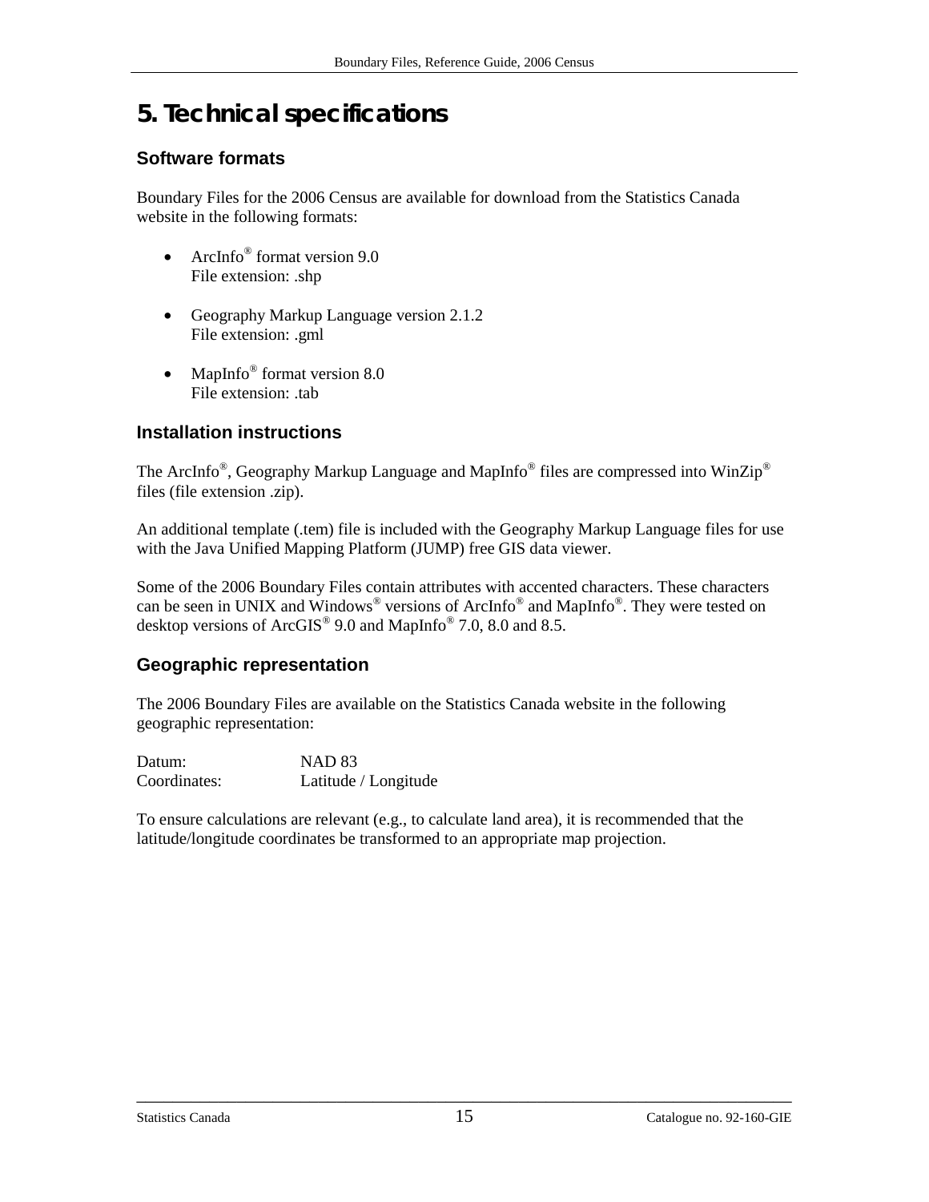# 5. Technical specifications

## Software formats

Boundary Files for the 2006 Census are available for download from the Statistics Canada website in the following formats:

- ArcInfo® format version 9.0
  File extension: .shp

- Geography Markup Language version 2.1.2
  File extension: .gml

- MapInfo® format version 8.0
  File extension: .tab

## Installation instructions

The ArcInfo®, Geography Markup Language and MapInfo® files are compressed into WinZip® files (file extension .zip).

An additional template (.tem) file is included with the Geography Markup Language files for use with the Java Unified Mapping Platform (JUMP) free GIS data viewer.

Some of the 2006 Boundary Files contain attributes with accented characters. These characters can be seen in UNIX and Windows® versions of ArcInfo® and MapInfo®. They were tested on desktop versions of ArcGIS® 9.0 and MapInfo® 7.0, 8.0 and 8.5.

## Geographic representation

The 2006 Boundary Files are available on the Statistics Canada website in the following geographic representation:

| | |
|---|---|
| Datum: | NAD 83 |
| Coordinates: | Latitude / Longitude |

To ensure calculations are relevant (e.g., to calculate land area), it is recommended that the latitude/longitude coordinates be transformed to an appropriate map projection.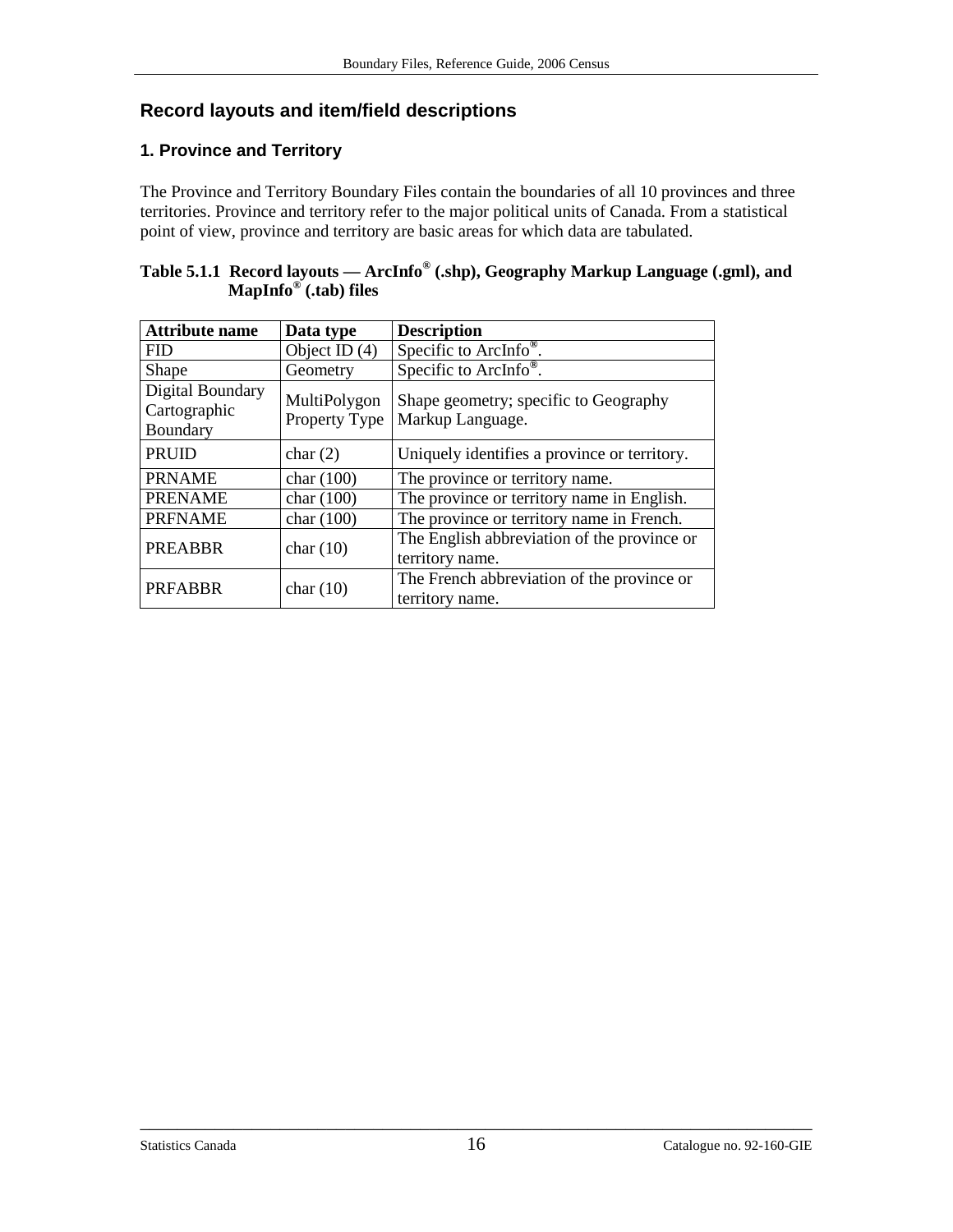## Record layouts and item/field descriptions

### 1. Province and Territory

The Province and Territory Boundary Files contain the boundaries of all 10 provinces and three territories. Province and territory refer to the major political units of Canada. From a statistical point of view, province and territory are basic areas for which data are tabulated.

**Table 5.1.1 Record layouts — ArcInfo® (.shp), Geography Markup Language (.gml), and MapInfo® (.tab) files**

| Attribute name | Data type | Description |
|---|---|---|
| FID | Object ID (4) | Specific to ArcInfo®. |
| Shape | Geometry | Specific to ArcInfo®. |
| Digital Boundary Cartographic Boundary | MultiPolygon Property Type | Shape geometry; specific to Geography Markup Language. |
| PRUID | char (2) | Uniquely identifies a province or territory. |
| PRNAME | char (100) | The province or territory name. |
| PRENAME | char (100) | The province or territory name in English. |
| PRFNAME | char (100) | The province or territory name in French. |
| PREABBR | char (10) | The English abbreviation of the province or territory name. |
| PRFABBR | char (10) | The French abbreviation of the province or territory name. |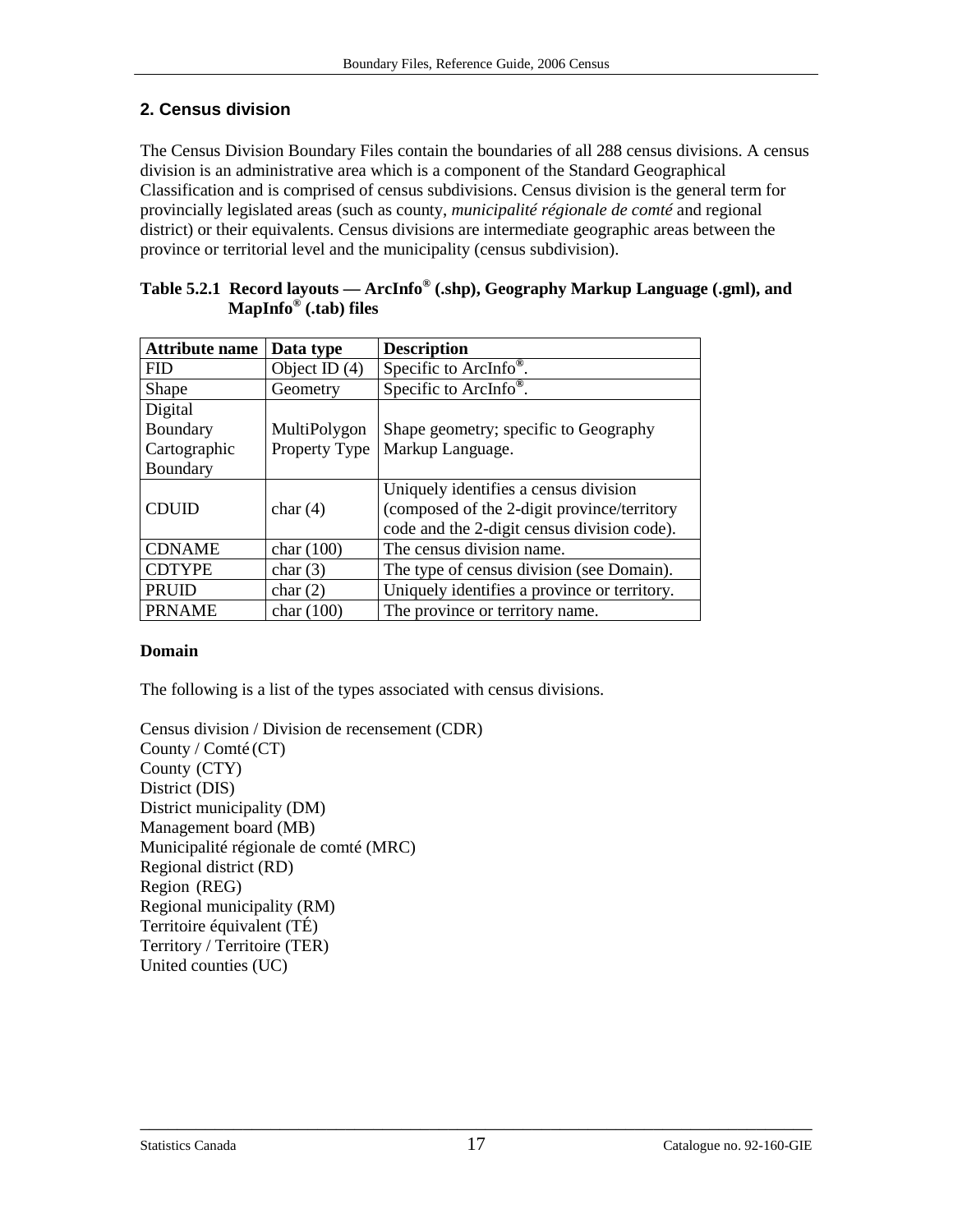## 2. Census division

The Census Division Boundary Files contain the boundaries of all 288 census divisions. A census division is an administrative area which is a component of the Standard Geographical Classification and is comprised of census subdivisions. Census division is the general term for provincially legislated areas (such as county, *municipalité régionale de comté* and regional district) or their equivalents. Census divisions are intermediate geographic areas between the province or territorial level and the municipality (census subdivision).

**Table 5.2.1 Record layouts — ArcInfo® (.shp), Geography Markup Language (.gml), and MapInfo® (.tab) files**

| Attribute name | Data type | Description |
|---|---|---|
| FID | Object ID (4) | Specific to ArcInfo®. |
| Shape | Geometry | Specific to ArcInfo®. |
| Digital Boundary Cartographic Boundary | MultiPolygon Property Type | Shape geometry; specific to Geography Markup Language. |
| CDUID | char (4) | Uniquely identifies a census division (composed of the 2-digit province/territory code and the 2-digit census division code). |
| CDNAME | char (100) | The census division name. |
| CDTYPE | char (3) | The type of census division (see Domain). |
| PRUID | char (2) | Uniquely identifies a province or territory. |
| PRNAME | char (100) | The province or territory name. |

**Domain**

The following is a list of the types associated with census divisions.

Census division / Division de recensement (CDR)
County / Comté (CT)
County (CTY)
District (DIS)
District municipality (DM)
Management board (MB)
Municipalité régionale de comté (MRC)
Regional district (RD)
Region (REG)
Regional municipality (RM)
Territoire équivalent (TÉ)
Territory / Territoire (TER)
United counties (UC)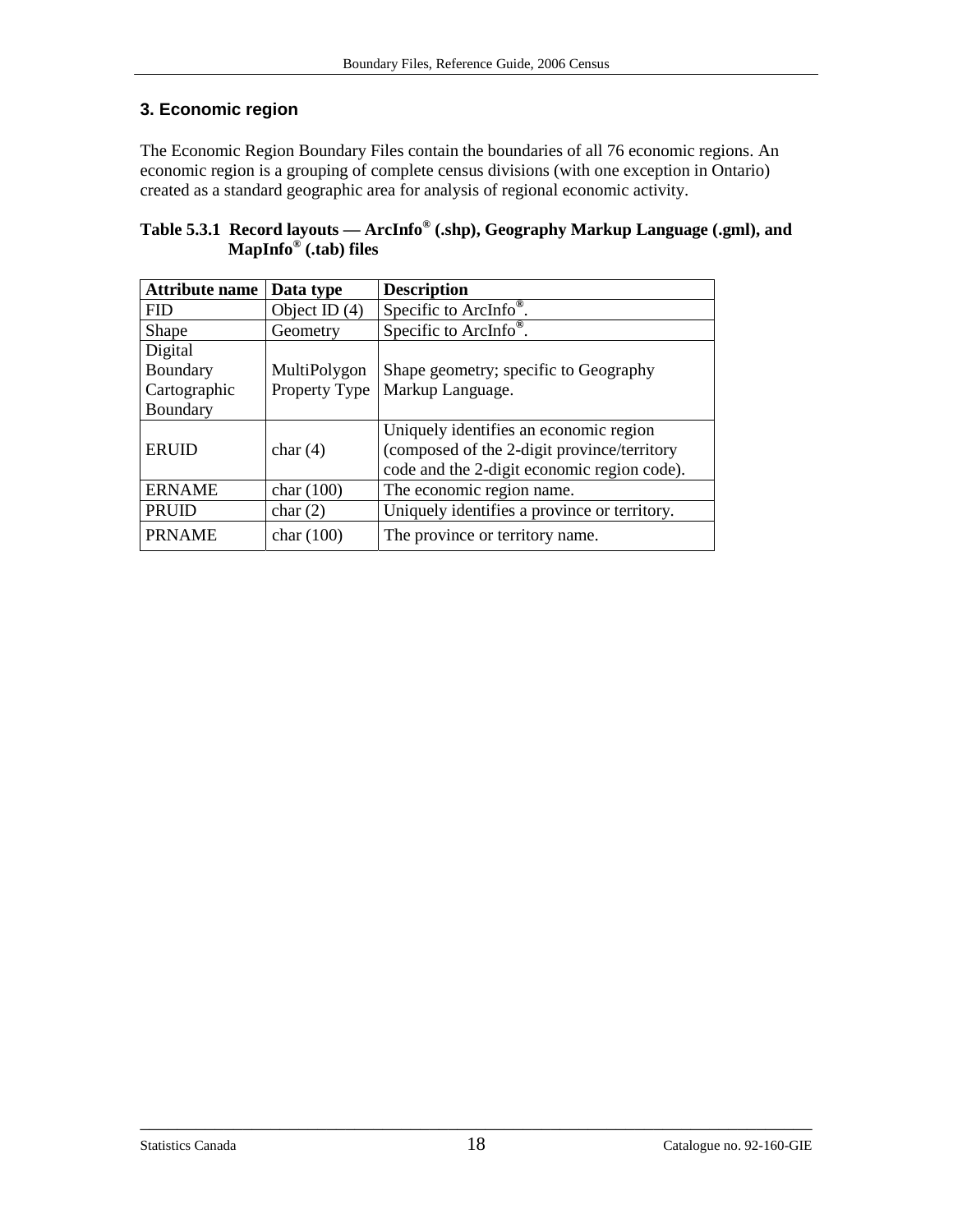## 3. Economic region

The Economic Region Boundary Files contain the boundaries of all 76 economic regions. An economic region is a grouping of complete census divisions (with one exception in Ontario) created as a standard geographic area for analysis of regional economic activity.

**Table 5.3.1 Record layouts — ArcInfo® (.shp), Geography Markup Language (.gml), and MapInfo® (.tab) files**

| Attribute name | Data type | Description |
|---|---|---|
| FID | Object ID (4) | Specific to ArcInfo®. |
| Shape | Geometry | Specific to ArcInfo®. |
| Digital Boundary Cartographic Boundary | MultiPolygon Property Type | Shape geometry; specific to Geography Markup Language. |
| ERUID | char (4) | Uniquely identifies an economic region (composed of the 2-digit province/territory code and the 2-digit economic region code). |
| ERNAME | char (100) | The economic region name. |
| PRUID | char (2) | Uniquely identifies a province or territory. |
| PRNAME | char (100) | The province or territory name. |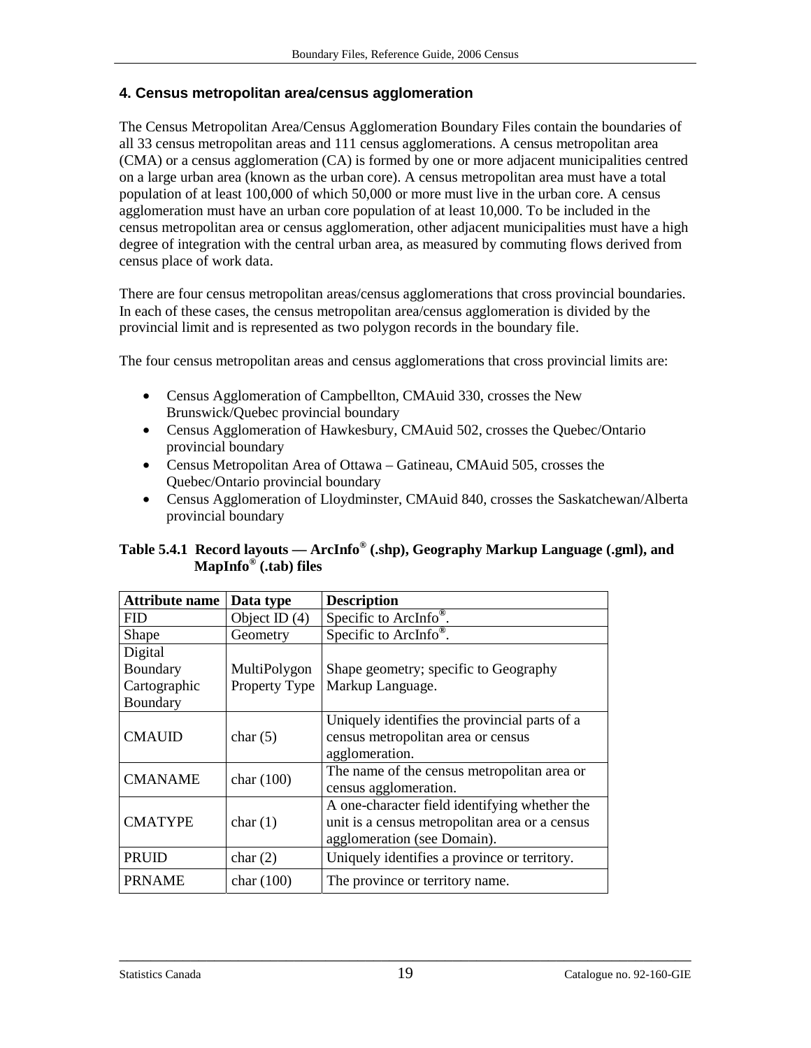## 4. Census metropolitan area/census agglomeration

The Census Metropolitan Area/Census Agglomeration Boundary Files contain the boundaries of all 33 census metropolitan areas and 111 census agglomerations. A census metropolitan area (CMA) or a census agglomeration (CA) is formed by one or more adjacent municipalities centred on a large urban area (known as the urban core). A census metropolitan area must have a total population of at least 100,000 of which 50,000 or more must live in the urban core. A census agglomeration must have an urban core population of at least 10,000. To be included in the census metropolitan area or census agglomeration, other adjacent municipalities must have a high degree of integration with the central urban area, as measured by commuting flows derived from census place of work data.

There are four census metropolitan areas/census agglomerations that cross provincial boundaries. In each of these cases, the census metropolitan area/census agglomeration is divided by the provincial limit and is represented as two polygon records in the boundary file.

The four census metropolitan areas and census agglomerations that cross provincial limits are:

- Census Agglomeration of Campbellton, CMAuid 330, crosses the New Brunswick/Quebec provincial boundary
- Census Agglomeration of Hawkesbury, CMAuid 502, crosses the Quebec/Ontario provincial boundary
- Census Metropolitan Area of Ottawa – Gatineau, CMAuid 505, crosses the Quebec/Ontario provincial boundary
- Census Agglomeration of Lloydminster, CMAuid 840, crosses the Saskatchewan/Alberta provincial boundary

**Table 5.4.1 Record layouts — ArcInfo® (.shp), Geography Markup Language (.gml), and MapInfo® (.tab) files**

| Attribute name | Data type | Description |
|---|---|---|
| FID | Object ID (4) | Specific to ArcInfo®. |
| Shape | Geometry | Specific to ArcInfo®. |
| Digital Boundary Cartographic Boundary | MultiPolygon Property Type | Shape geometry; specific to Geography Markup Language. |
| CMAUID | char (5) | Uniquely identifies the provincial parts of a census metropolitan area or census agglomeration. |
| CMANAME | char (100) | The name of the census metropolitan area or census agglomeration. |
| CMATYPE | char (1) | A one-character field identifying whether the unit is a census metropolitan area or a census agglomeration (see Domain). |
| PRUID | char (2) | Uniquely identifies a province or territory. |
| PRNAME | char (100) | The province or territory name. |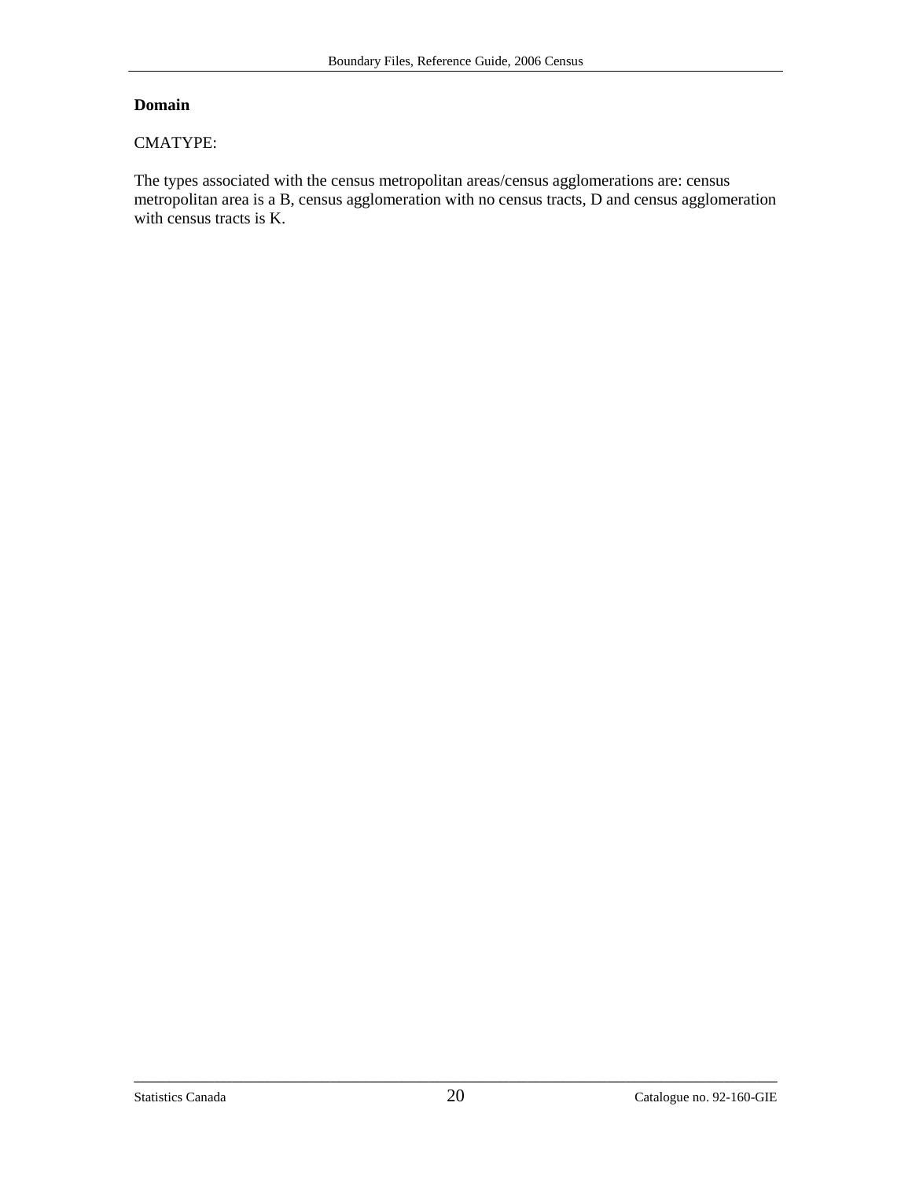**Domain**

CMATYPE:

The types associated with the census metropolitan areas/census agglomerations are: census metropolitan area is a B, census agglomeration with no census tracts, D and census agglomeration with census tracts is K.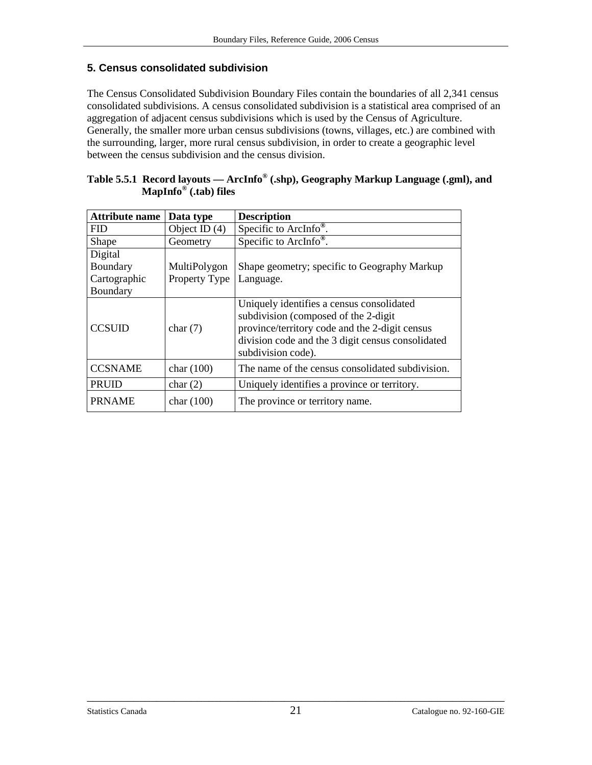## 5. Census consolidated subdivision

The Census Consolidated Subdivision Boundary Files contain the boundaries of all 2,341 census consolidated subdivisions. A census consolidated subdivision is a statistical area comprised of an aggregation of adjacent census subdivisions which is used by the Census of Agriculture. Generally, the smaller more urban census subdivisions (towns, villages, etc.) are combined with the surrounding, larger, more rural census subdivision, in order to create a geographic level between the census subdivision and the census division.

**Table 5.5.1 Record layouts — ArcInfo® (.shp), Geography Markup Language (.gml), and MapInfo® (.tab) files**

| Attribute name | Data type | Description |
|---|---|---|
| FID | Object ID (4) | Specific to ArcInfo®. |
| Shape | Geometry | Specific to ArcInfo®. |
| Digital Boundary Cartographic Boundary | MultiPolygon Property Type | Shape geometry; specific to Geography Markup Language. |
| CCSUID | char (7) | Uniquely identifies a census consolidated subdivision (composed of the 2-digit province/territory code and the 2-digit census division code and the 3 digit census consolidated subdivision code). |
| CCSNAME | char (100) | The name of the census consolidated subdivision. |
| PRUID | char (2) | Uniquely identifies a province or territory. |
| PRNAME | char (100) | The province or territory name. |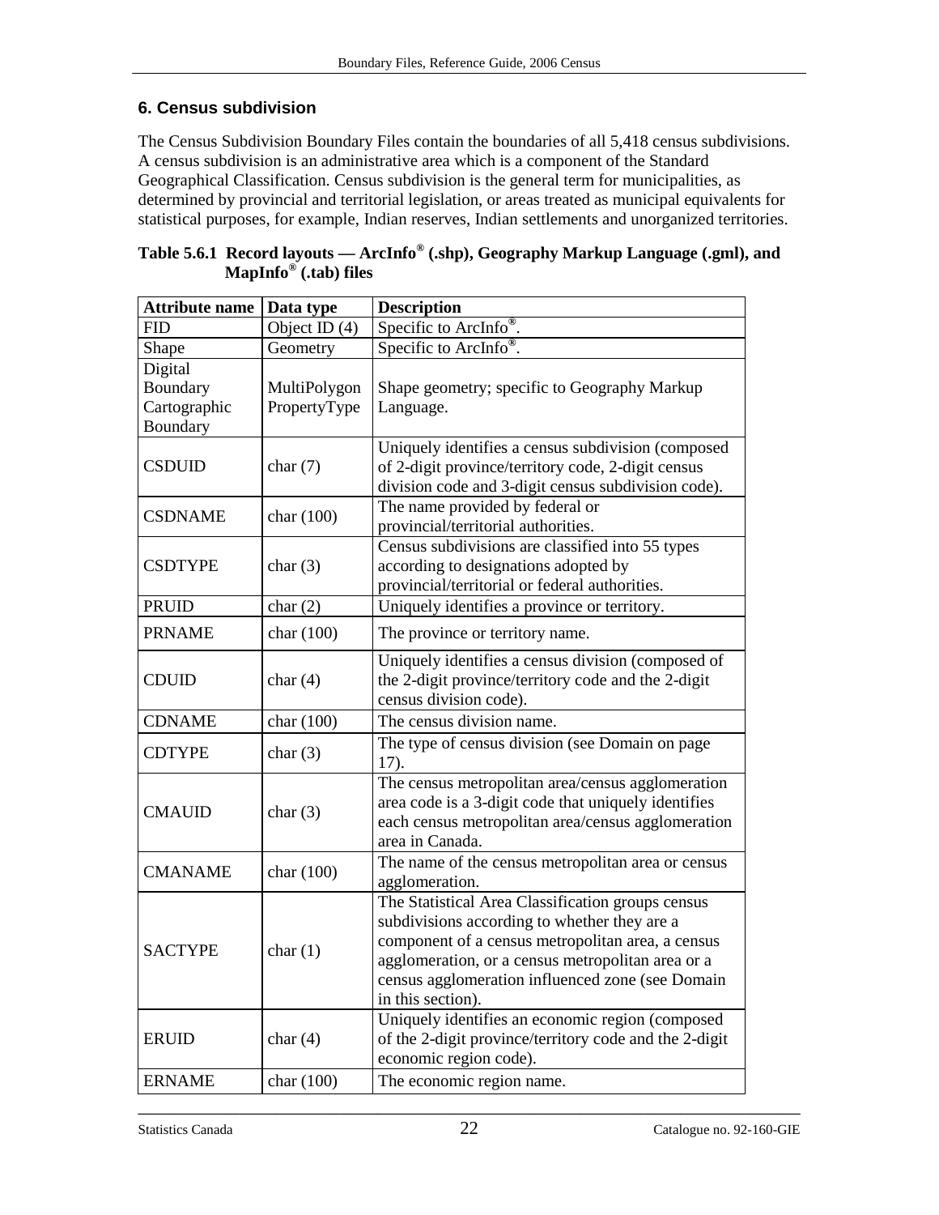## 6. Census subdivision

The Census Subdivision Boundary Files contain the boundaries of all 5,418 census subdivisions. A census subdivision is an administrative area which is a component of the Standard Geographical Classification. Census subdivision is the general term for municipalities, as determined by provincial and territorial legislation, or areas treated as municipal equivalents for statistical purposes, for example, Indian reserves, Indian settlements and unorganized territories.

**Table 5.6.1 Record layouts — ArcInfo® (.shp), Geography Markup Language (.gml), and MapInfo® (.tab) files**

| Attribute name | Data type | Description |
|---|---|---|
| FID | Object ID (4) | Specific to ArcInfo®. |
| Shape | Geometry | Specific to ArcInfo®. |
| Digital Boundary Cartographic Boundary | MultiPolygon PropertyType | Shape geometry; specific to Geography Markup Language. |
| CSDUID | char (7) | Uniquely identifies a census subdivision (composed of 2-digit province/territory code, 2-digit census division code and 3-digit census subdivision code). |
| CSDNAME | char (100) | The name provided by federal or provincial/territorial authorities. |
| CSDTYPE | char (3) | Census subdivisions are classified into 55 types according to designations adopted by provincial/territorial or federal authorities. |
| PRUID | char (2) | Uniquely identifies a province or territory. |
| PRNAME | char (100) | The province or territory name. |
| CDUID | char (4) | Uniquely identifies a census division (composed of the 2-digit province/territory code and the 2-digit census division code). |
| CDNAME | char (100) | The census division name. |
| CDTYPE | char (3) | The type of census division (see Domain on page 17). |
| CMAUID | char (3) | The census metropolitan area/census agglomeration area code is a 3-digit code that uniquely identifies each census metropolitan area/census agglomeration area in Canada. |
| CMANAME | char (100) | The name of the census metropolitan area or census agglomeration. |
| SACTYPE | char (1) | The Statistical Area Classification groups census subdivisions according to whether they are a component of a census metropolitan area, a census agglomeration, or a census metropolitan area or a census agglomeration influenced zone (see Domain in this section). |
| ERUID | char (4) | Uniquely identifies an economic region (composed of the 2-digit province/territory code and the 2-digit economic region code). |
| ERNAME | char (100) | The economic region name. |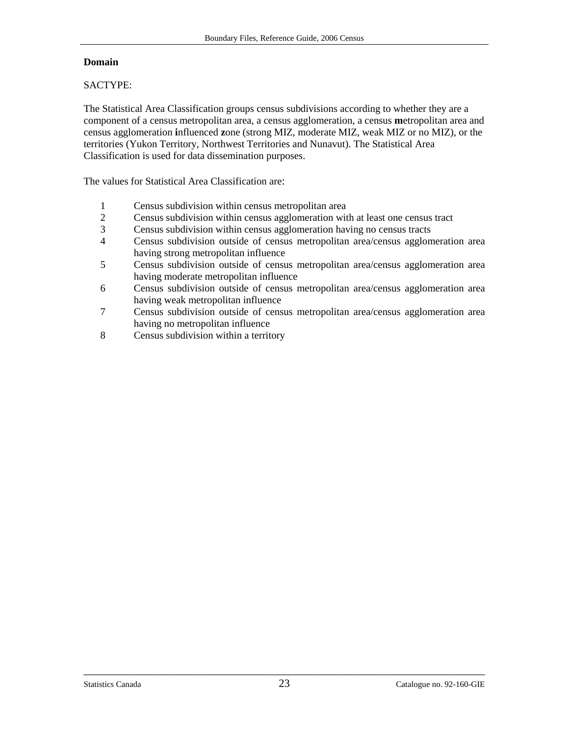**Domain**

SACTYPE:

The Statistical Area Classification groups census subdivisions according to whether they are a component of a census metropolitan area, a census agglomeration, a census **m**etropolitan area and census agglomeration **i**nfluenced **z**one (strong MIZ, moderate MIZ, weak MIZ or no MIZ), or the territories (Yukon Territory, Northwest Territories and Nunavut). The Statistical Area Classification is used for data dissemination purposes.

The values for Statistical Area Classification are:

| | |
|---|---|
| 1 | Census subdivision within census metropolitan area |
| 2 | Census subdivision within census agglomeration with at least one census tract |
| 3 | Census subdivision within census agglomeration having no census tracts |
| 4 | Census subdivision outside of census metropolitan area/census agglomeration area having strong metropolitan influence |
| 5 | Census subdivision outside of census metropolitan area/census agglomeration area having moderate metropolitan influence |
| 6 | Census subdivision outside of census metropolitan area/census agglomeration area having weak metropolitan influence |
| 7 | Census subdivision outside of census metropolitan area/census agglomeration area having no metropolitan influence |
| 8 | Census subdivision within a territory |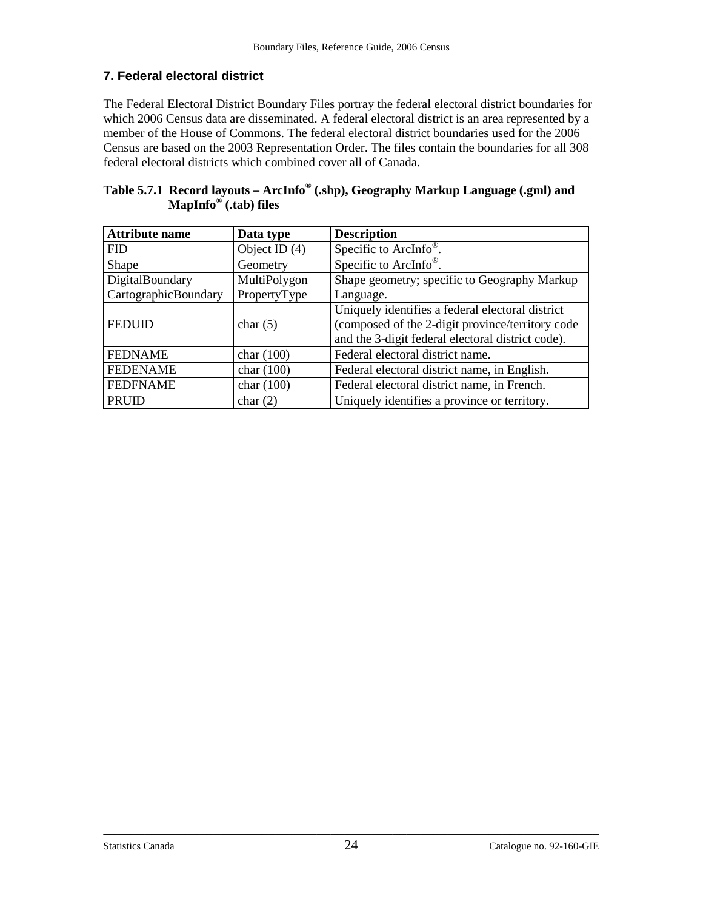## 7. Federal electoral district

The Federal Electoral District Boundary Files portray the federal electoral district boundaries for which 2006 Census data are disseminated. A federal electoral district is an area represented by a member of the House of Commons. The federal electoral district boundaries used for the 2006 Census are based on the 2003 Representation Order. The files contain the boundaries for all 308 federal electoral districts which combined cover all of Canada.

**Table 5.7.1 Record layouts – ArcInfo® (.shp), Geography Markup Language (.gml) and MapInfo® (.tab) files**

| Attribute name | Data type | Description |
|---|---|---|
| FID | Object ID (4) | Specific to ArcInfo®. |
| Shape | Geometry | Specific to ArcInfo®. |
| DigitalBoundary CartographicBoundary | MultiPolygon PropertyType | Shape geometry; specific to Geography Markup Language. |
| FEDUID | char (5) | Uniquely identifies a federal electoral district (composed of the 2-digit province/territory code and the 3-digit federal electoral district code). |
| FEDNAME | char (100) | Federal electoral district name. |
| FEDENAME | char (100) | Federal electoral district name, in English. |
| FEDFNAME | char (100) | Federal electoral district name, in French. |
| PRUID | char (2) | Uniquely identifies a province or territory. |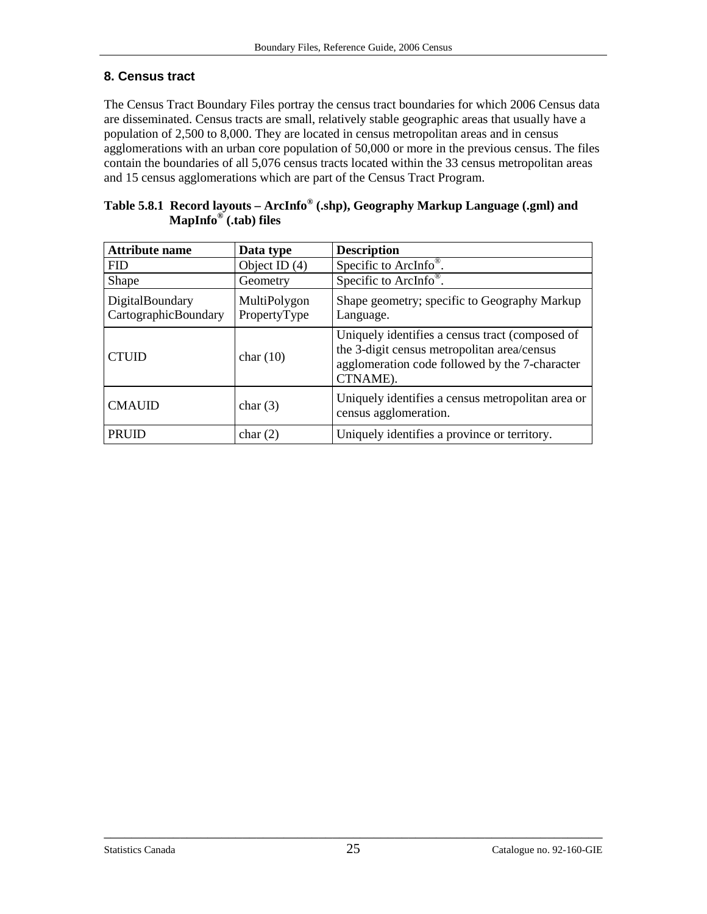## 8. Census tract

The Census Tract Boundary Files portray the census tract boundaries for which 2006 Census data are disseminated. Census tracts are small, relatively stable geographic areas that usually have a population of 2,500 to 8,000. They are located in census metropolitan areas and in census agglomerations with an urban core population of 50,000 or more in the previous census. The files contain the boundaries of all 5,076 census tracts located within the 33 census metropolitan areas and 15 census agglomerations which are part of the Census Tract Program.

**Table 5.8.1 Record layouts – ArcInfo® (.shp), Geography Markup Language (.gml) and MapInfo® (.tab) files**

| Attribute name | Data type | Description |
|---|---|---|
| FID | Object ID (4) | Specific to ArcInfo®. |
| Shape | Geometry | Specific to ArcInfo®. |
| DigitalBoundary CartographicBoundary | MultiPolygon PropertyType | Shape geometry; specific to Geography Markup Language. |
| CTUID | char (10) | Uniquely identifies a census tract (composed of the 3-digit census metropolitan area/census agglomeration code followed by the 7-character CTNAME). |
| CMAUID | char (3) | Uniquely identifies a census metropolitan area or census agglomeration. |
| PRUID | char (2) | Uniquely identifies a province or territory. |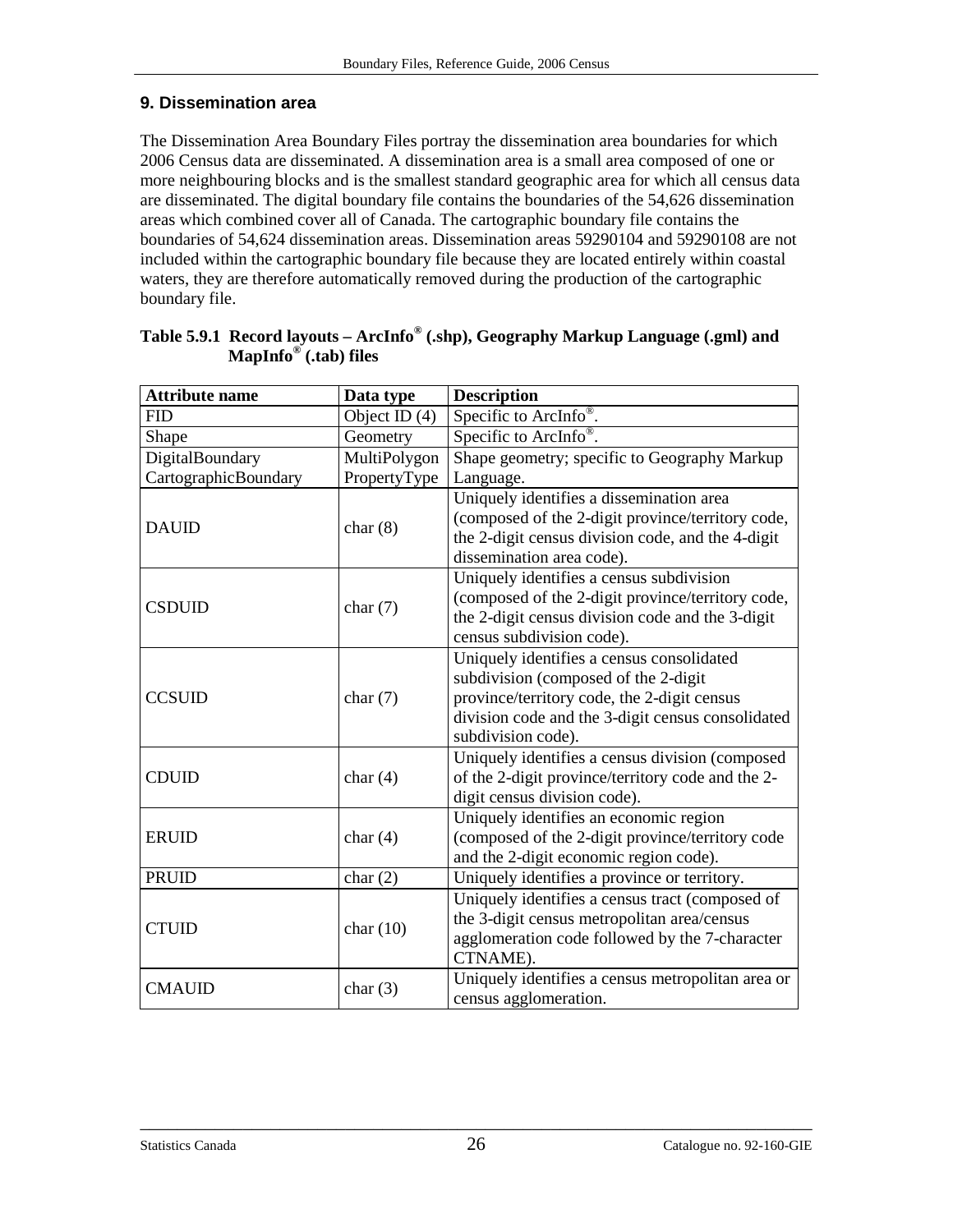## 9. Dissemination area

The Dissemination Area Boundary Files portray the dissemination area boundaries for which 2006 Census data are disseminated. A dissemination area is a small area composed of one or more neighbouring blocks and is the smallest standard geographic area for which all census data are disseminated. The digital boundary file contains the boundaries of the 54,626 dissemination areas which combined cover all of Canada. The cartographic boundary file contains the boundaries of 54,624 dissemination areas. Dissemination areas 59290104 and 59290108 are not included within the cartographic boundary file because they are located entirely within coastal waters, they are therefore automatically removed during the production of the cartographic boundary file.

**Table 5.9.1 Record layouts – ArcInfo® (.shp), Geography Markup Language (.gml) and MapInfo® (.tab) files**

| Attribute name | Data type | Description |
|---|---|---|
| FID | Object ID (4) | Specific to ArcInfo®. |
| Shape | Geometry | Specific to ArcInfo®. |
| DigitalBoundary CartographicBoundary | MultiPolygon PropertyType | Shape geometry; specific to Geography Markup Language. |
| DAUID | char (8) | Uniquely identifies a dissemination area (composed of the 2-digit province/territory code, the 2-digit census division code, and the 4-digit dissemination area code). |
| CSDUID | char (7) | Uniquely identifies a census subdivision (composed of the 2-digit province/territory code, the 2-digit census division code and the 3-digit census subdivision code). |
| CCSUID | char (7) | Uniquely identifies a census consolidated subdivision (composed of the 2-digit province/territory code, the 2-digit census division code and the 3-digit census consolidated subdivision code). |
| CDUID | char (4) | Uniquely identifies a census division (composed of the 2-digit province/territory code and the 2-digit census division code). |
| ERUID | char (4) | Uniquely identifies an economic region (composed of the 2-digit province/territory code and the 2-digit economic region code). |
| PRUID | char (2) | Uniquely identifies a province or territory. |
| CTUID | char (10) | Uniquely identifies a census tract (composed of the 3-digit census metropolitan area/census agglomeration code followed by the 7-character CTNAME). |
| CMAUID | char (3) | Uniquely identifies a census metropolitan area or census agglomeration. |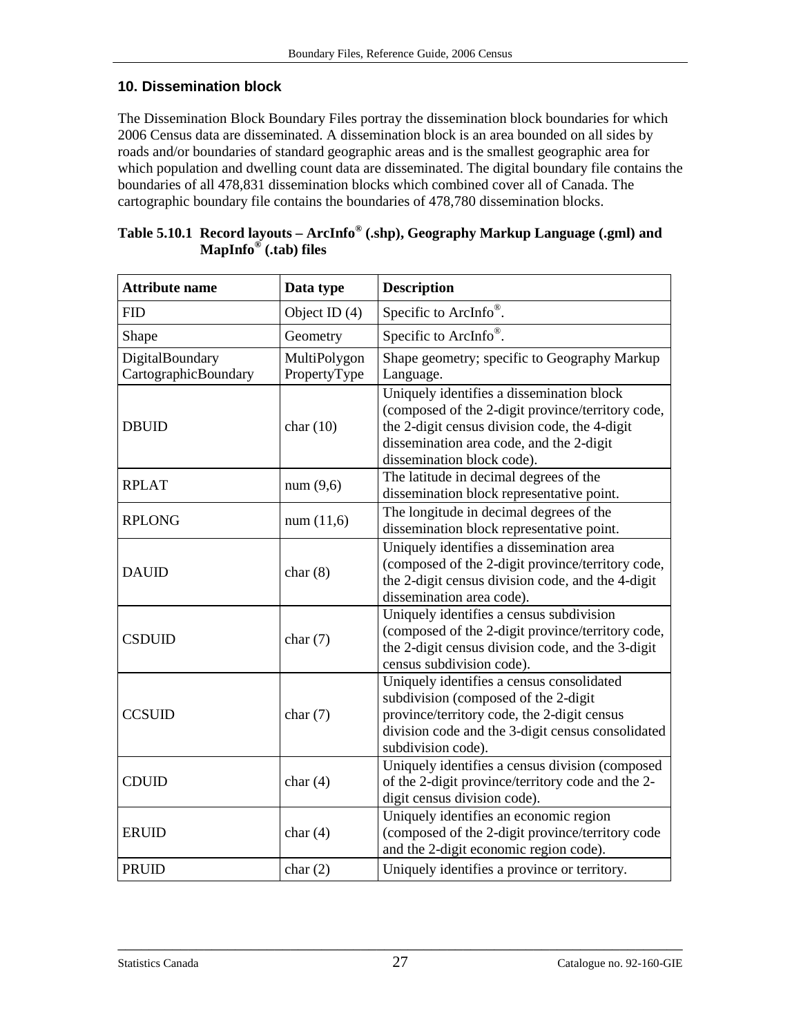## 10. Dissemination block

The Dissemination Block Boundary Files portray the dissemination block boundaries for which 2006 Census data are disseminated. A dissemination block is an area bounded on all sides by roads and/or boundaries of standard geographic areas and is the smallest geographic area for which population and dwelling count data are disseminated. The digital boundary file contains the boundaries of all 478,831 dissemination blocks which combined cover all of Canada. The cartographic boundary file contains the boundaries of 478,780 dissemination blocks.

**Table 5.10.1 Record layouts – ArcInfo® (.shp), Geography Markup Language (.gml) and MapInfo® (.tab) files**

| Attribute name | Data type | Description |
|---|---|---|
| FID | Object ID (4) | Specific to ArcInfo®. |
| Shape | Geometry | Specific to ArcInfo®. |
| DigitalBoundary CartographicBoundary | MultiPolygon PropertyType | Shape geometry; specific to Geography Markup Language. |
| DBUID | char (10) | Uniquely identifies a dissemination block (composed of the 2-digit province/territory code, the 2-digit census division code, the 4-digit dissemination area code, and the 2-digit dissemination block code). |
| RPLAT | num (9,6) | The latitude in decimal degrees of the dissemination block representative point. |
| RPLONG | num (11,6) | The longitude in decimal degrees of the dissemination block representative point. |
| DAUID | char (8) | Uniquely identifies a dissemination area (composed of the 2-digit province/territory code, the 2-digit census division code, and the 4-digit dissemination area code). |
| CSDUID | char (7) | Uniquely identifies a census subdivision (composed of the 2-digit province/territory code, the 2-digit census division code, and the 3-digit census subdivision code). |
| CCSUID | char (7) | Uniquely identifies a census consolidated subdivision (composed of the 2-digit province/territory code, the 2-digit census division code and the 3-digit census consolidated subdivision code). |
| CDUID | char (4) | Uniquely identifies a census division (composed of the 2-digit province/territory code and the 2-digit census division code). |
| ERUID | char (4) | Uniquely identifies an economic region (composed of the 2-digit province/territory code and the 2-digit economic region code). |
| PRUID | char (2) | Uniquely identifies a province or territory. |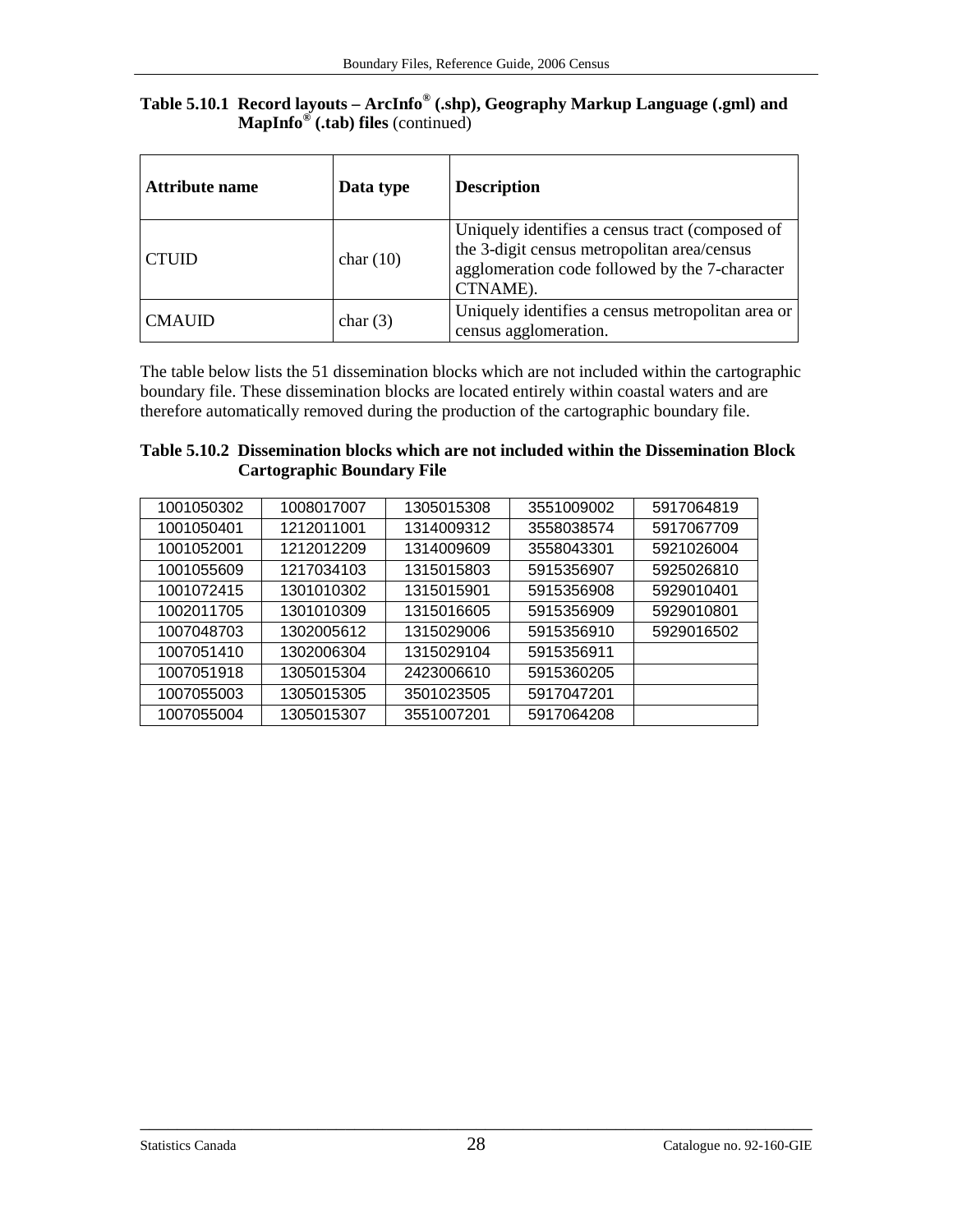**Table 5.10.1 Record layouts – ArcInfo® (.shp), Geography Markup Language (.gml) and MapInfo® (.tab) files** (continued)

| Attribute name | Data type | Description |
|---|---|---|
| CTUID | char (10) | Uniquely identifies a census tract (composed of the 3-digit census metropolitan area/census agglomeration code followed by the 7-character CTNAME). |
| CMAUID | char (3) | Uniquely identifies a census metropolitan area or census agglomeration. |

The table below lists the 51 dissemination blocks which are not included within the cartographic boundary file. These dissemination blocks are located entirely within coastal waters and are therefore automatically removed during the production of the cartographic boundary file.

**Table 5.10.2 Dissemination blocks which are not included within the Dissemination Block Cartographic Boundary File**

| | | | | |
|---|---|---|---|---|
| 1001050302 | 1008017007 | 1305015308 | 3551009002 | 5917064819 |
| 1001050401 | 1212011001 | 1314009312 | 3558038574 | 5917067709 |
| 1001052001 | 1212012209 | 1314009609 | 3558043301 | 5921026004 |
| 1001055609 | 1217034103 | 1315015803 | 5915356907 | 5925026810 |
| 1001072415 | 1301010302 | 1315015901 | 5915356908 | 5929010401 |
| 1002011705 | 1301010309 | 1315016605 | 5915356909 | 5929010801 |
| 1007048703 | 1302005612 | 1315029006 | 5915356910 | 5929016502 |
| 1007051410 | 1302006304 | 1315029104 | 5915356911 | |
| 1007051918 | 1305015304 | 2423006610 | 5915360205 | |
| 1007055003 | 1305015305 | 3501023505 | 5917047201 | |
| 1007055004 | 1305015307 | 3551007201 | 5917064208 | |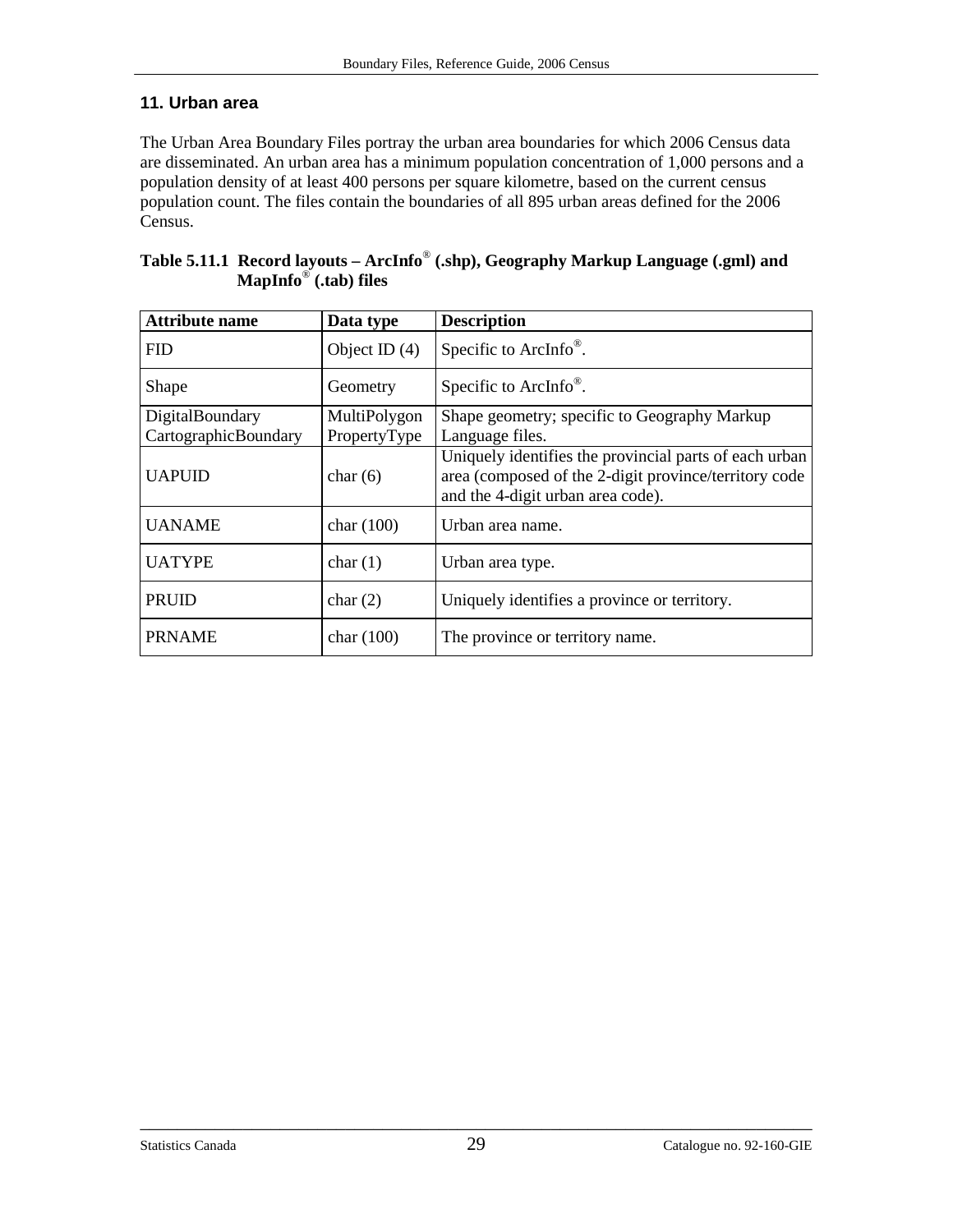## 11. Urban area

The Urban Area Boundary Files portray the urban area boundaries for which 2006 Census data are disseminated. An urban area has a minimum population concentration of 1,000 persons and a population density of at least 400 persons per square kilometre, based on the current census population count. The files contain the boundaries of all 895 urban areas defined for the 2006 Census.

**Table 5.11.1 Record layouts – ArcInfo® (.shp), Geography Markup Language (.gml) and MapInfo® (.tab) files**

| Attribute name | Data type | Description |
|---|---|---|
| FID | Object ID (4) | Specific to ArcInfo®. |
| Shape | Geometry | Specific to ArcInfo®. |
| DigitalBoundary CartographicBoundary | MultiPolygon PropertyType | Shape geometry; specific to Geography Markup Language files. |
| UAPUID | char (6) | Uniquely identifies the provincial parts of each urban area (composed of the 2-digit province/territory code and the 4-digit urban area code). |
| UANAME | char (100) | Urban area name. |
| UATYPE | char (1) | Urban area type. |
| PRUID | char (2) | Uniquely identifies a province or territory. |
| PRNAME | char (100) | The province or territory name. |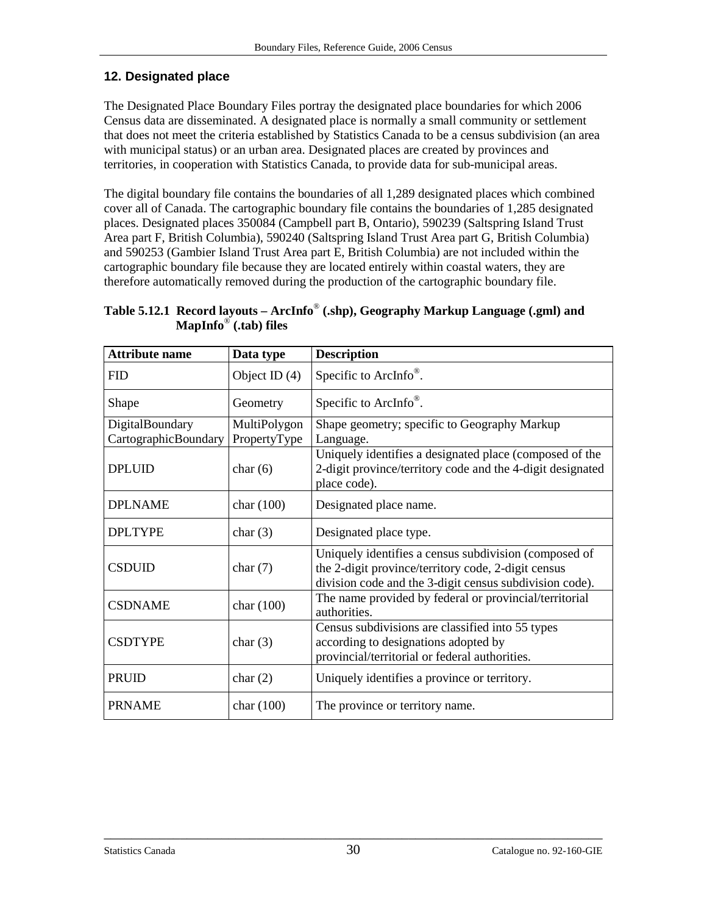## 12. Designated place

The Designated Place Boundary Files portray the designated place boundaries for which 2006 Census data are disseminated. A designated place is normally a small community or settlement that does not meet the criteria established by Statistics Canada to be a census subdivision (an area with municipal status) or an urban area. Designated places are created by provinces and territories, in cooperation with Statistics Canada, to provide data for sub-municipal areas.

The digital boundary file contains the boundaries of all 1,289 designated places which combined cover all of Canada. The cartographic boundary file contains the boundaries of 1,285 designated places. Designated places 350084 (Campbell part B, Ontario), 590239 (Saltspring Island Trust Area part F, British Columbia), 590240 (Saltspring Island Trust Area part G, British Columbia) and 590253 (Gambier Island Trust Area part E, British Columbia) are not included within the cartographic boundary file because they are located entirely within coastal waters, they are therefore automatically removed during the production of the cartographic boundary file.

**Table 5.12.1 Record layouts – ArcInfo® (.shp), Geography Markup Language (.gml) and MapInfo® (.tab) files**

| Attribute name | Data type | Description |
|---|---|---|
| FID | Object ID (4) | Specific to ArcInfo®. |
| Shape | Geometry | Specific to ArcInfo®. |
| DigitalBoundary CartographicBoundary | MultiPolygon PropertyType | Shape geometry; specific to Geography Markup Language. |
| DPLUID | char (6) | Uniquely identifies a designated place (composed of the 2-digit province/territory code and the 4-digit designated place code). |
| DPLNAME | char (100) | Designated place name. |
| DPLTYPE | char (3) | Designated place type. |
| CSDUID | char (7) | Uniquely identifies a census subdivision (composed of the 2-digit province/territory code, 2-digit census division code and the 3-digit census subdivision code). |
| CSDNAME | char (100) | The name provided by federal or provincial/territorial authorities. |
| CSDTYPE | char (3) | Census subdivisions are classified into 55 types according to designations adopted by provincial/territorial or federal authorities. |
| PRUID | char (2) | Uniquely identifies a province or territory. |
| PRNAME | char (100) | The province or territory name. |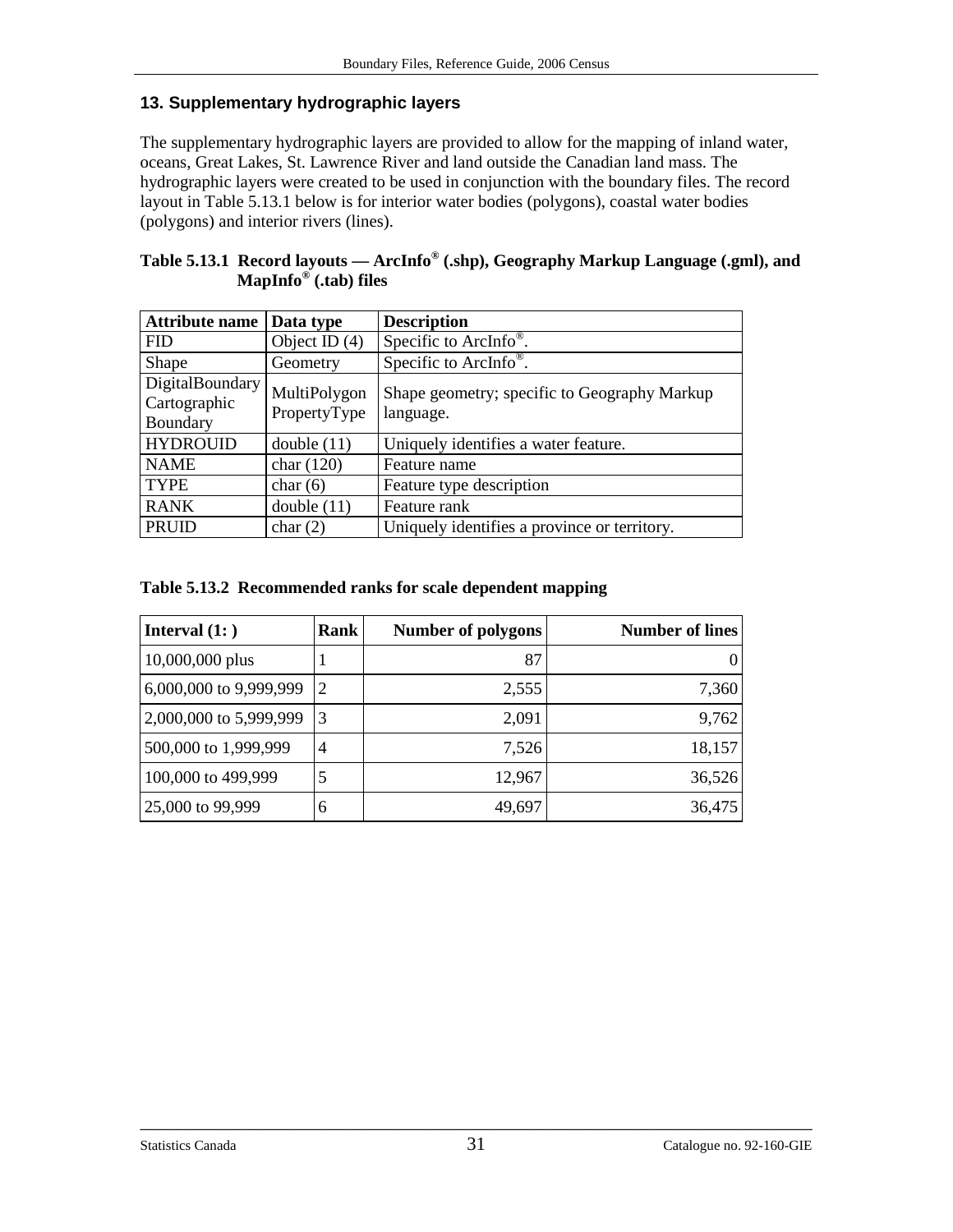## 13. Supplementary hydrographic layers

The supplementary hydrographic layers are provided to allow for the mapping of inland water, oceans, Great Lakes, St. Lawrence River and land outside the Canadian land mass. The hydrographic layers were created to be used in conjunction with the boundary files. The record layout in Table 5.13.1 below is for interior water bodies (polygons), coastal water bodies (polygons) and interior rivers (lines).

**Table 5.13.1 Record layouts — ArcInfo® (.shp), Geography Markup Language (.gml), and MapInfo® (.tab) files**

| Attribute name | Data type | Description |
|---|---|---|
| FID | Object ID (4) | Specific to ArcInfo®. |
| Shape | Geometry | Specific to ArcInfo®. |
| DigitalBoundary Cartographic Boundary | MultiPolygon PropertyType | Shape geometry; specific to Geography Markup language. |
| HYDROUID | double (11) | Uniquely identifies a water feature. |
| NAME | char (120) | Feature name |
| TYPE | char (6) | Feature type description |
| RANK | double (11) | Feature rank |
| PRUID | char (2) | Uniquely identifies a province or territory. |

**Table 5.13.2 Recommended ranks for scale dependent mapping**

| Interval (1: ) | Rank | Number of polygons | Number of lines |
|---|---|---:|---:|
| 10,000,000 plus | 1 | 87 | 0 |
| 6,000,000 to 9,999,999 | 2 | 2,555 | 7,360 |
| 2,000,000 to 5,999,999 | 3 | 2,091 | 9,762 |
| 500,000 to 1,999,999 | 4 | 7,526 | 18,157 |
| 100,000 to 499,999 | 5 | 12,967 | 36,526 |
| 25,000 to 99,999 | 6 | 49,697 | 36,475 |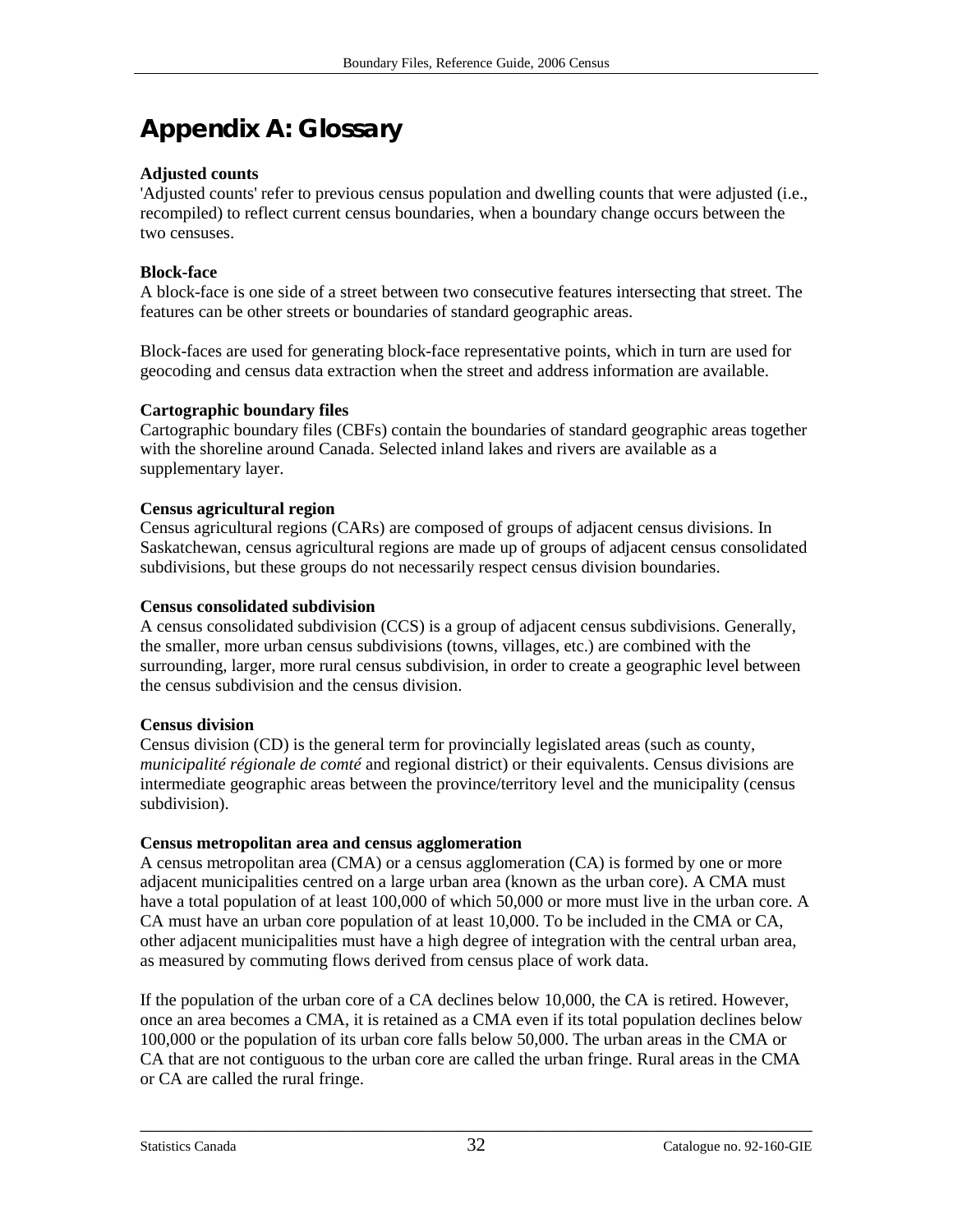# Appendix A: Glossary

**Adjusted counts**

'Adjusted counts' refer to previous census population and dwelling counts that were adjusted (i.e., recompiled) to reflect current census boundaries, when a boundary change occurs between the two censuses.

**Block-face**

A block-face is one side of a street between two consecutive features intersecting that street. The features can be other streets or boundaries of standard geographic areas.

Block-faces are used for generating block-face representative points, which in turn are used for geocoding and census data extraction when the street and address information are available.

**Cartographic boundary files**

Cartographic boundary files (CBFs) contain the boundaries of standard geographic areas together with the shoreline around Canada. Selected inland lakes and rivers are available as a supplementary layer.

**Census agricultural region**

Census agricultural regions (CARs) are composed of groups of adjacent census divisions. In Saskatchewan, census agricultural regions are made up of groups of adjacent census consolidated subdivisions, but these groups do not necessarily respect census division boundaries.

**Census consolidated subdivision**

A census consolidated subdivision (CCS) is a group of adjacent census subdivisions. Generally, the smaller, more urban census subdivisions (towns, villages, etc.) are combined with the surrounding, larger, more rural census subdivision, in order to create a geographic level between the census subdivision and the census division.

**Census division**

Census division (CD) is the general term for provincially legislated areas (such as county, *municipalité régionale de comté* and regional district) or their equivalents. Census divisions are intermediate geographic areas between the province/territory level and the municipality (census subdivision).

**Census metropolitan area and census agglomeration**

A census metropolitan area (CMA) or a census agglomeration (CA) is formed by one or more adjacent municipalities centred on a large urban area (known as the urban core). A CMA must have a total population of at least 100,000 of which 50,000 or more must live in the urban core. A CA must have an urban core population of at least 10,000. To be included in the CMA or CA, other adjacent municipalities must have a high degree of integration with the central urban area, as measured by commuting flows derived from census place of work data.

If the population of the urban core of a CA declines below 10,000, the CA is retired. However, once an area becomes a CMA, it is retained as a CMA even if its total population declines below 100,000 or the population of its urban core falls below 50,000. The urban areas in the CMA or CA that are not contiguous to the urban core are called the urban fringe. Rural areas in the CMA or CA are called the rural fringe.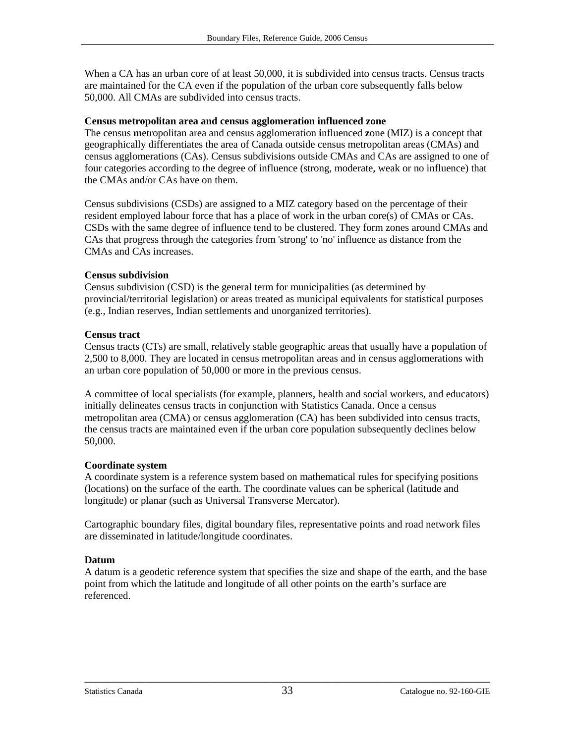When a CA has an urban core of at least 50,000, it is subdivided into census tracts. Census tracts are maintained for the CA even if the population of the urban core subsequently falls below 50,000. All CMAs are subdivided into census tracts.

**Census metropolitan area and census agglomeration influenced zone**

The census **m**etropolitan area and census agglomeration **i**nfluenced **z**one (MIZ) is a concept that geographically differentiates the area of Canada outside census metropolitan areas (CMAs) and census agglomerations (CAs). Census subdivisions outside CMAs and CAs are assigned to one of four categories according to the degree of influence (strong, moderate, weak or no influence) that the CMAs and/or CAs have on them.

Census subdivisions (CSDs) are assigned to a MIZ category based on the percentage of their resident employed labour force that has a place of work in the urban core(s) of CMAs or CAs. CSDs with the same degree of influence tend to be clustered. They form zones around CMAs and CAs that progress through the categories from 'strong' to 'no' influence as distance from the CMAs and CAs increases.

**Census subdivision**

Census subdivision (CSD) is the general term for municipalities (as determined by provincial/territorial legislation) or areas treated as municipal equivalents for statistical purposes (e.g., Indian reserves, Indian settlements and unorganized territories).

**Census tract**

Census tracts (CTs) are small, relatively stable geographic areas that usually have a population of 2,500 to 8,000. They are located in census metropolitan areas and in census agglomerations with an urban core population of 50,000 or more in the previous census.

A committee of local specialists (for example, planners, health and social workers, and educators) initially delineates census tracts in conjunction with Statistics Canada. Once a census metropolitan area (CMA) or census agglomeration (CA) has been subdivided into census tracts, the census tracts are maintained even if the urban core population subsequently declines below 50,000.

**Coordinate system**

A coordinate system is a reference system based on mathematical rules for specifying positions (locations) on the surface of the earth. The coordinate values can be spherical (latitude and longitude) or planar (such as Universal Transverse Mercator).

Cartographic boundary files, digital boundary files, representative points and road network files are disseminated in latitude/longitude coordinates.

**Datum**

A datum is a geodetic reference system that specifies the size and shape of the earth, and the base point from which the latitude and longitude of all other points on the earth's surface are referenced.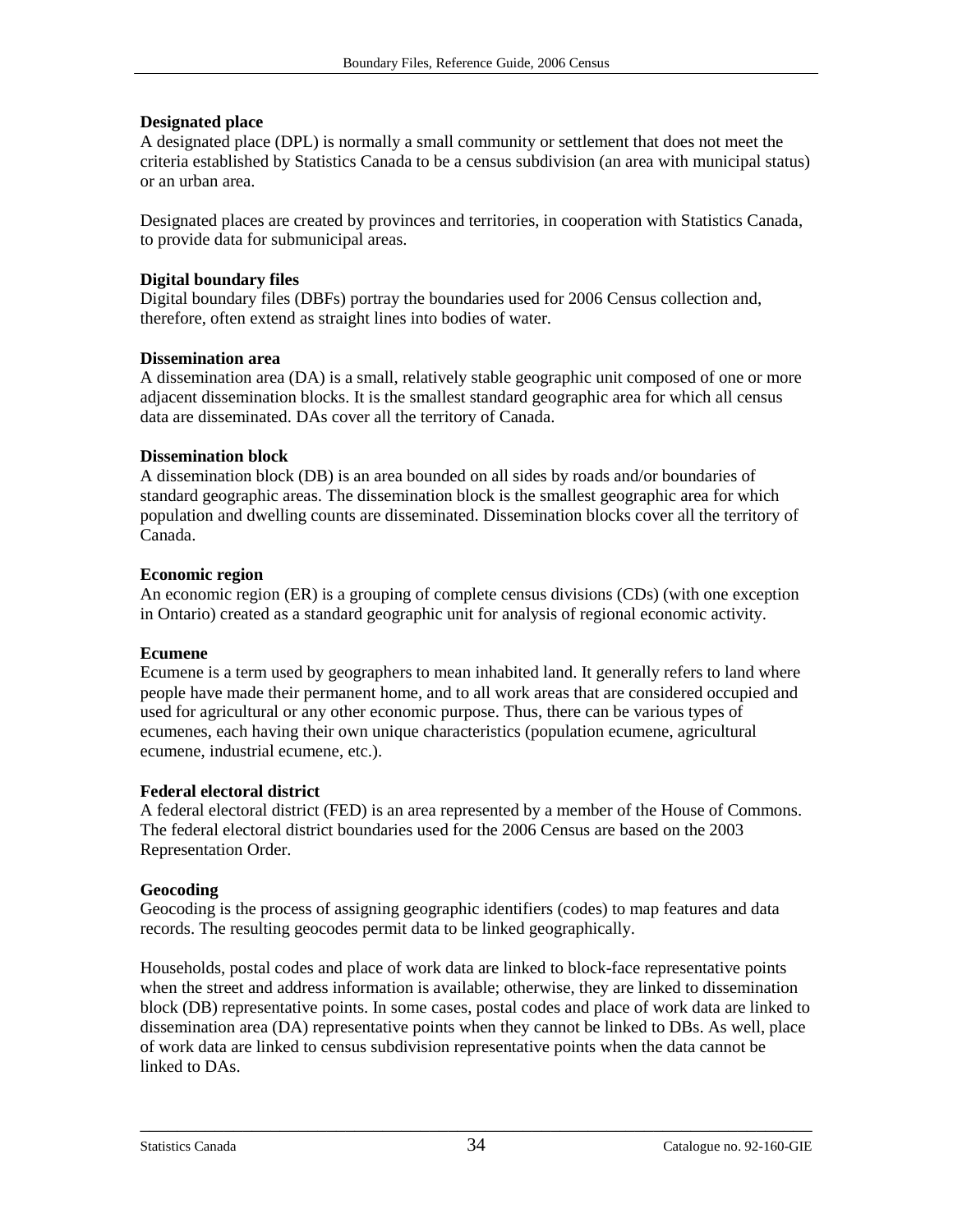**Designated place**

A designated place (DPL) is normally a small community or settlement that does not meet the criteria established by Statistics Canada to be a census subdivision (an area with municipal status) or an urban area.

Designated places are created by provinces and territories, in cooperation with Statistics Canada, to provide data for submunicipal areas.

**Digital boundary files**

Digital boundary files (DBFs) portray the boundaries used for 2006 Census collection and, therefore, often extend as straight lines into bodies of water.

**Dissemination area**

A dissemination area (DA) is a small, relatively stable geographic unit composed of one or more adjacent dissemination blocks. It is the smallest standard geographic area for which all census data are disseminated. DAs cover all the territory of Canada.

**Dissemination block**

A dissemination block (DB) is an area bounded on all sides by roads and/or boundaries of standard geographic areas. The dissemination block is the smallest geographic area for which population and dwelling counts are disseminated. Dissemination blocks cover all the territory of Canada.

**Economic region**

An economic region (ER) is a grouping of complete census divisions (CDs) (with one exception in Ontario) created as a standard geographic unit for analysis of regional economic activity.

**Ecumene**

Ecumene is a term used by geographers to mean inhabited land. It generally refers to land where people have made their permanent home, and to all work areas that are considered occupied and used for agricultural or any other economic purpose. Thus, there can be various types of ecumenes, each having their own unique characteristics (population ecumene, agricultural ecumene, industrial ecumene, etc.).

**Federal electoral district**

A federal electoral district (FED) is an area represented by a member of the House of Commons. The federal electoral district boundaries used for the 2006 Census are based on the 2003 Representation Order.

**Geocoding**

Geocoding is the process of assigning geographic identifiers (codes) to map features and data records. The resulting geocodes permit data to be linked geographically.

Households, postal codes and place of work data are linked to block-face representative points when the street and address information is available; otherwise, they are linked to dissemination block (DB) representative points. In some cases, postal codes and place of work data are linked to dissemination area (DA) representative points when they cannot be linked to DBs. As well, place of work data are linked to census subdivision representative points when the data cannot be linked to DAs.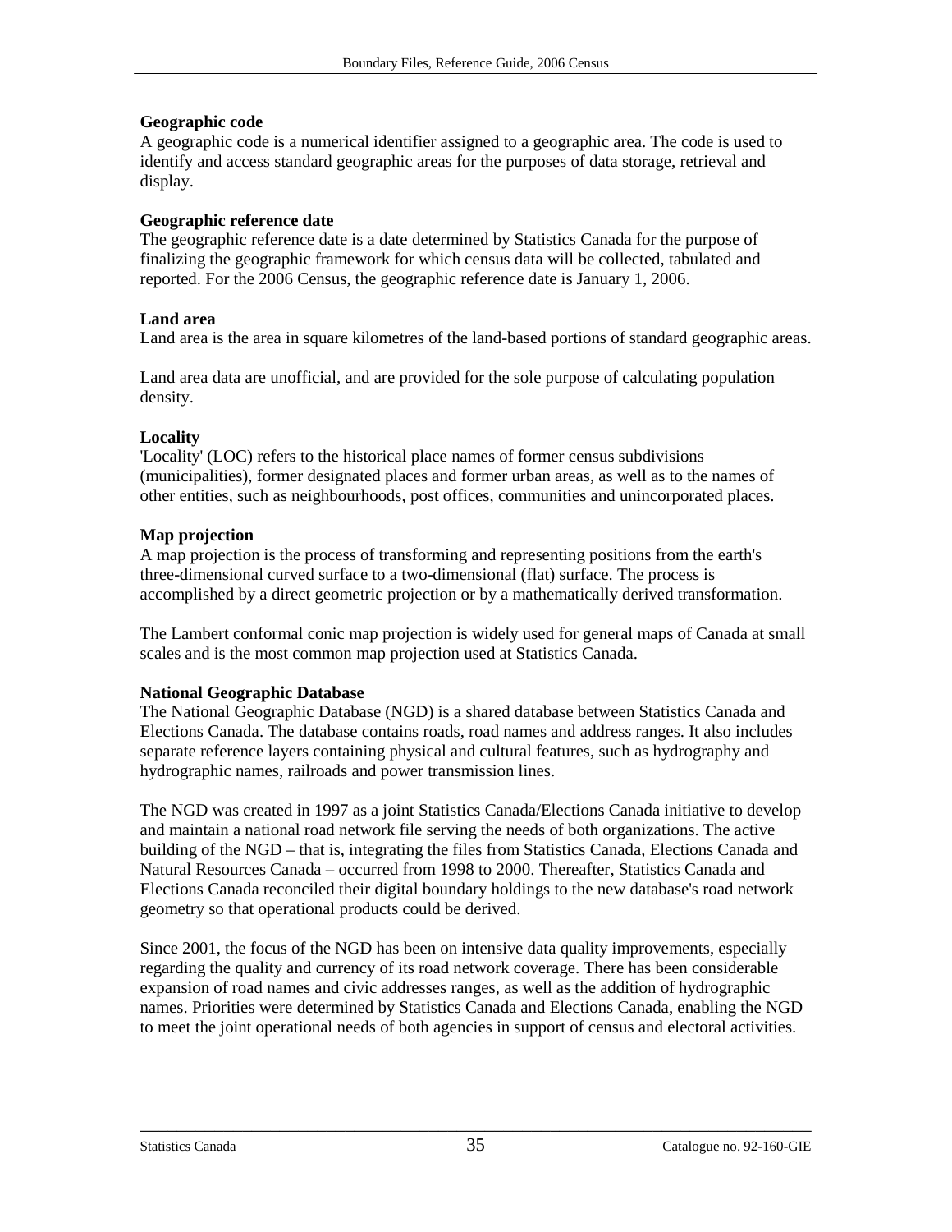**Geographic code**
A geographic code is a numerical identifier assigned to a geographic area. The code is used to identify and access standard geographic areas for the purposes of data storage, retrieval and display.

**Geographic reference date**
The geographic reference date is a date determined by Statistics Canada for the purpose of finalizing the geographic framework for which census data will be collected, tabulated and reported. For the 2006 Census, the geographic reference date is January 1, 2006.

**Land area**
Land area is the area in square kilometres of the land-based portions of standard geographic areas.

Land area data are unofficial, and are provided for the sole purpose of calculating population density.

**Locality**
'Locality' (LOC) refers to the historical place names of former census subdivisions (municipalities), former designated places and former urban areas, as well as to the names of other entities, such as neighbourhoods, post offices, communities and unincorporated places.

**Map projection**
A map projection is the process of transforming and representing positions from the earth's three-dimensional curved surface to a two-dimensional (flat) surface. The process is accomplished by a direct geometric projection or by a mathematically derived transformation.

The Lambert conformal conic map projection is widely used for general maps of Canada at small scales and is the most common map projection used at Statistics Canada.

**National Geographic Database**
The National Geographic Database (NGD) is a shared database between Statistics Canada and Elections Canada. The database contains roads, road names and address ranges. It also includes separate reference layers containing physical and cultural features, such as hydrography and hydrographic names, railroads and power transmission lines.

The NGD was created in 1997 as a joint Statistics Canada/Elections Canada initiative to develop and maintain a national road network file serving the needs of both organizations. The active building of the NGD – that is, integrating the files from Statistics Canada, Elections Canada and Natural Resources Canada – occurred from 1998 to 2000. Thereafter, Statistics Canada and Elections Canada reconciled their digital boundary holdings to the new database's road network geometry so that operational products could be derived.

Since 2001, the focus of the NGD has been on intensive data quality improvements, especially regarding the quality and currency of its road network coverage. There has been considerable expansion of road names and civic addresses ranges, as well as the addition of hydrographic names. Priorities were determined by Statistics Canada and Elections Canada, enabling the NGD to meet the joint operational needs of both agencies in support of census and electoral activities.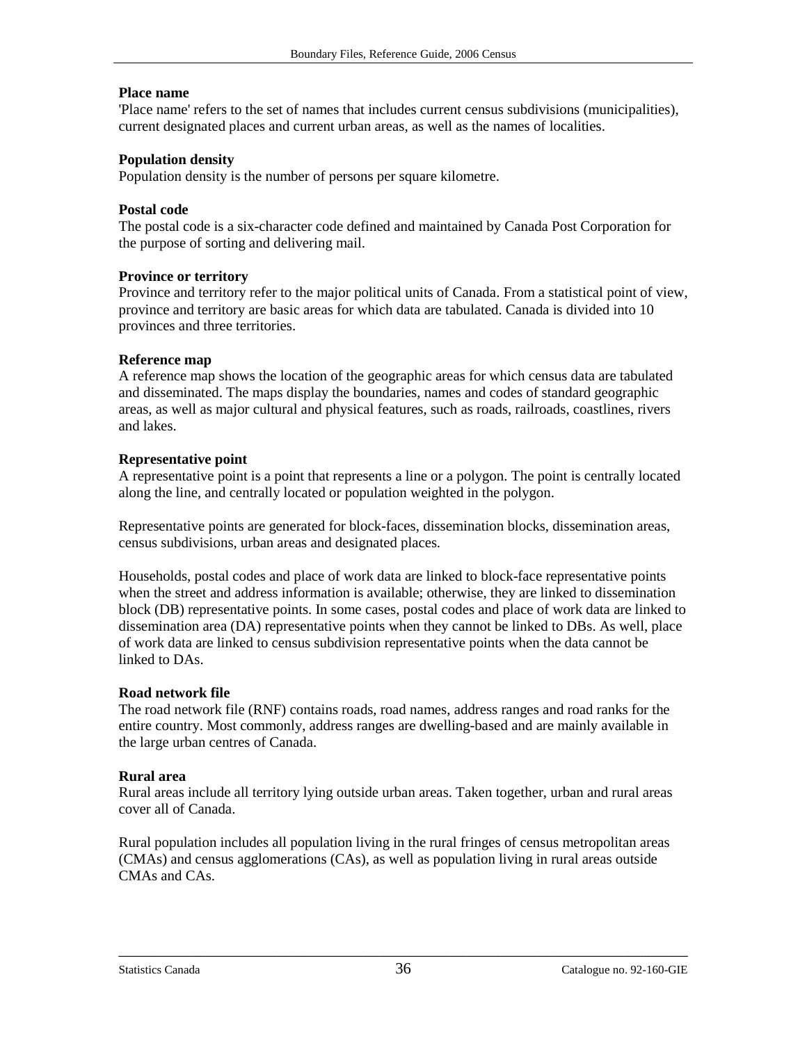**Place name**
'Place name' refers to the set of names that includes current census subdivisions (municipalities), current designated places and current urban areas, as well as the names of localities.

**Population density**
Population density is the number of persons per square kilometre.

**Postal code**
The postal code is a six-character code defined and maintained by Canada Post Corporation for the purpose of sorting and delivering mail.

**Province or territory**
Province and territory refer to the major political units of Canada. From a statistical point of view, province and territory are basic areas for which data are tabulated. Canada is divided into 10 provinces and three territories.

**Reference map**
A reference map shows the location of the geographic areas for which census data are tabulated and disseminated. The maps display the boundaries, names and codes of standard geographic areas, as well as major cultural and physical features, such as roads, railroads, coastlines, rivers and lakes.

**Representative point**
A representative point is a point that represents a line or a polygon. The point is centrally located along the line, and centrally located or population weighted in the polygon.

Representative points are generated for block-faces, dissemination blocks, dissemination areas, census subdivisions, urban areas and designated places.

Households, postal codes and place of work data are linked to block-face representative points when the street and address information is available; otherwise, they are linked to dissemination block (DB) representative points. In some cases, postal codes and place of work data are linked to dissemination area (DA) representative points when they cannot be linked to DBs. As well, place of work data are linked to census subdivision representative points when the data cannot be linked to DAs.

**Road network file**
The road network file (RNF) contains roads, road names, address ranges and road ranks for the entire country. Most commonly, address ranges are dwelling-based and are mainly available in the large urban centres of Canada.

**Rural area**
Rural areas include all territory lying outside urban areas. Taken together, urban and rural areas cover all of Canada.

Rural population includes all population living in the rural fringes of census metropolitan areas (CMAs) and census agglomerations (CAs), as well as population living in rural areas outside CMAs and CAs.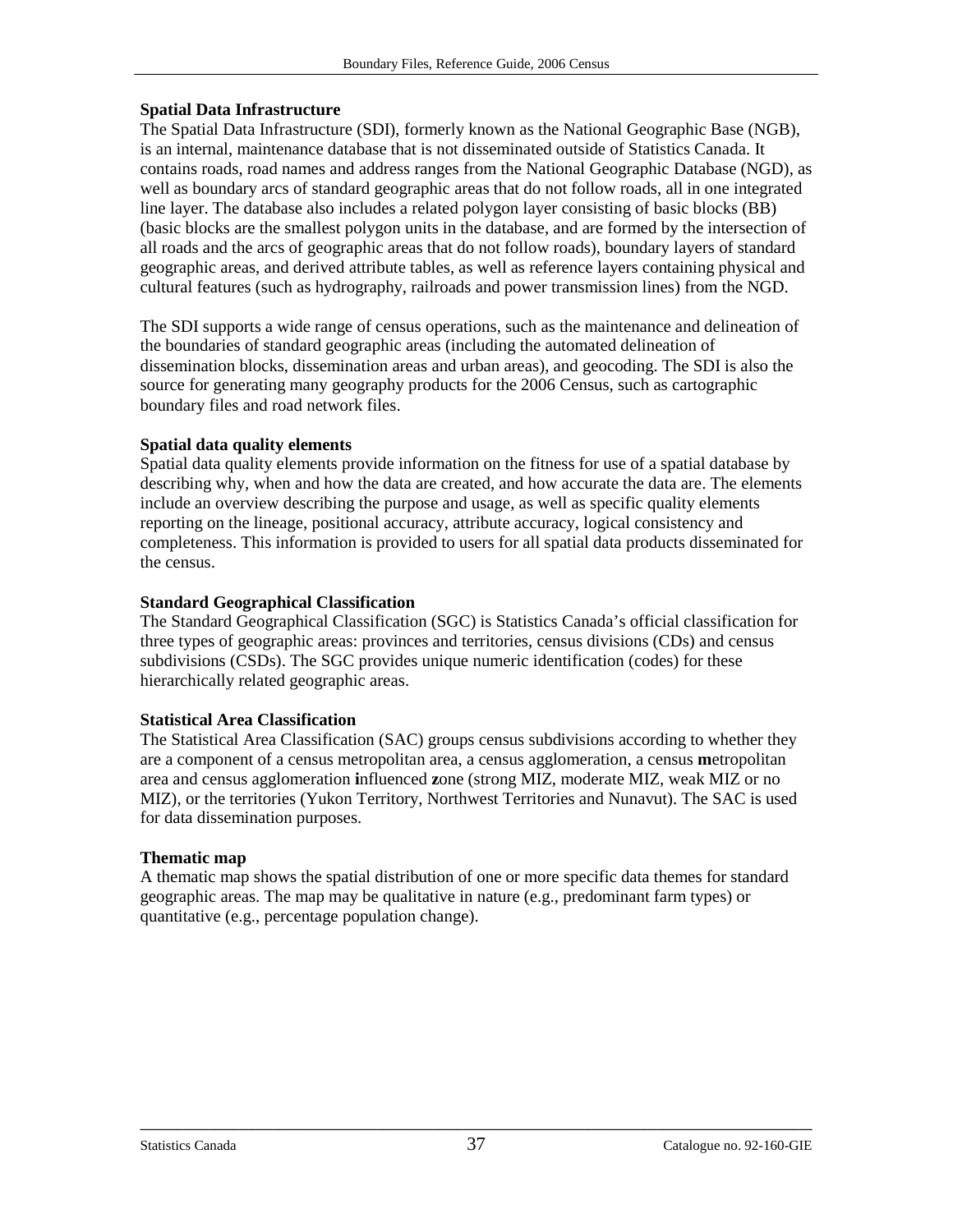**Spatial Data Infrastructure**

The Spatial Data Infrastructure (SDI), formerly known as the National Geographic Base (NGB), is an internal, maintenance database that is not disseminated outside of Statistics Canada. It contains roads, road names and address ranges from the National Geographic Database (NGD), as well as boundary arcs of standard geographic areas that do not follow roads, all in one integrated line layer. The database also includes a related polygon layer consisting of basic blocks (BB) (basic blocks are the smallest polygon units in the database, and are formed by the intersection of all roads and the arcs of geographic areas that do not follow roads), boundary layers of standard geographic areas, and derived attribute tables, as well as reference layers containing physical and cultural features (such as hydrography, railroads and power transmission lines) from the NGD.

The SDI supports a wide range of census operations, such as the maintenance and delineation of the boundaries of standard geographic areas (including the automated delineation of dissemination blocks, dissemination areas and urban areas), and geocoding. The SDI is also the source for generating many geography products for the 2006 Census, such as cartographic boundary files and road network files.

**Spatial data quality elements**

Spatial data quality elements provide information on the fitness for use of a spatial database by describing why, when and how the data are created, and how accurate the data are. The elements include an overview describing the purpose and usage, as well as specific quality elements reporting on the lineage, positional accuracy, attribute accuracy, logical consistency and completeness. This information is provided to users for all spatial data products disseminated for the census.

**Standard Geographical Classification**

The Standard Geographical Classification (SGC) is Statistics Canada's official classification for three types of geographic areas: provinces and territories, census divisions (CDs) and census subdivisions (CSDs). The SGC provides unique numeric identification (codes) for these hierarchically related geographic areas.

**Statistical Area Classification**

The Statistical Area Classification (SAC) groups census subdivisions according to whether they are a component of a census metropolitan area, a census agglomeration, a census **m**etropolitan area and census agglomeration **i**nfluenced **z**one (strong MIZ, moderate MIZ, weak MIZ or no MIZ), or the territories (Yukon Territory, Northwest Territories and Nunavut). The SAC is used for data dissemination purposes.

**Thematic map**

A thematic map shows the spatial distribution of one or more specific data themes for standard geographic areas. The map may be qualitative in nature (e.g., predominant farm types) or quantitative (e.g., percentage population change).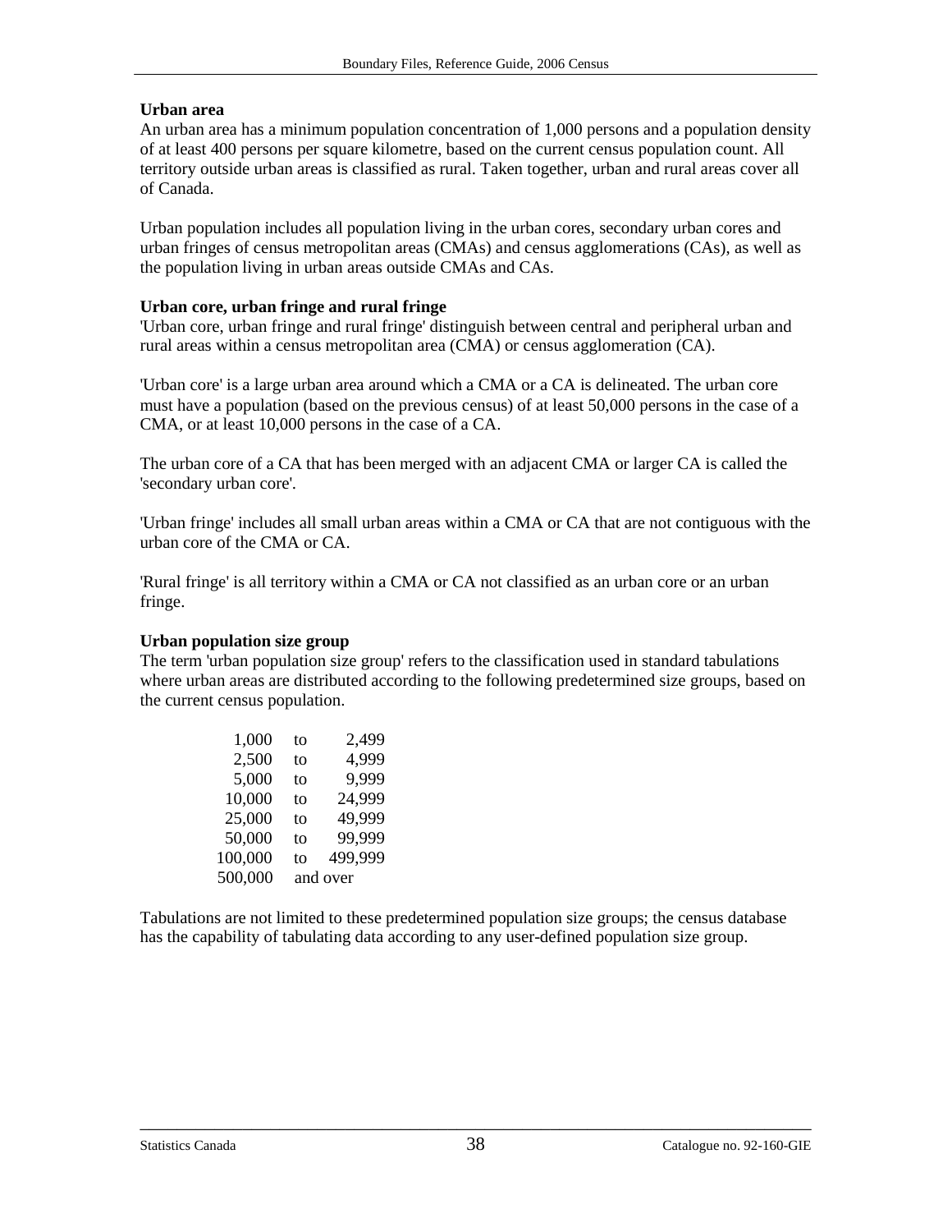**Urban area**

An urban area has a minimum population concentration of 1,000 persons and a population density of at least 400 persons per square kilometre, based on the current census population count. All territory outside urban areas is classified as rural. Taken together, urban and rural areas cover all of Canada.

Urban population includes all population living in the urban cores, secondary urban cores and urban fringes of census metropolitan areas (CMAs) and census agglomerations (CAs), as well as the population living in urban areas outside CMAs and CAs.

**Urban core, urban fringe and rural fringe**

'Urban core, urban fringe and rural fringe' distinguish between central and peripheral urban and rural areas within a census metropolitan area (CMA) or census agglomeration (CA).

'Urban core' is a large urban area around which a CMA or a CA is delineated. The urban core must have a population (based on the previous census) of at least 50,000 persons in the case of a CMA, or at least 10,000 persons in the case of a CA.

The urban core of a CA that has been merged with an adjacent CMA or larger CA is called the 'secondary urban core'.

'Urban fringe' includes all small urban areas within a CMA or CA that are not contiguous with the urban core of the CMA or CA.

'Rural fringe' is all territory within a CMA or CA not classified as an urban core or an urban fringe.

**Urban population size group**

The term 'urban population size group' refers to the classification used in standard tabulations where urban areas are distributed according to the following predetermined size groups, based on the current census population.

| | | |
|---|---|---|
| 1,000 | to | 2,499 |
| 2,500 | to | 4,999 |
| 5,000 | to | 9,999 |
| 10,000 | to | 24,999 |
| 25,000 | to | 49,999 |
| 50,000 | to | 99,999 |
| 100,000 | to | 499,999 |
| 500,000 | and over | |

Tabulations are not limited to these predetermined population size groups; the census database has the capability of tabulating data according to any user-defined population size group.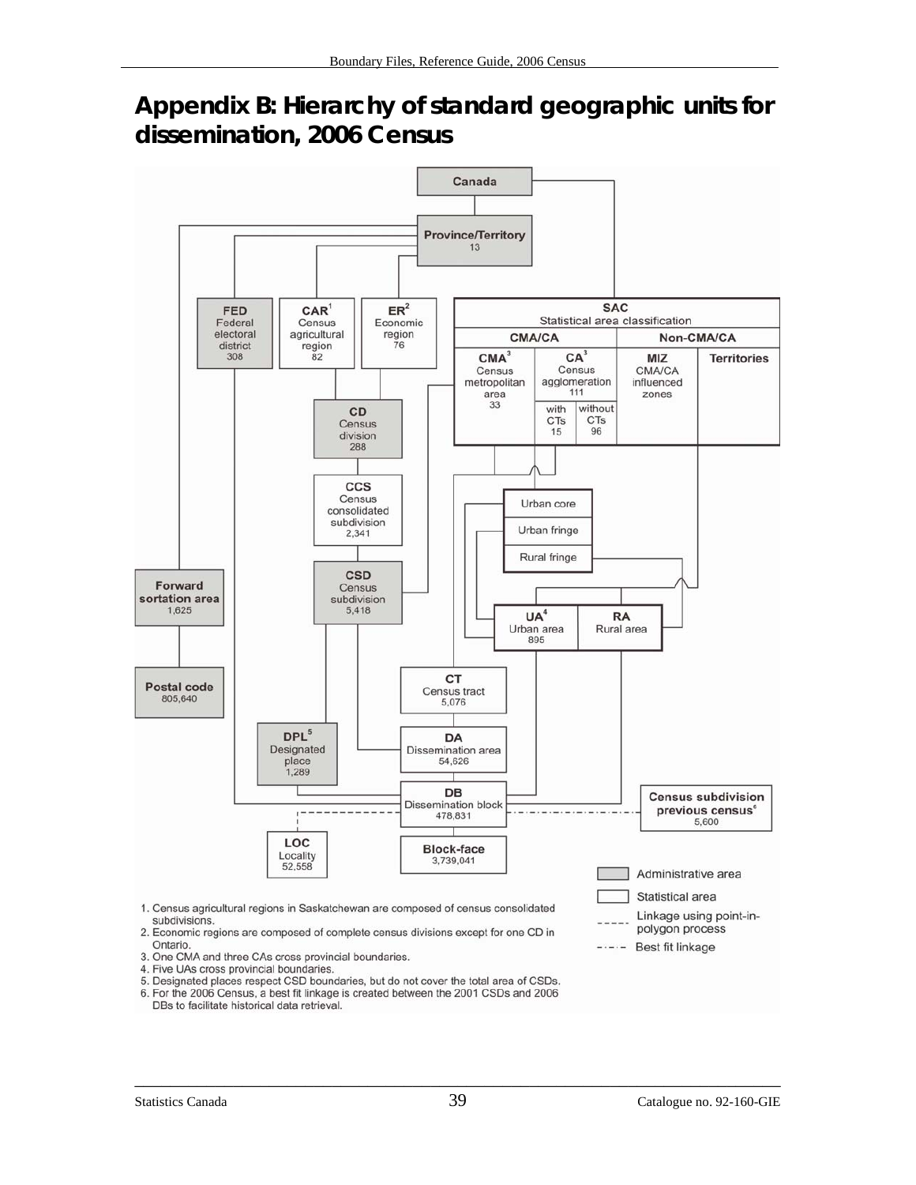# Appendix B: Hierarchy of standard geographic units for dissemination, 2006 Census

Canada

Province/Territory 13

FED Federal electoral district 308

CAR[1] Census agricultural region 82

ER[2] Economic region 76

SAC Statistical area classification

CMA/CA

Non-CMA/CA

CMA[3] Census metropolitan area 33

CA[3] Census agglomeration 111

with CTs 15

without CTs 96

MIZ CMA/CA influenced zones

Territories

CD Census division 288

CCS Census consolidated subdivision 2,341

CSD Census subdivision 5,418

Urban core

Urban fringe

Rural fringe

Forward sortation area 1,625

Postal code 805,640

UA[4] Urban area 895

RA Rural area

CT Census tract 5,076

DA Dissemination area 54,626

DPL[5] Designated place 1,289

DB Dissemination block 478,831

Census subdivision previous census[6] 5,600

LOC Locality 52,558

Block-face 3,739,041

Administrative area

Statistical area

Linkage using point-in-polygon process

Best fit linkage

1. Census agricultural regions in Saskatchewan are composed of census consolidated subdivisions.
2. Economic regions are composed of complete census divisions except for one CD in Ontario.
3. One CMA and three CAs cross provincial boundaries.
4. Five UAs cross provincial boundaries.
5. Designated places respect CSD boundaries, but do not cover the total area of CSDs.
6. For the 2006 Census, a best fit linkage is created between the 2001 CSDs and 2006 DBs to facilitate historical data retrieval.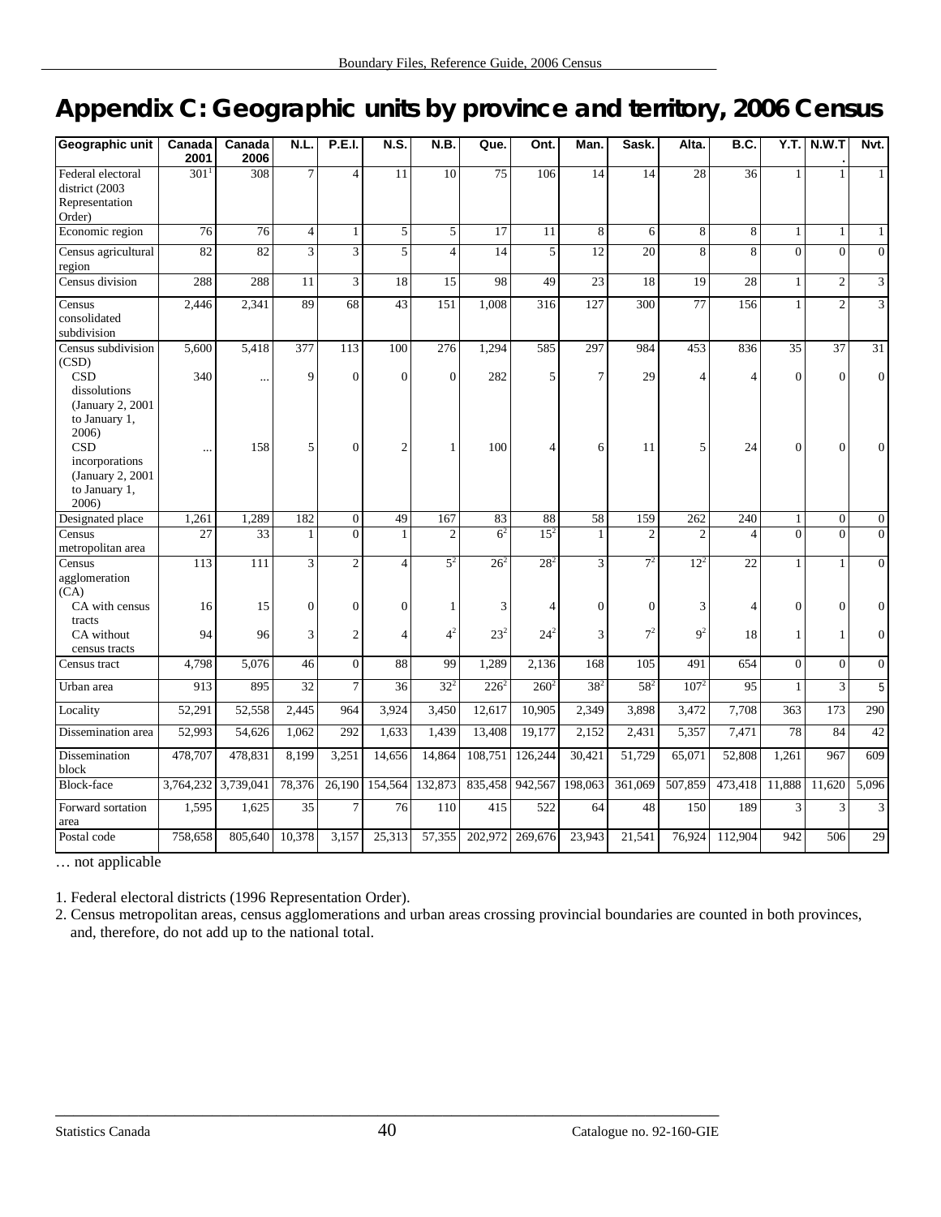# Appendix C: Geographic units by province and territory, 2006 Census

| Geographic unit | Canada 2001 | Canada 2006 | N.L. | P.E.I. | N.S. | N.B. | Que. | Ont. | Man. | Sask. | Alta. | B.C. | Y.T. | N.W.T. | Nvt. |
|---|---|---|---|---|---|---|---|---|---|---|---|---|---|---|---|
| Federal electoral district (2003 Representation Order) | 301[1] | 308 | 7 | 4 | 11 | 10 | 75 | 106 | 14 | 14 | 28 | 36 | 1 | 1 | 1 |
| Economic region | 76 | 76 | 4 | 1 | 5 | 5 | 17 | 11 | 8 | 6 | 8 | 8 | 1 | 1 | 1 |
| Census agricultural region | 82 | 82 | 3 | 3 | 5 | 4 | 14 | 5 | 12 | 20 | 8 | 8 | 0 | 0 | 0 |
| Census division | 288 | 288 | 11 | 3 | 18 | 15 | 98 | 49 | 23 | 18 | 19 | 28 | 1 | 2 | 3 |
| Census consolidated subdivision | 2,446 | 2,341 | 89 | 68 | 43 | 151 | 1,008 | 316 | 127 | 300 | 77 | 156 | 1 | 2 | 3 |
| Census subdivision (CSD) | 5,600 | 5,418 | 377 | 113 | 100 | 276 | 1,294 | 585 | 297 | 984 | 453 | 836 | 35 | 37 | 31 |
| CSD dissolutions (January 2, 2001 to January 1, 2006) | 340 | ... | 9 | 0 | 0 | 0 | 282 | 5 | 7 | 29 | 4 | 4 | 0 | 0 | 0 |
| CSD incorporations (January 2, 2001 to January 1, 2006) | ... | 158 | 5 | 0 | 2 | 1 | 100 | 4 | 6 | 11 | 5 | 24 | 0 | 0 | 0 |
| Designated place | 1,261 | 1,289 | 182 | 0 | 49 | 167 | 83 | 88 | 58 | 159 | 262 | 240 | 1 | 0 | 0 |
| Census metropolitan area | 27 | 33 | 1 | 0 | 1 | 2 | 6[2] | 15[2] | 1 | 2 | 2 | 4 | 0 | 0 | 0 |
| Census agglomeration (CA) | 113 | 111 | 3 | 2 | 4 | 5[2] | 26[2] | 28[2] | 3 | 7[2] | 12[2] | 22 | 1 | 1 | 0 |
| CA with census tracts | 16 | 15 | 0 | 0 | 0 | 1 | 3 | 4 | 0 | 0 | 3 | 4 | 0 | 0 | 0 |
| CA without census tracts | 94 | 96 | 3 | 2 | 4 | 4[2] | 23[2] | 24[2] | 3 | 7[2] | 9[2] | 18 | 1 | 1 | 0 |
| Census tract | 4,798 | 5,076 | 46 | 0 | 88 | 99 | 1,289 | 2,136 | 168 | 105 | 491 | 654 | 0 | 0 | 0 |
| Urban area | 913 | 895 | 32 | 7 | 36 | 32[2] | 226[2] | 260[2] | 38[2] | 58[2] | 107[2] | 95 | 1 | 3 | 5 |
| Locality | 52,291 | 52,558 | 2,445 | 964 | 3,924 | 3,450 | 12,617 | 10,905 | 2,349 | 3,898 | 3,472 | 7,708 | 363 | 173 | 290 |
| Dissemination area | 52,993 | 54,626 | 1,062 | 292 | 1,633 | 1,439 | 13,408 | 19,177 | 2,152 | 2,431 | 5,357 | 7,471 | 78 | 84 | 42 |
| Dissemination block | 478,707 | 478,831 | 8,199 | 3,251 | 14,656 | 14,864 | 108,751 | 126,244 | 30,421 | 51,729 | 65,071 | 52,808 | 1,261 | 967 | 609 |
| Block-face | 3,764,232 | 3,739,041 | 78,376 | 26,190 | 154,564 | 132,873 | 835,458 | 942,567 | 198,063 | 361,069 | 507,859 | 473,418 | 11,888 | 11,620 | 5,096 |
| Forward sortation area | 1,595 | 1,625 | 35 | 7 | 76 | 110 | 415 | 522 | 64 | 48 | 150 | 189 | 3 | 3 | 3 |
| Postal code | 758,658 | 805,640 | 10,378 | 3,157 | 25,313 | 57,355 | 202,972 | 269,676 | 23,943 | 21,541 | 76,924 | 112,904 | 942 | 506 | 29 |

… not applicable

1. Federal electoral districts (1996 Representation Order).
2. Census metropolitan areas, census agglomerations and urban areas crossing provincial boundaries are counted in both provinces, and, therefore, do not add up to the national total.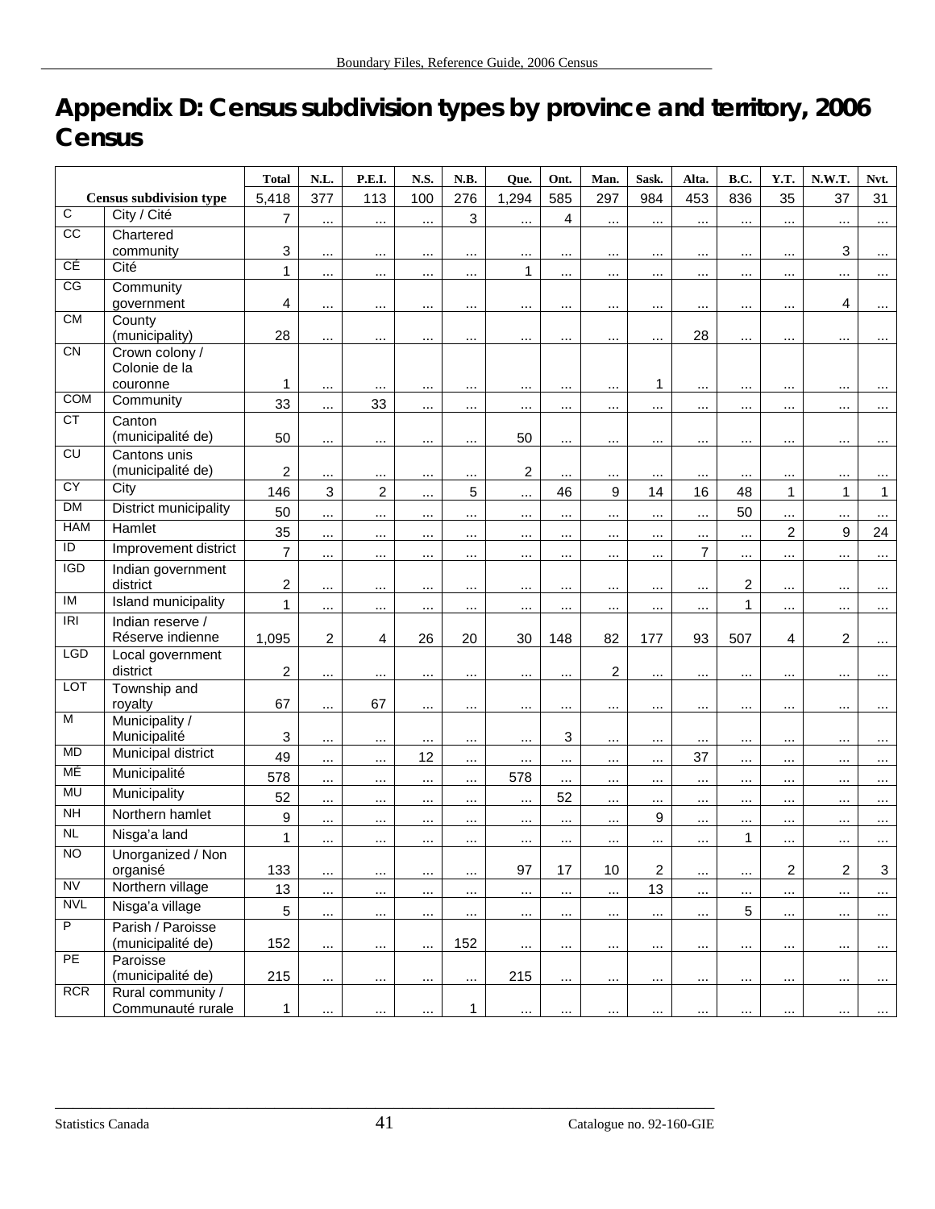# Appendix D: Census subdivision types by province and territory, 2006 Census

| Census subdivision type | | Total | N.L. | P.E.I. | N.S. | N.B. | Que. | Ont. | Man. | Sask. | Alta. | B.C. | Y.T. | N.W.T. | Nvt. |
|---|---|---|---|---|---|---|---|---|---|---|---|---|---|---|---|
| | | 5,418 | 377 | 113 | 100 | 276 | 1,294 | 585 | 297 | 984 | 453 | 836 | 35 | 37 | 31 |
| C | City / Cité | 7 | ... | ... | ... | 3 | ... | 4 | ... | ... | ... | ... | ... | ... | ... |
| CC | Chartered community | 3 | ... | ... | ... | ... | ... | ... | ... | ... | ... | ... | ... | 3 | ... |
| CÉ | Cité | 1 | ... | ... | ... | ... | 1 | ... | ... | ... | ... | ... | ... | ... | ... |
| CG | Community government | 4 | ... | ... | ... | ... | ... | ... | ... | ... | ... | ... | ... | 4 | ... |
| CM | County (municipality) | 28 | ... | ... | ... | ... | ... | ... | ... | ... | 28 | ... | ... | ... | ... |
| CN | Crown colony / Colonie de la couronne | 1 | ... | ... | ... | ... | ... | ... | ... | 1 | ... | ... | ... | ... | ... |
| COM | Community | 33 | ... | 33 | ... | ... | ... | ... | ... | ... | ... | ... | ... | ... | ... |
| CT | Canton (municipalité de) | 50 | ... | ... | ... | ... | 50 | ... | ... | ... | ... | ... | ... | ... | ... |
| CU | Cantons unis (municipalité de) | 2 | ... | ... | ... | ... | 2 | ... | ... | ... | ... | ... | ... | ... | ... |
| CY | City | 146 | 3 | 2 | ... | 5 | ... | 46 | 9 | 14 | 16 | 48 | 1 | 1 | 1 |
| DM | District municipality | 50 | ... | ... | ... | ... | ... | ... | ... | ... | ... | 50 | ... | ... | ... |
| HAM | Hamlet | 35 | ... | ... | ... | ... | ... | ... | ... | ... | ... | ... | 2 | 9 | 24 |
| ID | Improvement district | 7 | ... | ... | ... | ... | ... | ... | ... | ... | 7 | ... | ... | ... | ... |
| IGD | Indian government district | 2 | ... | ... | ... | ... | ... | ... | ... | ... | ... | 2 | ... | ... | ... |
| IM | Island municipality | 1 | ... | ... | ... | ... | ... | ... | ... | ... | ... | 1 | ... | ... | ... |
| IRI | Indian reserve / Réserve indienne | 1,095 | 2 | 4 | 26 | 20 | 30 | 148 | 82 | 177 | 93 | 507 | 4 | 2 | ... |
| LGD | Local government district | 2 | ... | ... | ... | ... | ... | ... | 2 | ... | ... | ... | ... | ... | ... |
| LOT | Township and royalty | 67 | ... | 67 | ... | ... | ... | ... | ... | ... | ... | ... | ... | ... | ... |
| M | Municipality / Municipalité | 3 | ... | ... | ... | ... | ... | 3 | ... | ... | ... | ... | ... | ... | ... |
| MD | Municipal district | 49 | ... | ... | 12 | ... | ... | ... | ... | ... | 37 | ... | ... | ... | ... |
| MÉ | Municipalité | 578 | ... | ... | ... | ... | 578 | ... | ... | ... | ... | ... | ... | ... | ... |
| MU | Municipality | 52 | ... | ... | ... | ... | ... | 52 | ... | ... | ... | ... | ... | ... | ... |
| NH | Northern hamlet | 9 | ... | ... | ... | ... | ... | ... | ... | 9 | ... | ... | ... | ... | ... |
| NL | Nisga'a land | 1 | ... | ... | ... | ... | ... | ... | ... | ... | ... | 1 | ... | ... | ... |
| NO | Unorganized / Non organisé | 133 | ... | ... | ... | ... | 97 | 17 | 10 | 2 | ... | ... | 2 | 2 | 3 |
| NV | Northern village | 13 | ... | ... | ... | ... | ... | ... | ... | 13 | ... | ... | ... | ... | ... |
| NVL | Nisga'a village | 5 | ... | ... | ... | ... | ... | ... | ... | ... | ... | 5 | ... | ... | ... |
| P | Parish / Paroisse (municipalité de) | 152 | ... | ... | ... | 152 | ... | ... | ... | ... | ... | ... | ... | ... | ... |
| PE | Paroisse (municipalité de) | 215 | ... | ... | ... | ... | 215 | ... | ... | ... | ... | ... | ... | ... | ... |
| RCR | Rural community / Communauté rurale | 1 | ... | ... | ... | 1 | ... | ... | ... | ... | ... | ... | ... | ... | ... |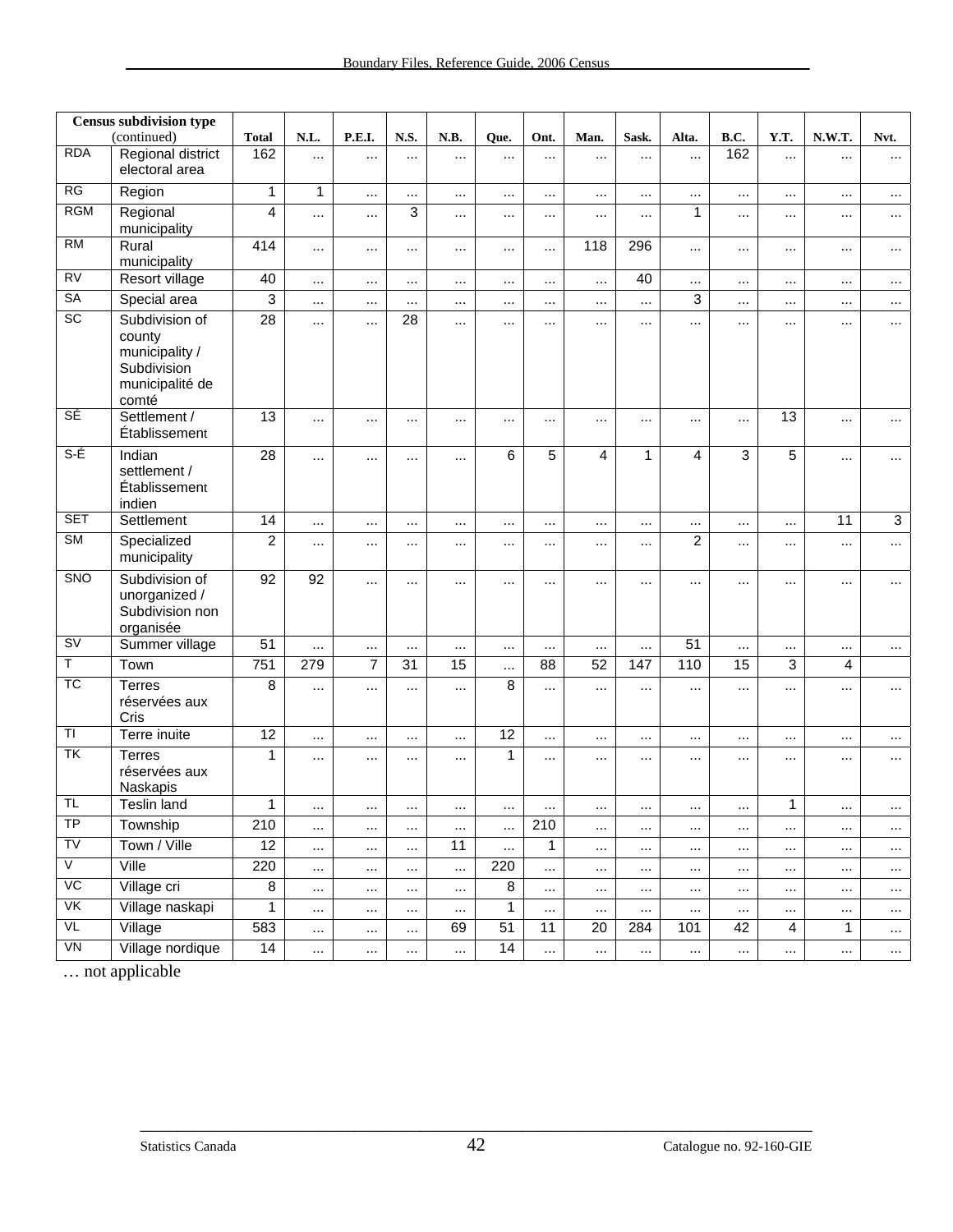| Census subdivision type (continued) | | Total | N.L. | P.E.I. | N.S. | N.B. | Que. | Ont. | Man. | Sask. | Alta. | B.C. | Y.T. | N.W.T. | Nvt. |
|---|---|---|---|---|---|---|---|---|---|---|---|---|---|---|---|
| RDA | Regional district electoral area | 162 | ... | ... | ... | ... | ... | ... | ... | ... | ... | 162 | ... | ... | ... |
| RG | Region | 1 | 1 | ... | ... | ... | ... | ... | ... | ... | ... | ... | ... | ... | ... |
| RGM | Regional municipality | 4 | ... | ... | 3 | ... | ... | ... | ... | ... | 1 | ... | ... | ... | ... |
| RM | Rural municipality | 414 | ... | ... | ... | ... | ... | ... | 118 | 296 | ... | ... | ... | ... | ... |
| RV | Resort village | 40 | ... | ... | ... | ... | ... | ... | ... | 40 | ... | ... | ... | ... | ... |
| SA | Special area | 3 | ... | ... | ... | ... | ... | ... | ... | ... | 3 | ... | ... | ... | ... |
| SC | Subdivision of county municipality / Subdivision municipalité de comté | 28 | ... | ... | 28 | ... | ... | ... | ... | ... | ... | ... | ... | ... | ... |
| SÉ | Settlement / Établissement | 13 | ... | ... | ... | ... | ... | ... | ... | ... | ... | ... | 13 | ... | ... |
| S-É | Indian settlement / Établissement indien | 28 | ... | ... | ... | ... | 6 | 5 | 4 | 1 | 4 | 3 | 5 | ... | ... |
| SET | Settlement | 14 | ... | ... | ... | ... | ... | ... | ... | ... | ... | ... | ... | 11 | 3 |
| SM | Specialized municipality | 2 | ... | ... | ... | ... | ... | ... | ... | ... | 2 | ... | ... | ... | ... |
| SNO | Subdivision of unorganized / Subdivision non organisée | 92 | 92 | ... | ... | ... | ... | ... | ... | ... | ... | ... | ... | ... | ... |
| SV | Summer village | 51 | ... | ... | ... | ... | ... | ... | ... | ... | 51 | ... | ... | ... | ... |
| T | Town | 751 | 279 | 7 | 31 | 15 | ... | 88 | 52 | 147 | 110 | 15 | 3 | 4 | |
| TC | Terres réservées aux Cris | 8 | ... | ... | ... | ... | 8 | ... | ... | ... | ... | ... | ... | ... | ... |
| TI | Terre inuite | 12 | ... | ... | ... | ... | 12 | ... | ... | ... | ... | ... | ... | ... | ... |
| TK | Terres réservées aux Naskapis | 1 | ... | ... | ... | ... | 1 | ... | ... | ... | ... | ... | ... | ... | ... |
| TL | Teslin land | 1 | ... | ... | ... | ... | ... | ... | ... | ... | ... | ... | 1 | ... | ... |
| TP | Township | 210 | ... | ... | ... | ... | ... | 210 | ... | ... | ... | ... | ... | ... | ... |
| TV | Town / Ville | 12 | ... | ... | ... | 11 | ... | 1 | ... | ... | ... | ... | ... | ... | ... |
| V | Ville | 220 | ... | ... | ... | ... | 220 | ... | ... | ... | ... | ... | ... | ... | ... |
| VC | Village cri | 8 | ... | ... | ... | ... | 8 | ... | ... | ... | ... | ... | ... | ... | ... |
| VK | Village naskapi | 1 | ... | ... | ... | ... | 1 | ... | ... | ... | ... | ... | ... | ... | ... |
| VL | Village | 583 | ... | ... | ... | 69 | 51 | 11 | 20 | 284 | 101 | 42 | 4 | 1 | ... |
| VN | Village nordique | 14 | ... | ... | ... | ... | 14 | ... | ... | ... | ... | ... | ... | ... | ... |

… not applicable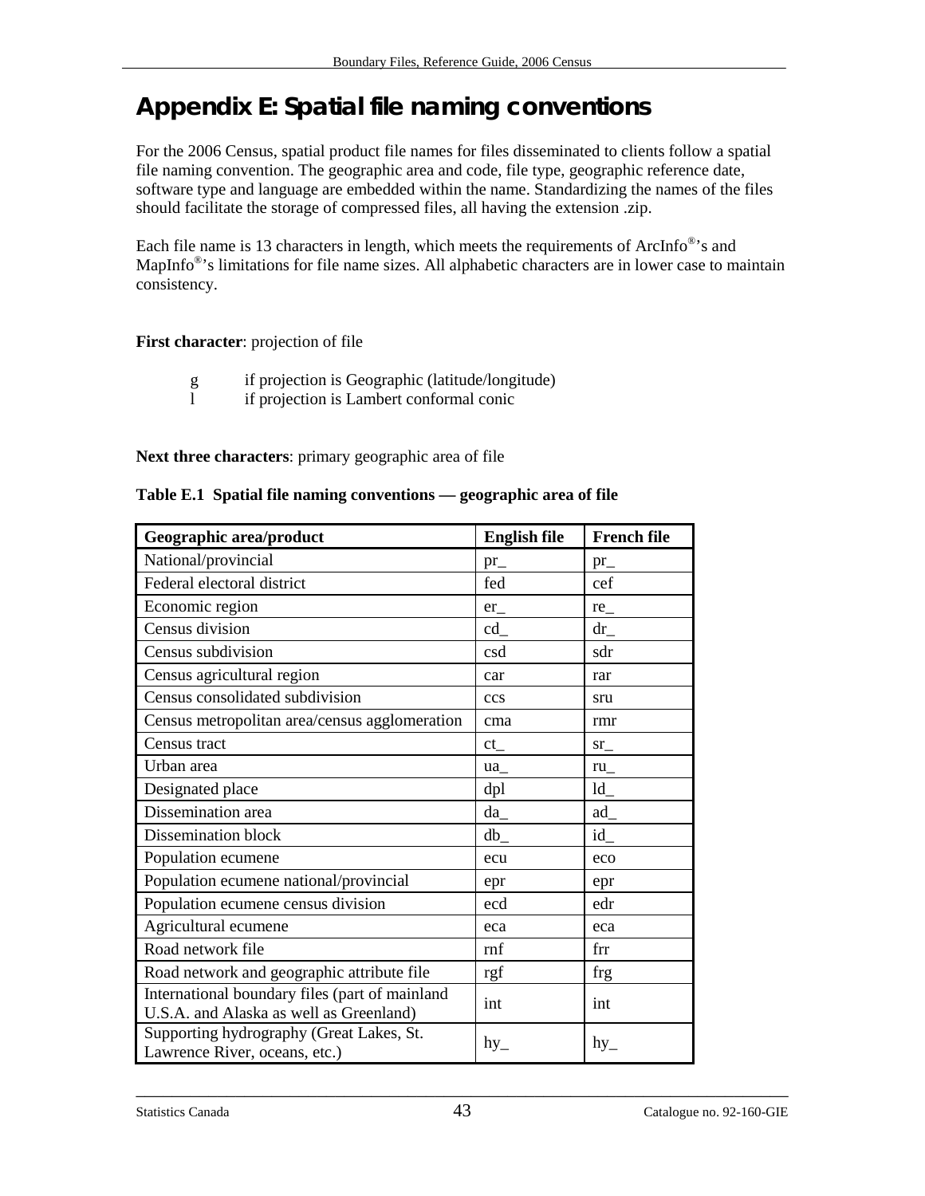# Appendix E: Spatial file naming conventions

For the 2006 Census, spatial product file names for files disseminated to clients follow a spatial file naming convention. The geographic area and code, file type, geographic reference date, software type and language are embedded within the name. Standardizing the names of the files should facilitate the storage of compressed files, all having the extension .zip.

Each file name is 13 characters in length, which meets the requirements of ArcInfo®'s and MapInfo®'s limitations for file name sizes. All alphabetic characters are in lower case to maintain consistency.

**First character**: projection of file

- g  if projection is Geographic (latitude/longitude)
- l  if projection is Lambert conformal conic

**Next three characters**: primary geographic area of file

**Table E.1 Spatial file naming conventions — geographic area of file**

| Geographic area/product | English file | French file |
|---|---|---|
| National/provincial | pr_ | pr_ |
| Federal electoral district | fed | cef |
| Economic region | er_ | re_ |
| Census division | cd_ | dr_ |
| Census subdivision | csd | sdr |
| Census agricultural region | car | rar |
| Census consolidated subdivision | ccs | sru |
| Census metropolitan area/census agglomeration | cma | rmr |
| Census tract | ct_ | sr_ |
| Urban area | ua_ | ru_ |
| Designated place | dpl | ld_ |
| Dissemination area | da_ | ad_ |
| Dissemination block | db_ | id_ |
| Population ecumene | ecu | eco |
| Population ecumene national/provincial | epr | epr |
| Population ecumene census division | ecd | edr |
| Agricultural ecumene | eca | eca |
| Road network file | rnf | frr |
| Road network and geographic attribute file | rgf | frg |
| International boundary files (part of mainland U.S.A. and Alaska as well as Greenland) | int | int |
| Supporting hydrography (Great Lakes, St. Lawrence River, oceans, etc.) | hy_ | hy_ |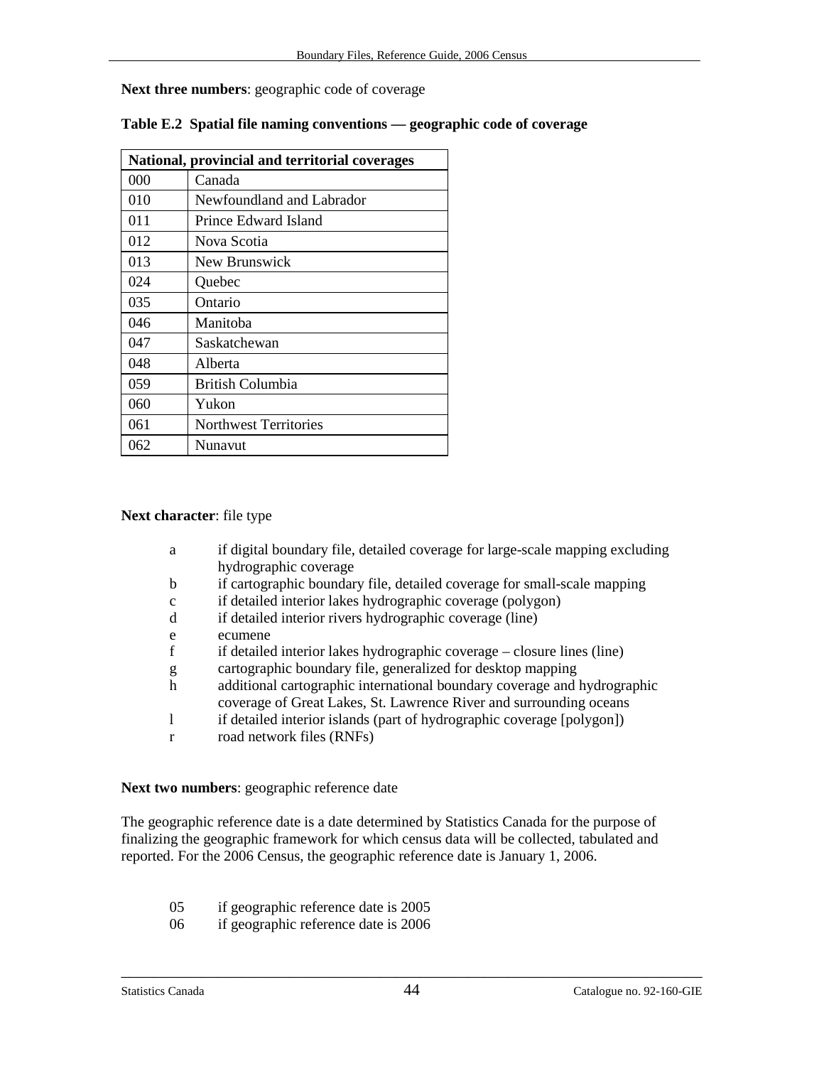**Next three numbers**: geographic code of coverage

**Table E.2 Spatial file naming conventions — geographic code of coverage**

| National, provincial and territorial coverages | |
|---|---|
| 000 | Canada |
| 010 | Newfoundland and Labrador |
| 011 | Prince Edward Island |
| 012 | Nova Scotia |
| 013 | New Brunswick |
| 024 | Quebec |
| 035 | Ontario |
| 046 | Manitoba |
| 047 | Saskatchewan |
| 048 | Alberta |
| 059 | British Columbia |
| 060 | Yukon |
| 061 | Northwest Territories |
| 062 | Nunavut |

**Next character**: file type

- a if digital boundary file, detailed coverage for large-scale mapping excluding hydrographic coverage
- b if cartographic boundary file, detailed coverage for small-scale mapping
- c if detailed interior lakes hydrographic coverage (polygon)
- d if detailed interior rivers hydrographic coverage (line)
- e ecumene
- f if detailed interior lakes hydrographic coverage – closure lines (line)
- g cartographic boundary file, generalized for desktop mapping
- h additional cartographic international boundary coverage and hydrographic coverage of Great Lakes, St. Lawrence River and surrounding oceans
- l if detailed interior islands (part of hydrographic coverage [polygon])
- r road network files (RNFs)

**Next two numbers**: geographic reference date

The geographic reference date is a date determined by Statistics Canada for the purpose of finalizing the geographic framework for which census data will be collected, tabulated and reported. For the 2006 Census, the geographic reference date is January 1, 2006.

- 05 if geographic reference date is 2005
- 06 if geographic reference date is 2006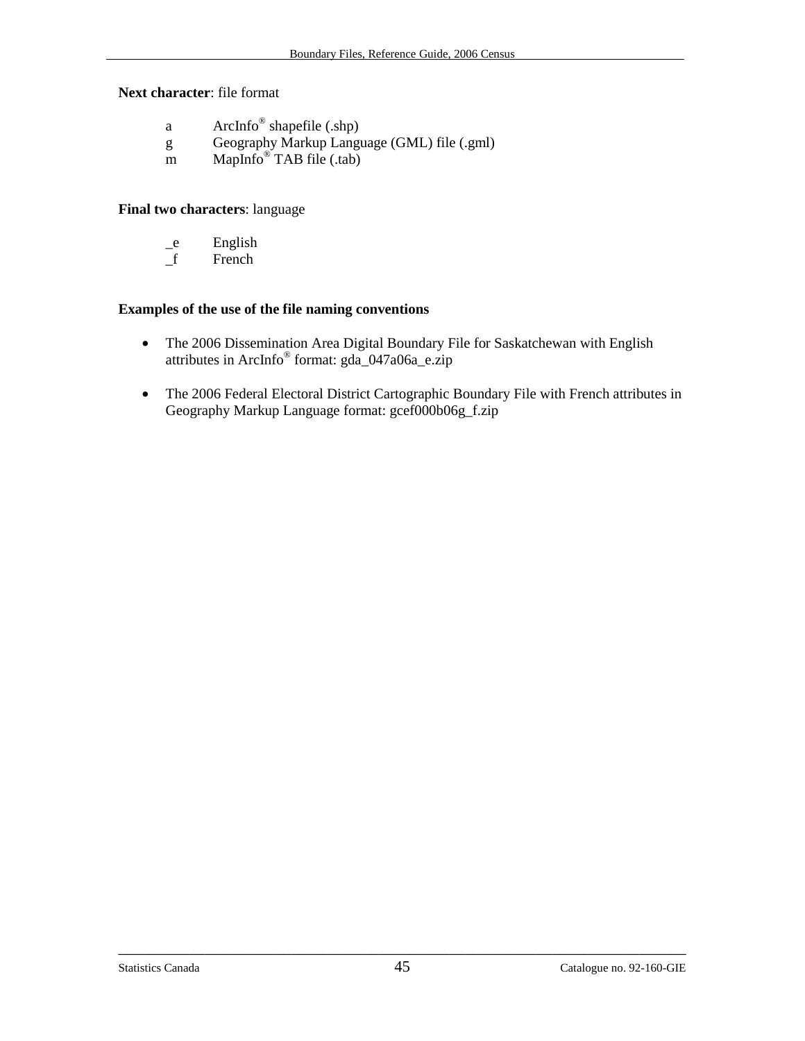**Next character**: file format

| | |
|---|---|
| a | ArcInfo® shapefile (.shp) |
| g | Geography Markup Language (GML) file (.gml) |
| m | MapInfo® TAB file (.tab) |

**Final two characters**: language

| | |
|---|---|
| _e | English |
| _f | French |

**Examples of the use of the file naming conventions**

- The 2006 Dissemination Area Digital Boundary File for Saskatchewan with English attributes in ArcInfo® format: gda_047a06a_e.zip
- The 2006 Federal Electoral District Cartographic Boundary File with French attributes in Geography Markup Language format: gcef000b06g_f.zip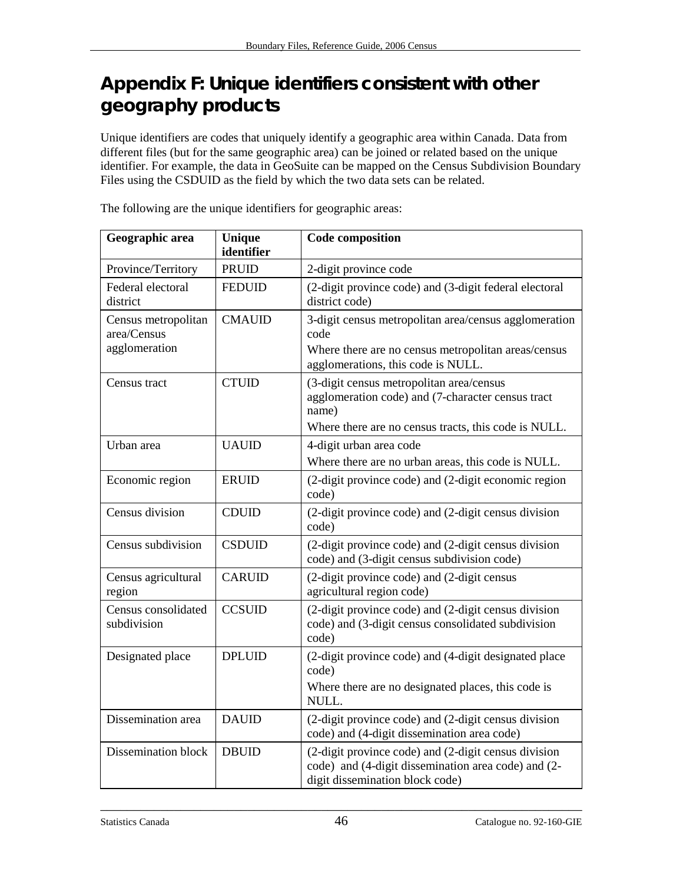# Appendix F: Unique identifiers consistent with other geography products

Unique identifiers are codes that uniquely identify a geographic area within Canada. Data from different files (but for the same geographic area) can be joined or related based on the unique identifier. For example, the data in GeoSuite can be mapped on the Census Subdivision Boundary Files using the CSDUID as the field by which the two data sets can be related.

The following are the unique identifiers for geographic areas:

| Geographic area | Unique identifier | Code composition |
|---|---|---|
| Province/Territory | PRUID | 2-digit province code |
| Federal electoral district | FEDUID | (2-digit province code) and (3-digit federal electoral district code) |
| Census metropolitan area/Census agglomeration | CMAUID | 3-digit census metropolitan area/census agglomeration code<br>Where there are no census metropolitan areas/census agglomerations, this code is NULL. |
| Census tract | CTUID | (3-digit census metropolitan area/census agglomeration code) and (7-character census tract name)<br>Where there are no census tracts, this code is NULL. |
| Urban area | UAUID | 4-digit urban area code<br>Where there are no urban areas, this code is NULL. |
| Economic region | ERUID | (2-digit province code) and (2-digit economic region code) |
| Census division | CDUID | (2-digit province code) and (2-digit census division code) |
| Census subdivision | CSDUID | (2-digit province code) and (2-digit census division code) and (3-digit census subdivision code) |
| Census agricultural region | CARUID | (2-digit province code) and (2-digit census agricultural region code) |
| Census consolidated subdivision | CCSUID | (2-digit province code) and (2-digit census division code) and (3-digit census consolidated subdivision code) |
| Designated place | DPLUID | (2-digit province code) and (4-digit designated place code)<br>Where there are no designated places, this code is NULL. |
| Dissemination area | DAUID | (2-digit province code) and (2-digit census division code) and (4-digit dissemination area code) |
| Dissemination block | DBUID | (2-digit province code) and (2-digit census division code) and (4-digit dissemination area code) and (2-digit dissemination block code) |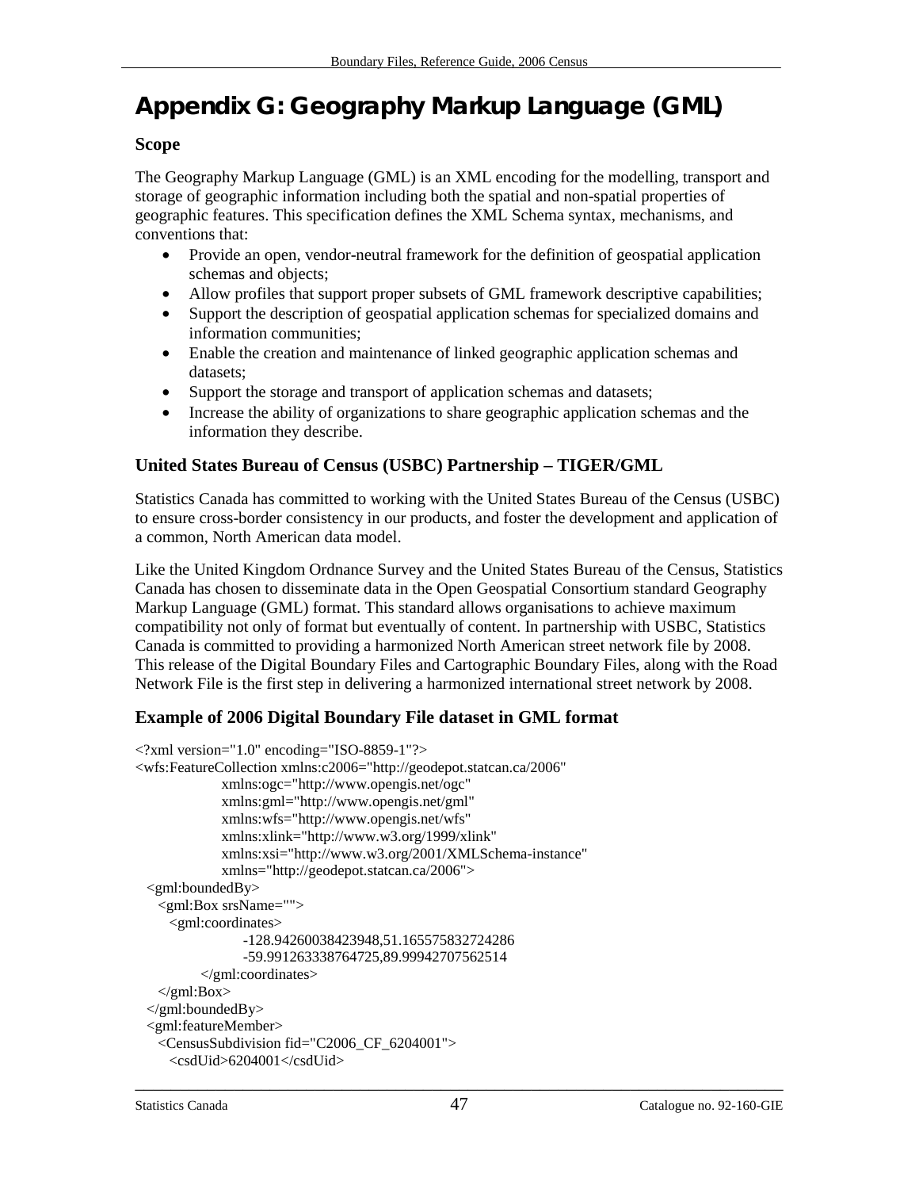# Appendix G: Geography Markup Language (GML)

### Scope

The Geography Markup Language (GML) is an XML encoding for the modelling, transport and storage of geographic information including both the spatial and non-spatial properties of geographic features. This specification defines the XML Schema syntax, mechanisms, and conventions that:

- Provide an open, vendor-neutral framework for the definition of geospatial application schemas and objects;
- Allow profiles that support proper subsets of GML framework descriptive capabilities;
- Support the description of geospatial application schemas for specialized domains and information communities;
- Enable the creation and maintenance of linked geographic application schemas and datasets;
- Support the storage and transport of application schemas and datasets;
- Increase the ability of organizations to share geographic application schemas and the information they describe.

## United States Bureau of Census (USBC) Partnership – TIGER/GML

Statistics Canada has committed to working with the United States Bureau of the Census (USBC) to ensure cross-border consistency in our products, and foster the development and application of a common, North American data model.

Like the United Kingdom Ordnance Survey and the United States Bureau of the Census, Statistics Canada has chosen to disseminate data in the Open Geospatial Consortium standard Geography Markup Language (GML) format. This standard allows organisations to achieve maximum compatibility not only of format but eventually of content. In partnership with USBC, Statistics Canada is committed to providing a harmonized North American street network file by 2008. This release of the Digital Boundary Files and Cartographic Boundary Files, along with the Road Network File is the first step in delivering a harmonized international street network by 2008.

## Example of 2006 Digital Boundary File dataset in GML format

```
<?xml version="1.0" encoding="ISO-8859-1"?>
<wfs:FeatureCollection xmlns:c2006="http://geodepot.statcan.ca/2006"
                xmlns:ogc="http://www.opengis.net/ogc"
                xmlns:gml="http://www.opengis.net/gml"
                xmlns:wfs="http://www.opengis.net/wfs"
                xmlns:xlink="http://www.w3.org/1999/xlink"
                xmlns:xsi="http://www.w3.org/2001/XMLSchema-instance"
                xmlns="http://geodepot.statcan.ca/2006">
  <gml:boundedBy>
    <gml:Box srsName="">
      <gml:coordinates>
                    -128.94260038423948,51.165575832724286
                    -59.991263338764725,89.99942707562514
            </gml:coordinates>
    </gml:Box>
  </gml:boundedBy>
  <gml:featureMember>
    <CensusSubdivision fid="C2006_CF_6204001">
      <csdUid>6204001</csdUid>
```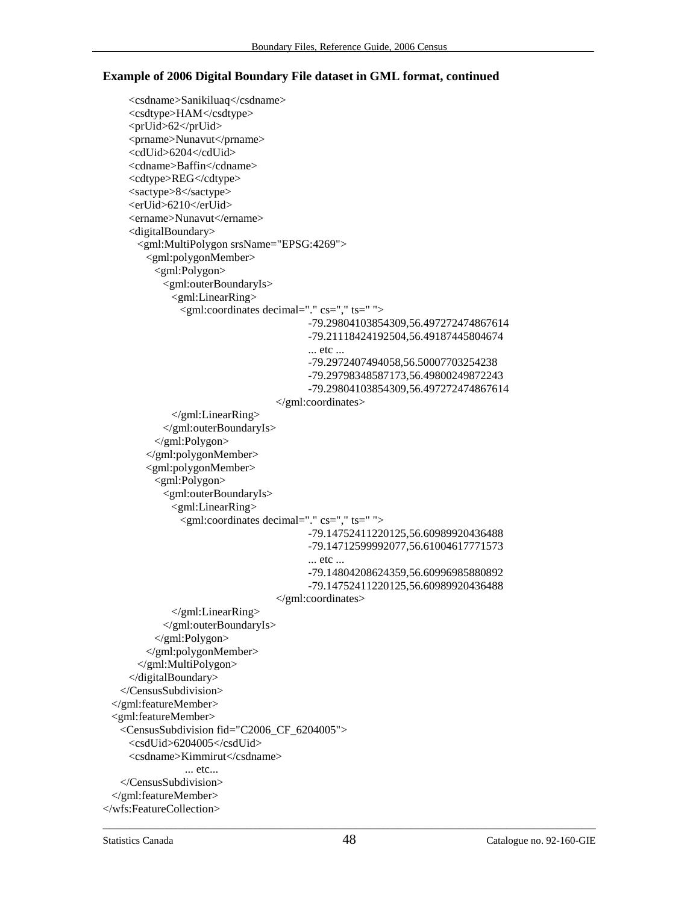**Example of 2006 Digital Boundary File dataset in GML format, continued**

```
    <csdname>Sanikiluaq</csdname>
    <csdtype>HAM</csdtype>
    <prUid>62</prUid>
    <prname>Nunavut</prname>
    <cdUid>6204</cdUid>
    <cdname>Baffin</cdname>
    <cdtype>REG</cdtype>
    <sactype>8</sactype>
    <erUid>6210</erUid>
    <ername>Nunavut</ername>
    <digitalBoundary>
      <gml:MultiPolygon srsName="EPSG:4269">
        <gml:polygonMember>
          <gml:Polygon>
            <gml:outerBoundaryIs>
              <gml:LinearRing>
                <gml:coordinates decimal="." cs="," ts=" ">
                                    -79.29804103854309,56.497272474867614
                                    -79.21118424192504,56.49187445804674
                                    ... etc ...
                                    -79.2972407494058,56.50007703254238
                                    -79.29798348587173,56.49800249872243
                                    -79.29804103854309,56.497272474867614
                                </gml:coordinates>
              </gml:LinearRing>
            </gml:outerBoundaryIs>
          </gml:Polygon>
        </gml:polygonMember>
        <gml:polygonMember>
          <gml:Polygon>
            <gml:outerBoundaryIs>
              <gml:LinearRing>
                <gml:coordinates decimal="." cs="," ts=" ">
                                    -79.14752411220125,56.60989920436488
                                    -79.14712599992077,56.61004617771573
                                    ... etc ...
                                    -79.14804208624359,56.60996985880892
                                    -79.14752411220125,56.60989920436488
                                </gml:coordinates>
              </gml:LinearRing>
            </gml:outerBoundaryIs>
          </gml:Polygon>
        </gml:polygonMember>
      </gml:MultiPolygon>
    </digitalBoundary>
  </CensusSubdivision>
</gml:featureMember>
<gml:featureMember>
  <CensusSubdivision fid="C2006_CF_6204005">
    <csdUid>6204005</csdUid>
    <csdname>Kimmirut</csdname>
              ... etc...
  </CensusSubdivision>
</gml:featureMember>
</wfs:FeatureCollection>
```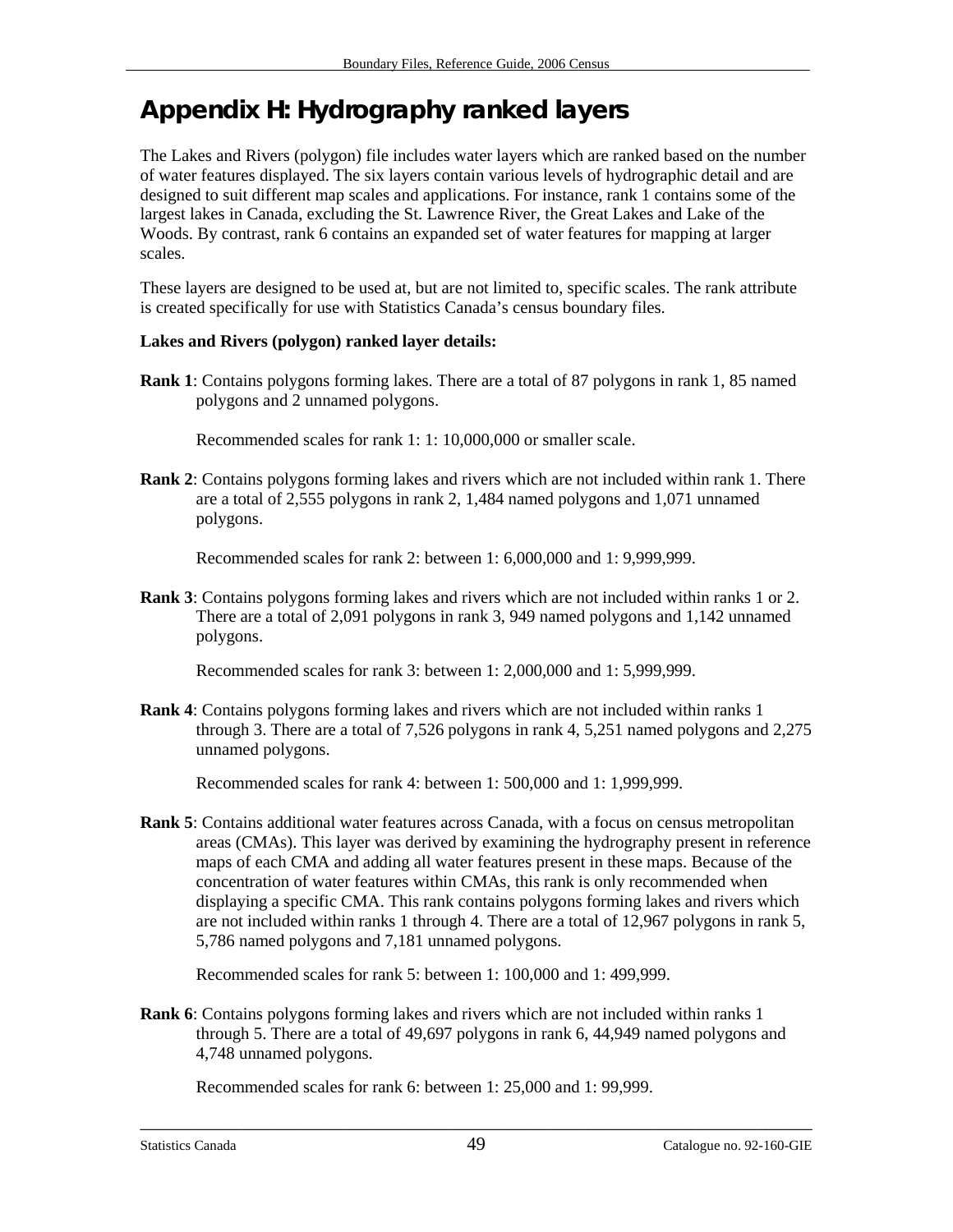# Appendix H: Hydrography ranked layers

The Lakes and Rivers (polygon) file includes water layers which are ranked based on the number of water features displayed. The six layers contain various levels of hydrographic detail and are designed to suit different map scales and applications. For instance, rank 1 contains some of the largest lakes in Canada, excluding the St. Lawrence River, the Great Lakes and Lake of the Woods. By contrast, rank 6 contains an expanded set of water features for mapping at larger scales.

These layers are designed to be used at, but are not limited to, specific scales. The rank attribute is created specifically for use with Statistics Canada's census boundary files.

**Lakes and Rivers (polygon) ranked layer details:**

**Rank 1**: Contains polygons forming lakes. There are a total of 87 polygons in rank 1, 85 named polygons and 2 unnamed polygons.

Recommended scales for rank 1: 1: 10,000,000 or smaller scale.

**Rank 2**: Contains polygons forming lakes and rivers which are not included within rank 1. There are a total of 2,555 polygons in rank 2, 1,484 named polygons and 1,071 unnamed polygons.

Recommended scales for rank 2: between 1: 6,000,000 and 1: 9,999,999.

**Rank 3**: Contains polygons forming lakes and rivers which are not included within ranks 1 or 2. There are a total of 2,091 polygons in rank 3, 949 named polygons and 1,142 unnamed polygons.

Recommended scales for rank 3: between 1: 2,000,000 and 1: 5,999,999.

**Rank 4**: Contains polygons forming lakes and rivers which are not included within ranks 1 through 3. There are a total of 7,526 polygons in rank 4, 5,251 named polygons and 2,275 unnamed polygons.

Recommended scales for rank 4: between 1: 500,000 and 1: 1,999,999.

**Rank 5**: Contains additional water features across Canada, with a focus on census metropolitan areas (CMAs). This layer was derived by examining the hydrography present in reference maps of each CMA and adding all water features present in these maps. Because of the concentration of water features within CMAs, this rank is only recommended when displaying a specific CMA. This rank contains polygons forming lakes and rivers which are not included within ranks 1 through 4. There are a total of 12,967 polygons in rank 5, 5,786 named polygons and 7,181 unnamed polygons.

Recommended scales for rank 5: between 1: 100,000 and 1: 499,999.

**Rank 6**: Contains polygons forming lakes and rivers which are not included within ranks 1 through 5. There are a total of 49,697 polygons in rank 6, 44,949 named polygons and 4,748 unnamed polygons.

Recommended scales for rank 6: between 1: 25,000 and 1: 99,999.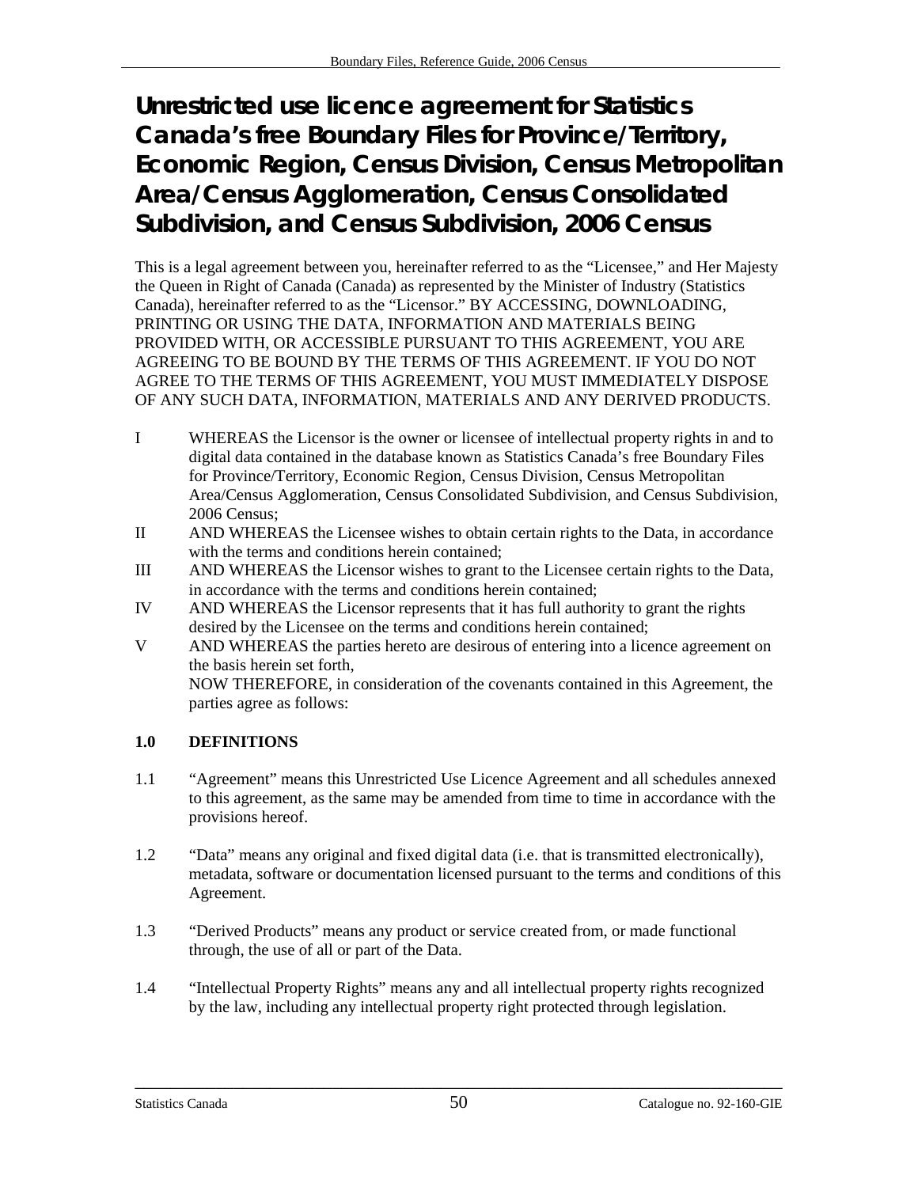# Unrestricted use licence agreement for Statistics Canada's free Boundary Files for Province/Territory, Economic Region, Census Division, Census Metropolitan Area/Census Agglomeration, Census Consolidated Subdivision, and Census Subdivision, 2006 Census

This is a legal agreement between you, hereinafter referred to as the "Licensee," and Her Majesty the Queen in Right of Canada (Canada) as represented by the Minister of Industry (Statistics Canada), hereinafter referred to as the "Licensor." BY ACCESSING, DOWNLOADING, PRINTING OR USING THE DATA, INFORMATION AND MATERIALS BEING PROVIDED WITH, OR ACCESSIBLE PURSUANT TO THIS AGREEMENT, YOU ARE AGREEING TO BE BOUND BY THE TERMS OF THIS AGREEMENT. IF YOU DO NOT AGREE TO THE TERMS OF THIS AGREEMENT, YOU MUST IMMEDIATELY DISPOSE OF ANY SUCH DATA, INFORMATION, MATERIALS AND ANY DERIVED PRODUCTS.

I WHEREAS the Licensor is the owner or licensee of intellectual property rights in and to digital data contained in the database known as Statistics Canada's free Boundary Files for Province/Territory, Economic Region, Census Division, Census Metropolitan Area/Census Agglomeration, Census Consolidated Subdivision, and Census Subdivision, 2006 Census;

II AND WHEREAS the Licensee wishes to obtain certain rights to the Data, in accordance with the terms and conditions herein contained;

III AND WHEREAS the Licensor wishes to grant to the Licensee certain rights to the Data, in accordance with the terms and conditions herein contained;

IV AND WHEREAS the Licensor represents that it has full authority to grant the rights desired by the Licensee on the terms and conditions herein contained;

V AND WHEREAS the parties hereto are desirous of entering into a licence agreement on the basis herein set forth,
NOW THEREFORE, in consideration of the covenants contained in this Agreement, the parties agree as follows:

**1.0 DEFINITIONS**

1.1 "Agreement" means this Unrestricted Use Licence Agreement and all schedules annexed to this agreement, as the same may be amended from time to time in accordance with the provisions hereof.

1.2 "Data" means any original and fixed digital data (i.e. that is transmitted electronically), metadata, software or documentation licensed pursuant to the terms and conditions of this Agreement.

1.3 "Derived Products" means any product or service created from, or made functional through, the use of all or part of the Data.

1.4 "Intellectual Property Rights" means any and all intellectual property rights recognized by the law, including any intellectual property right protected through legislation.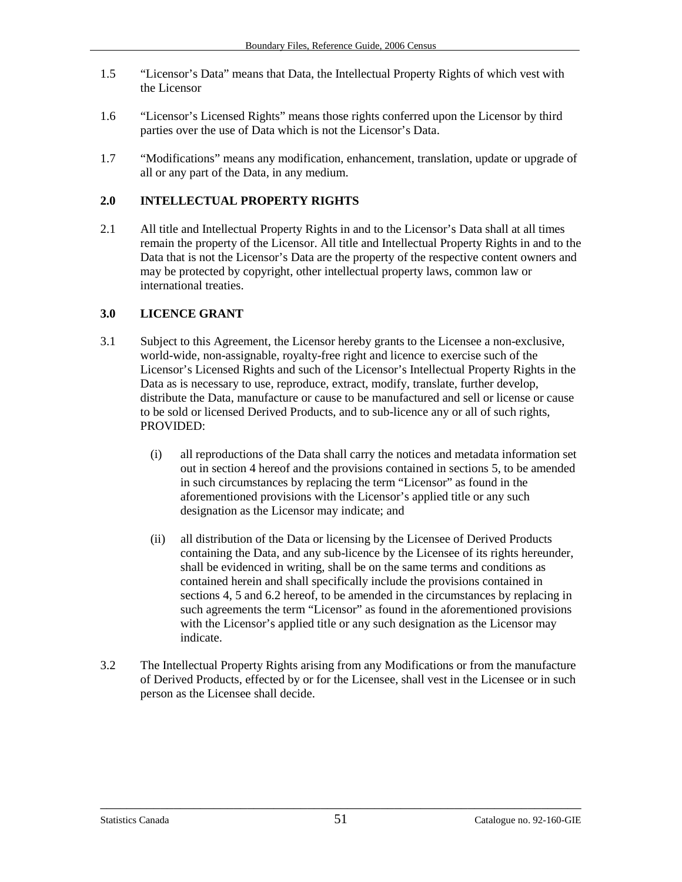1.5 “Licensor’s Data” means that Data, the Intellectual Property Rights of which vest with the Licensor

1.6 “Licensor’s Licensed Rights” means those rights conferred upon the Licensor by third parties over the use of Data which is not the Licensor’s Data.

1.7 “Modifications” means any modification, enhancement, translation, update or upgrade of all or any part of the Data, in any medium.

## 2.0 INTELLECTUAL PROPERTY RIGHTS

2.1 All title and Intellectual Property Rights in and to the Licensor’s Data shall at all times remain the property of the Licensor. All title and Intellectual Property Rights in and to the Data that is not the Licensor’s Data are the property of the respective content owners and may be protected by copyright, other intellectual property laws, common law or international treaties.

## 3.0 LICENCE GRANT

3.1 Subject to this Agreement, the Licensor hereby grants to the Licensee a non-exclusive, world-wide, non-assignable, royalty-free right and licence to exercise such of the Licensor’s Licensed Rights and such of the Licensor’s Intellectual Property Rights in the Data as is necessary to use, reproduce, extract, modify, translate, further develop, distribute the Data, manufacture or cause to be manufactured and sell or license or cause to be sold or licensed Derived Products, and to sub-licence any or all of such rights, PROVIDED:

(i) all reproductions of the Data shall carry the notices and metadata information set out in section 4 hereof and the provisions contained in sections 5, to be amended in such circumstances by replacing the term “Licensor” as found in the aforementioned provisions with the Licensor’s applied title or any such designation as the Licensor may indicate; and

(ii) all distribution of the Data or licensing by the Licensee of Derived Products containing the Data, and any sub-licence by the Licensee of its rights hereunder, shall be evidenced in writing, shall be on the same terms and conditions as contained herein and shall specifically include the provisions contained in sections 4, 5 and 6.2 hereof, to be amended in the circumstances by replacing in such agreements the term “Licensor” as found in the aforementioned provisions with the Licensor’s applied title or any such designation as the Licensor may indicate.

3.2 The Intellectual Property Rights arising from any Modifications or from the manufacture of Derived Products, effected by or for the Licensee, shall vest in the Licensee or in such person as the Licensee shall decide.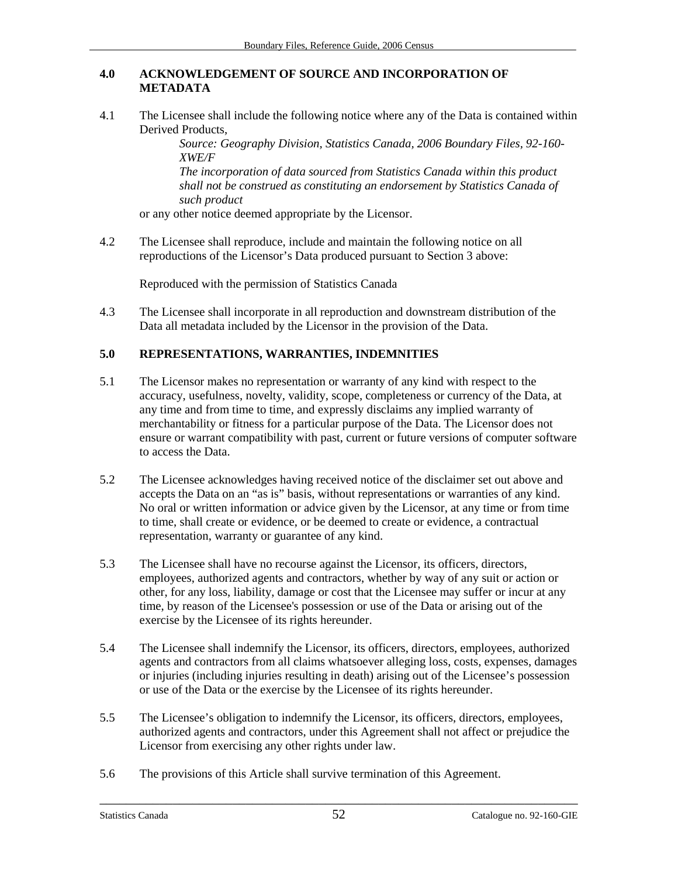## 4.0 ACKNOWLEDGEMENT OF SOURCE AND INCORPORATION OF METADATA

4.1 The Licensee shall include the following notice where any of the Data is contained within Derived Products,

> *Source: Geography Division, Statistics Canada, 2006 Boundary Files, 92-160-XWE/F*
>
> *The incorporation of data sourced from Statistics Canada within this product shall not be construed as constituting an endorsement by Statistics Canada of such product*

or any other notice deemed appropriate by the Licensor.

4.2 The Licensee shall reproduce, include and maintain the following notice on all reproductions of the Licensor's Data produced pursuant to Section 3 above:

Reproduced with the permission of Statistics Canada

4.3 The Licensee shall incorporate in all reproduction and downstream distribution of the Data all metadata included by the Licensor in the provision of the Data.

## 5.0 REPRESENTATIONS, WARRANTIES, INDEMNITIES

5.1 The Licensor makes no representation or warranty of any kind with respect to the accuracy, usefulness, novelty, validity, scope, completeness or currency of the Data, at any time and from time to time, and expressly disclaims any implied warranty of merchantability or fitness for a particular purpose of the Data. The Licensor does not ensure or warrant compatibility with past, current or future versions of computer software to access the Data.

5.2 The Licensee acknowledges having received notice of the disclaimer set out above and accepts the Data on an "as is" basis, without representations or warranties of any kind. No oral or written information or advice given by the Licensor, at any time or from time to time, shall create or evidence, or be deemed to create or evidence, a contractual representation, warranty or guarantee of any kind.

5.3 The Licensee shall have no recourse against the Licensor, its officers, directors, employees, authorized agents and contractors, whether by way of any suit or action or other, for any loss, liability, damage or cost that the Licensee may suffer or incur at any time, by reason of the Licensee's possession or use of the Data or arising out of the exercise by the Licensee of its rights hereunder.

5.4 The Licensee shall indemnify the Licensor, its officers, directors, employees, authorized agents and contractors from all claims whatsoever alleging loss, costs, expenses, damages or injuries (including injuries resulting in death) arising out of the Licensee's possession or use of the Data or the exercise by the Licensee of its rights hereunder.

5.5 The Licensee's obligation to indemnify the Licensor, its officers, directors, employees, authorized agents and contractors, under this Agreement shall not affect or prejudice the Licensor from exercising any other rights under law.

5.6 The provisions of this Article shall survive termination of this Agreement.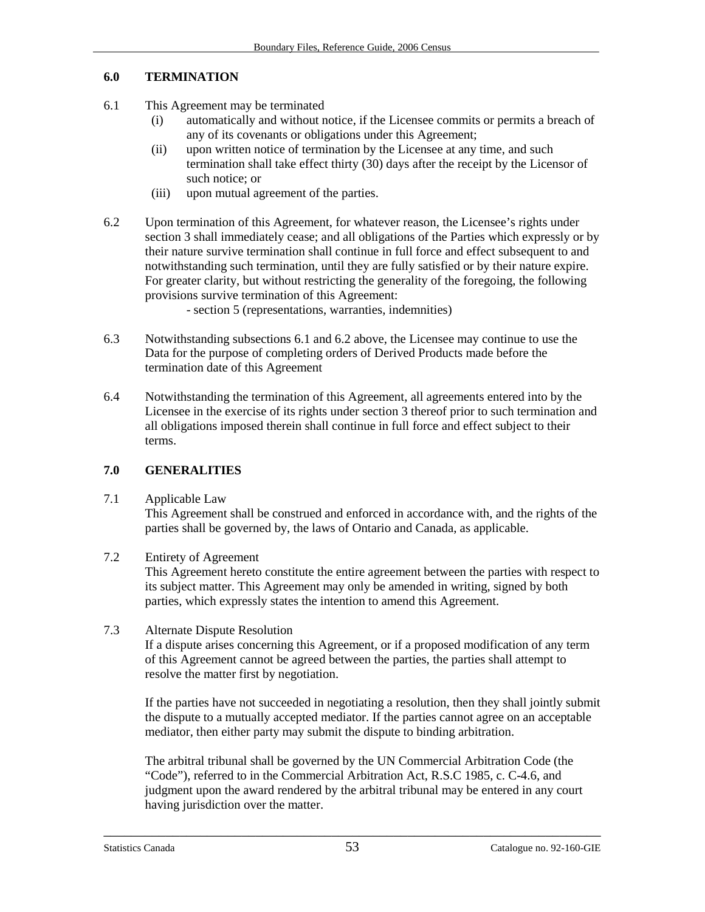## 6.0 TERMINATION

6.1 This Agreement may be terminated

- (i) automatically and without notice, if the Licensee commits or permits a breach of any of its covenants or obligations under this Agreement;
- (ii) upon written notice of termination by the Licensee at any time, and such termination shall take effect thirty (30) days after the receipt by the Licensor of such notice; or
- (iii) upon mutual agreement of the parties.

6.2 Upon termination of this Agreement, for whatever reason, the Licensee's rights under section 3 shall immediately cease; and all obligations of the Parties which expressly or by their nature survive termination shall continue in full force and effect subsequent to and notwithstanding such termination, until they are fully satisfied or by their nature expire. For greater clarity, but without restricting the generality of the foregoing, the following provisions survive termination of this Agreement:

- section 5 (representations, warranties, indemnities)

6.3 Notwithstanding subsections 6.1 and 6.2 above, the Licensee may continue to use the Data for the purpose of completing orders of Derived Products made before the termination date of this Agreement

6.4 Notwithstanding the termination of this Agreement, all agreements entered into by the Licensee in the exercise of its rights under section 3 thereof prior to such termination and all obligations imposed therein shall continue in full force and effect subject to their terms.

## 7.0 GENERALITIES

7.1 Applicable Law

This Agreement shall be construed and enforced in accordance with, and the rights of the parties shall be governed by, the laws of Ontario and Canada, as applicable.

7.2 Entirety of Agreement

This Agreement hereto constitute the entire agreement between the parties with respect to its subject matter. This Agreement may only be amended in writing, signed by both parties, which expressly states the intention to amend this Agreement.

7.3 Alternate Dispute Resolution

If a dispute arises concerning this Agreement, or if a proposed modification of any term of this Agreement cannot be agreed between the parties, the parties shall attempt to resolve the matter first by negotiation.

If the parties have not succeeded in negotiating a resolution, then they shall jointly submit the dispute to a mutually accepted mediator. If the parties cannot agree on an acceptable mediator, then either party may submit the dispute to binding arbitration.

The arbitral tribunal shall be governed by the UN Commercial Arbitration Code (the "Code"), referred to in the Commercial Arbitration Act, R.S.C 1985, c. C-4.6, and judgment upon the award rendered by the arbitral tribunal may be entered in any court having jurisdiction over the matter.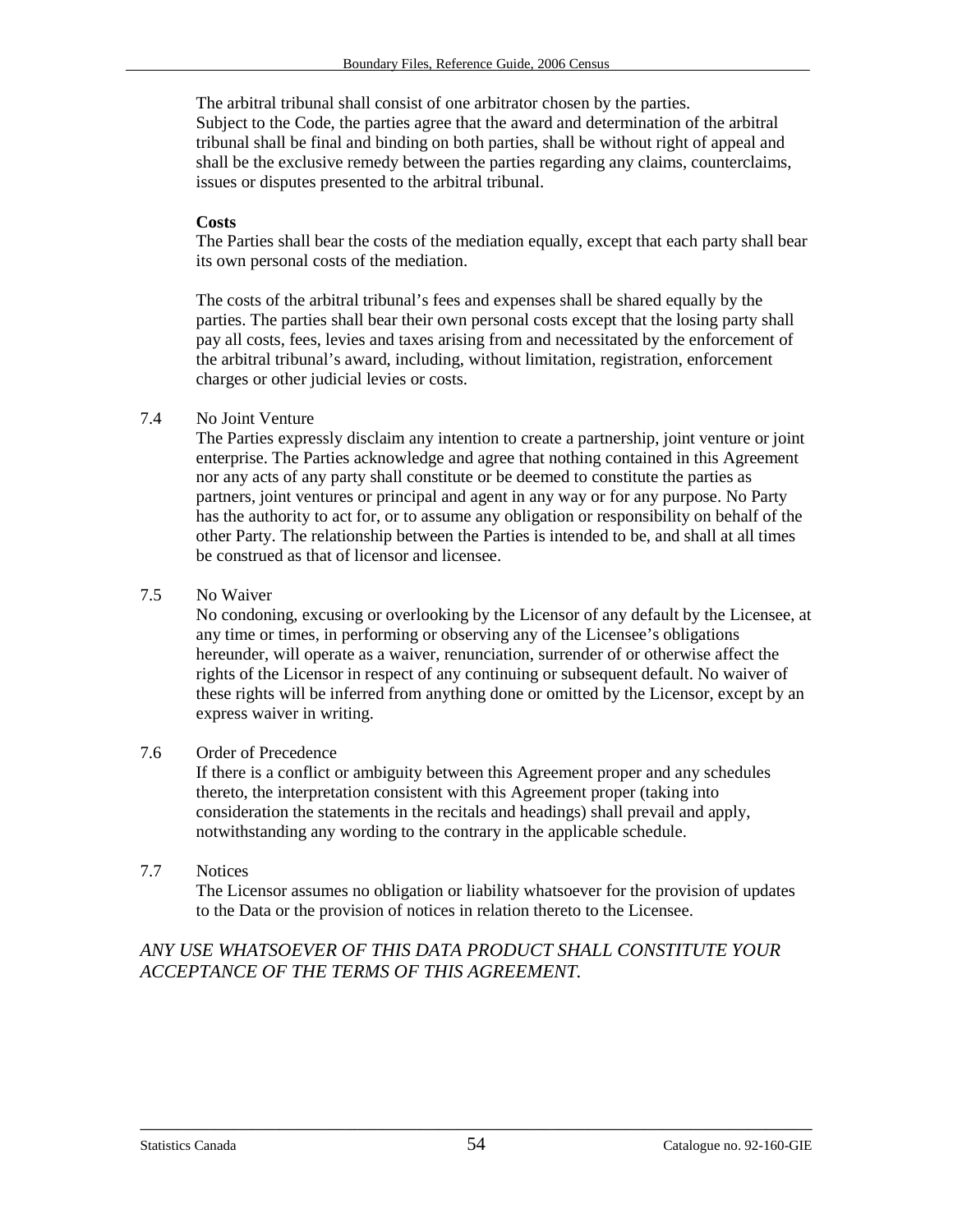The arbitral tribunal shall consist of one arbitrator chosen by the parties.
Subject to the Code, the parties agree that the award and determination of the arbitral tribunal shall be final and binding on both parties, shall be without right of appeal and shall be the exclusive remedy between the parties regarding any claims, counterclaims, issues or disputes presented to the arbitral tribunal.

**Costs**
The Parties shall bear the costs of the mediation equally, except that each party shall bear its own personal costs of the mediation.

The costs of the arbitral tribunal's fees and expenses shall be shared equally by the parties. The parties shall bear their own personal costs except that the losing party shall pay all costs, fees, levies and taxes arising from and necessitated by the enforcement of the arbitral tribunal's award, including, without limitation, registration, enforcement charges or other judicial levies or costs.

7.4 No Joint Venture
The Parties expressly disclaim any intention to create a partnership, joint venture or joint enterprise. The Parties acknowledge and agree that nothing contained in this Agreement nor any acts of any party shall constitute or be deemed to constitute the parties as partners, joint ventures or principal and agent in any way or for any purpose. No Party has the authority to act for, or to assume any obligation or responsibility on behalf of the other Party. The relationship between the Parties is intended to be, and shall at all times be construed as that of licensor and licensee.

7.5 No Waiver
No condoning, excusing or overlooking by the Licensor of any default by the Licensee, at any time or times, in performing or observing any of the Licensee's obligations hereunder, will operate as a waiver, renunciation, surrender of or otherwise affect the rights of the Licensor in respect of any continuing or subsequent default. No waiver of these rights will be inferred from anything done or omitted by the Licensor, except by an express waiver in writing.

7.6 Order of Precedence
If there is a conflict or ambiguity between this Agreement proper and any schedules thereto, the interpretation consistent with this Agreement proper (taking into consideration the statements in the recitals and headings) shall prevail and apply, notwithstanding any wording to the contrary in the applicable schedule.

7.7 Notices
The Licensor assumes no obligation or liability whatsoever for the provision of updates to the Data or the provision of notices in relation thereto to the Licensee.

*ANY USE WHATSOEVER OF THIS DATA PRODUCT SHALL CONSTITUTE YOUR ACCEPTANCE OF THE TERMS OF THIS AGREEMENT.*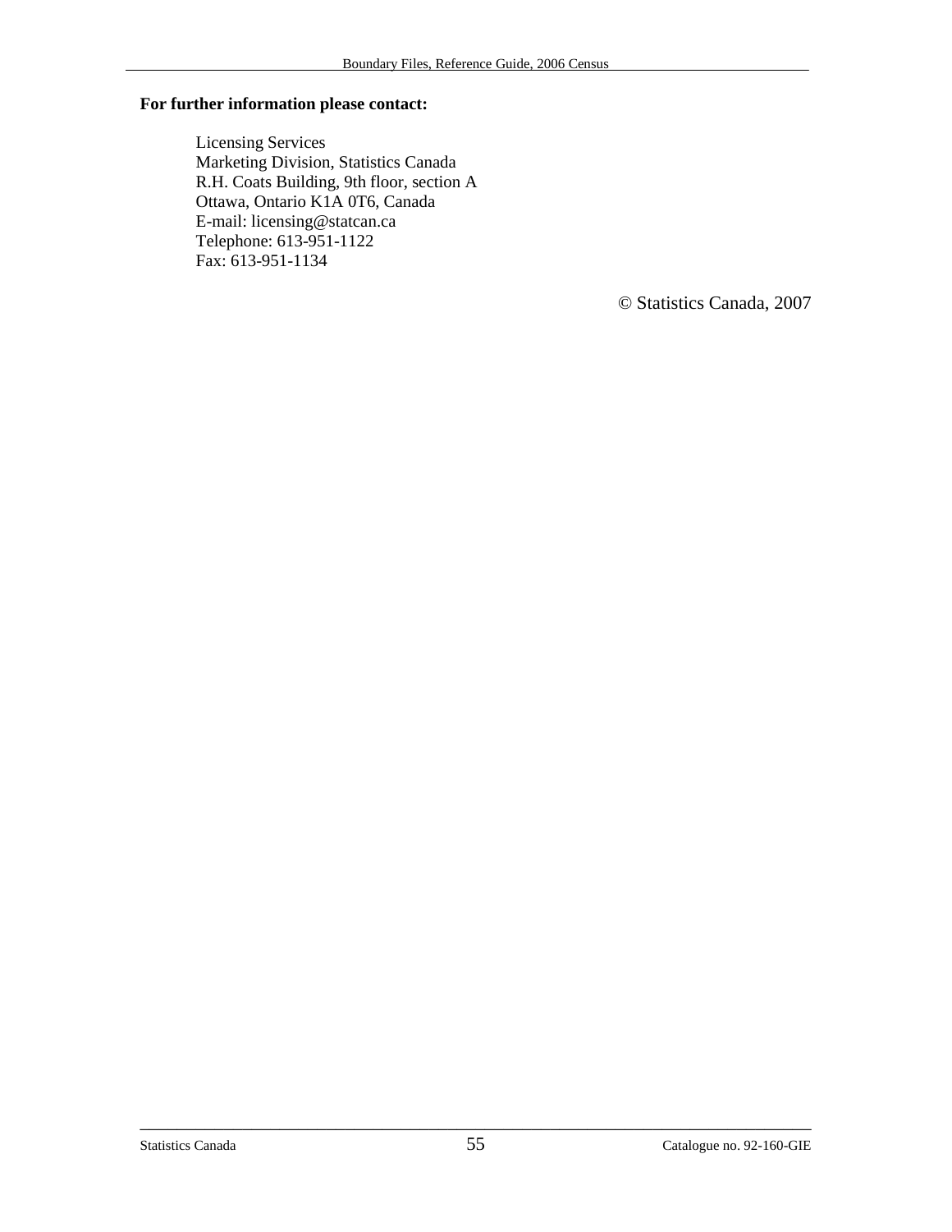**For further information please contact:**

Licensing Services
Marketing Division, Statistics Canada
R.H. Coats Building, 9th floor, section A
Ottawa, Ontario K1A 0T6, Canada
E-mail: licensing@statcan.ca
Telephone: 613-951-1122
Fax: 613-951-1134

© Statistics Canada, 2007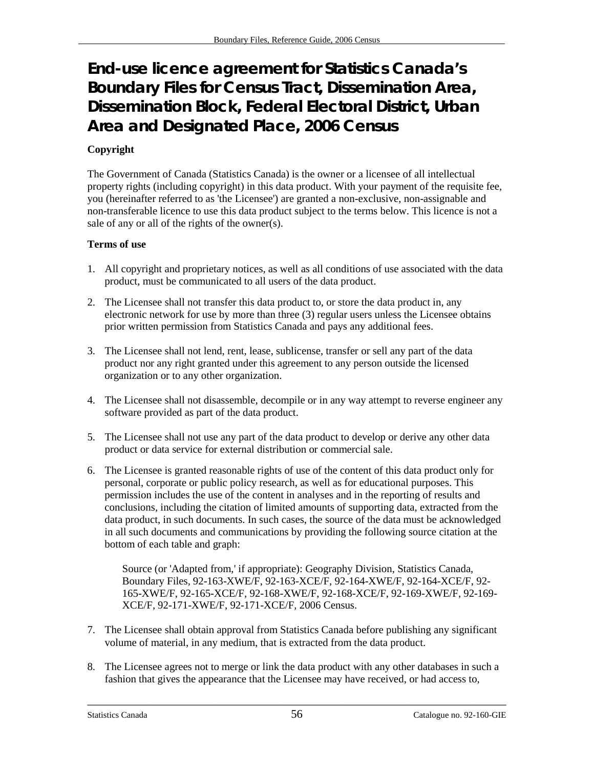# End-use licence agreement for Statistics Canada's Boundary Files for Census Tract, Dissemination Area, Dissemination Block, Federal Electoral District, Urban Area and Designated Place, 2006 Census

**Copyright**

The Government of Canada (Statistics Canada) is the owner or a licensee of all intellectual property rights (including copyright) in this data product. With your payment of the requisite fee, you (hereinafter referred to as 'the Licensee') are granted a non-exclusive, non-assignable and non-transferable licence to use this data product subject to the terms below. This licence is not a sale of any or all of the rights of the owner(s).

**Terms of use**

1. All copyright and proprietary notices, as well as all conditions of use associated with the data product, must be communicated to all users of the data product.
2. The Licensee shall not transfer this data product to, or store the data product in, any electronic network for use by more than three (3) regular users unless the Licensee obtains prior written permission from Statistics Canada and pays any additional fees.
3. The Licensee shall not lend, rent, lease, sublicense, transfer or sell any part of the data product nor any right granted under this agreement to any person outside the licensed organization or to any other organization.
4. The Licensee shall not disassemble, decompile or in any way attempt to reverse engineer any software provided as part of the data product.
5. The Licensee shall not use any part of the data product to develop or derive any other data product or data service for external distribution or commercial sale.
6. The Licensee is granted reasonable rights of use of the content of this data product only for personal, corporate or public policy research, as well as for educational purposes. This permission includes the use of the content in analyses and in the reporting of results and conclusions, including the citation of limited amounts of supporting data, extracted from the data product, in such documents. In such cases, the source of the data must be acknowledged in all such documents and communications by providing the following source citation at the bottom of each table and graph:

   Source (or 'Adapted from,' if appropriate): Geography Division, Statistics Canada, Boundary Files, 92-163-XWE/F, 92-163-XCE/F, 92-164-XWE/F, 92-164-XCE/F, 92-165-XWE/F, 92-165-XCE/F, 92-168-XWE/F, 92-168-XCE/F, 92-169-XWE/F, 92-169-XCE/F, 92-171-XWE/F, 92-171-XCE/F, 2006 Census.

7. The Licensee shall obtain approval from Statistics Canada before publishing any significant volume of material, in any medium, that is extracted from the data product.
8. The Licensee agrees not to merge or link the data product with any other databases in such a fashion that gives the appearance that the Licensee may have received, or had access to,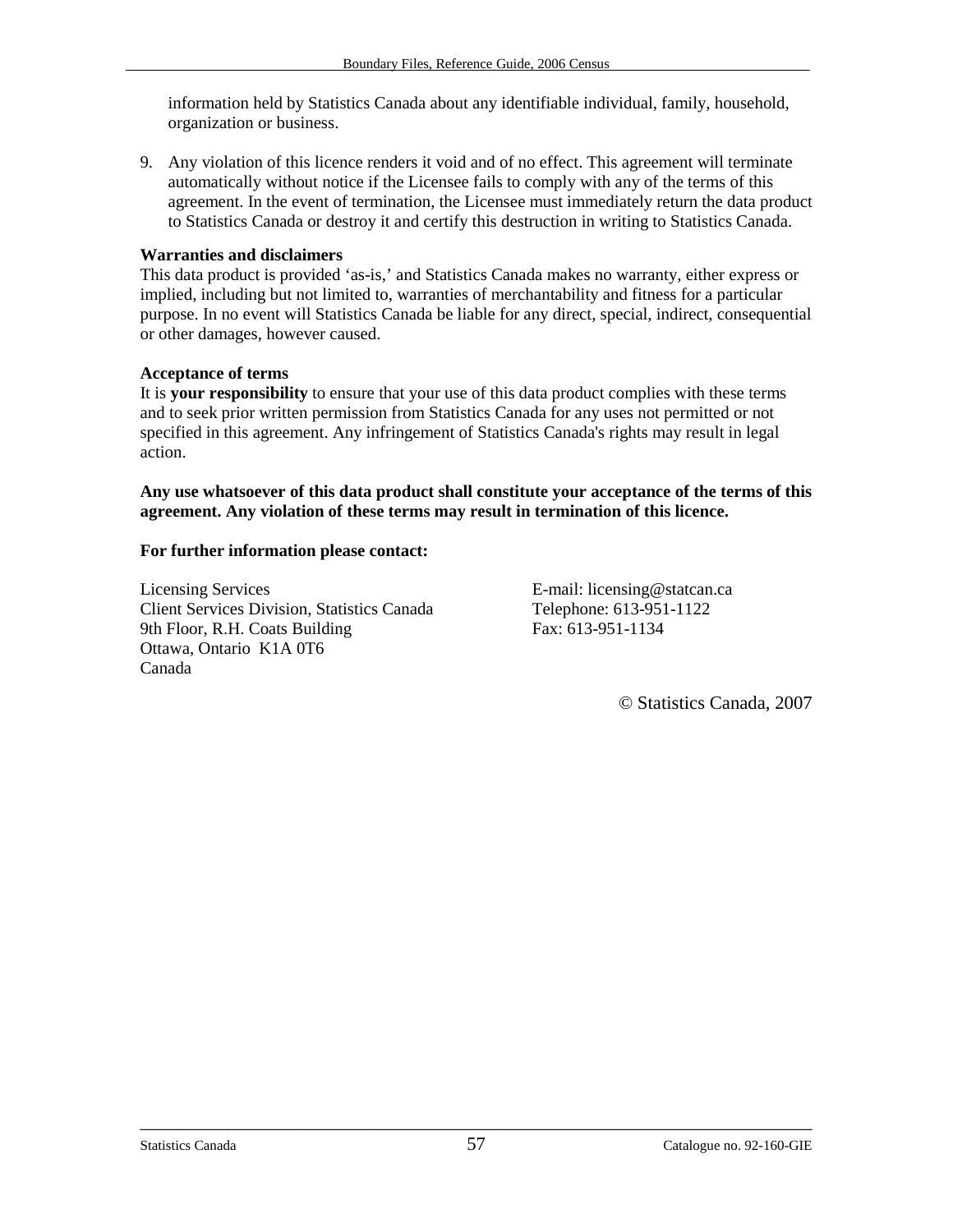information held by Statistics Canada about any identifiable individual, family, household, organization or business.

9. Any violation of this licence renders it void and of no effect. This agreement will terminate automatically without notice if the Licensee fails to comply with any of the terms of this agreement. In the event of termination, the Licensee must immediately return the data product to Statistics Canada or destroy it and certify this destruction in writing to Statistics Canada.

**Warranties and disclaimers**
This data product is provided 'as-is,' and Statistics Canada makes no warranty, either express or implied, including but not limited to, warranties of merchantability and fitness for a particular purpose. In no event will Statistics Canada be liable for any direct, special, indirect, consequential or other damages, however caused.

**Acceptance of terms**
It is **your responsibility** to ensure that your use of this data product complies with these terms and to seek prior written permission from Statistics Canada for any uses not permitted or not specified in this agreement. Any infringement of Statistics Canada's rights may result in legal action.

**Any use whatsoever of this data product shall constitute your acceptance of the terms of this agreement. Any violation of these terms may result in termination of this licence.**

**For further information please contact:**

Licensing Services
Client Services Division, Statistics Canada
9th Floor, R.H. Coats Building
Ottawa, Ontario K1A 0T6
Canada

E-mail: licensing@statcan.ca
Telephone: 613-951-1122
Fax: 613-951-1134

© Statistics Canada, 2007